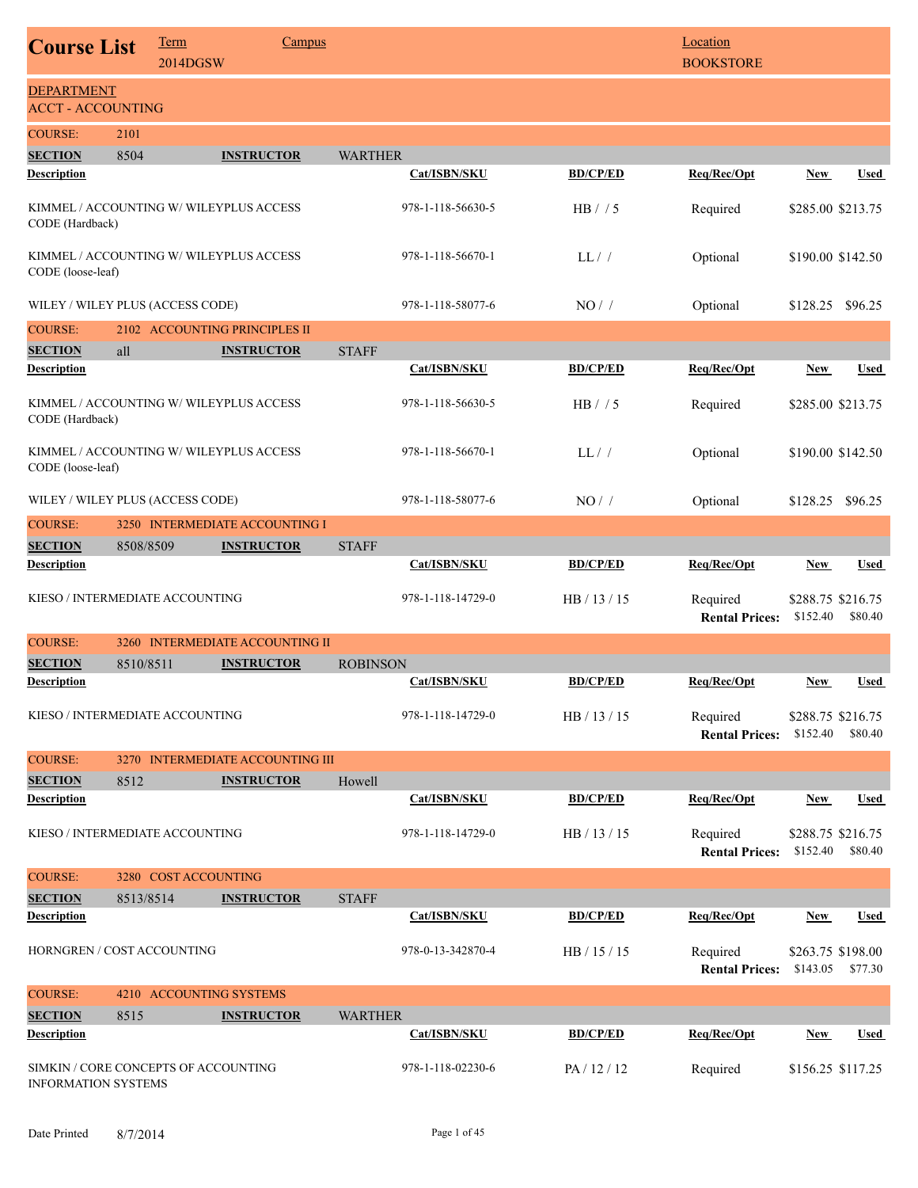# Course List

**Term:** 2014DGSW
**Campus:**
**Location:** BOOKSTORE

## DEPARTMENT: ACCT - ACCOUNTING

### COURSE: 2101

**SECTION:** 8504 **INSTRUCTOR:** WARTHER

| Description | Cat/ISBN/SKU | BD/CP/ED | Req/Rec/Opt | New | Used |
|---|---|---|---|---|---|
| KIMMEL / ACCOUNTING W/ WILEYPLUS ACCESS CODE (Hardback) | 978-1-118-56630-5 | HB / / 5 | Required | $285.00 | $213.75 |
| KIMMEL / ACCOUNTING W/ WILEYPLUS ACCESS CODE (loose-leaf) | 978-1-118-56670-1 | LL / / | Optional | $190.00 | $142.50 |
| WILEY / WILEY PLUS (ACCESS CODE) | 978-1-118-58077-6 | NO / / | Optional | $128.25 | $96.25 |

### COURSE: 2102 ACCOUNTING PRINCIPLES II

**SECTION:** all **INSTRUCTOR:** STAFF

| Description | Cat/ISBN/SKU | BD/CP/ED | Req/Rec/Opt | New | Used |
|---|---|---|---|---|---|
| KIMMEL / ACCOUNTING W/ WILEYPLUS ACCESS CODE (Hardback) | 978-1-118-56630-5 | HB / / 5 | Required | $285.00 | $213.75 |
| KIMMEL / ACCOUNTING W/ WILEYPLUS ACCESS CODE (loose-leaf) | 978-1-118-56670-1 | LL / / | Optional | $190.00 | $142.50 |
| WILEY / WILEY PLUS (ACCESS CODE) | 978-1-118-58077-6 | NO / / | Optional | $128.25 | $96.25 |

### COURSE: 3250 INTERMEDIATE ACCOUNTING I

**SECTION:** 8508/8509 **INSTRUCTOR:** STAFF

| Description | Cat/ISBN/SKU | BD/CP/ED | Req/Rec/Opt | New | Used |
|---|---|---|---|---|---|
| KIESO / INTERMEDIATE ACCOUNTING | 978-1-118-14729-0 | HB / 13 / 15 | Required | $288.75 | $216.75 |
| | | | **Rental Prices:** | $152.40 | $80.40 |

### COURSE: 3260 INTERMEDIATE ACCOUNTING II

**SECTION:** 8510/8511 **INSTRUCTOR:** ROBINSON

| Description | Cat/ISBN/SKU | BD/CP/ED | Req/Rec/Opt | New | Used |
|---|---|---|---|---|---|
| KIESO / INTERMEDIATE ACCOUNTING | 978-1-118-14729-0 | HB / 13 / 15 | Required | $288.75 | $216.75 |
| | | | **Rental Prices:** | $152.40 | $80.40 |

### COURSE: 3270 INTERMEDIATE ACCOUNTING III

**SECTION:** 8512 **INSTRUCTOR:** Howell

| Description | Cat/ISBN/SKU | BD/CP/ED | Req/Rec/Opt | New | Used |
|---|---|---|---|---|---|
| KIESO / INTERMEDIATE ACCOUNTING | 978-1-118-14729-0 | HB / 13 / 15 | Required | $288.75 | $216.75 |
| | | | **Rental Prices:** | $152.40 | $80.40 |

### COURSE: 3280 COST ACCOUNTING

**SECTION:** 8513/8514 **INSTRUCTOR:** STAFF

| Description | Cat/ISBN/SKU | BD/CP/ED | Req/Rec/Opt | New | Used |
|---|---|---|---|---|---|
| HORNGREN / COST ACCOUNTING | 978-0-13-342870-4 | HB / 15 / 15 | Required | $263.75 | $198.00 |
| | | | **Rental Prices:** | $143.05 | $77.30 |

### COURSE: 4210 ACCOUNTING SYSTEMS

**SECTION:** 8515 **INSTRUCTOR:** WARTHER

| Description | Cat/ISBN/SKU | BD/CP/ED | Req/Rec/Opt | New | Used |
|---|---|---|---|---|---|
| SIMKIN / CORE CONCEPTS OF ACCOUNTING INFORMATION SYSTEMS | 978-1-118-02230-6 | PA / 12 / 12 | Required | $156.25 | $117.25 |

Date Printed 8/7/2014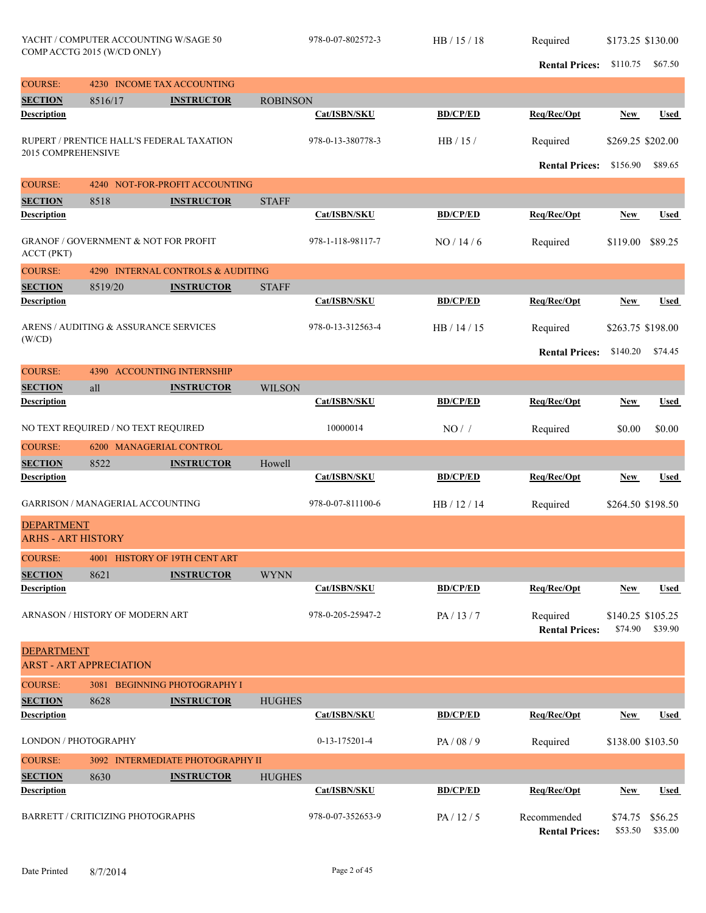| Description | Cat/ISBN/SKU | BD/CP/ED | Req/Rec/Opt | New | Used |
|---|---|---|---|---|---|
| YACHT / COMPUTER ACCOUNTING W/SAGE 50 COMP ACCTG 2015 (W/CD ONLY) | 978-0-07-802572-3 | HB / 15 / 18 | Required | $173.25 | $130.00 |
| | | | **Rental Prices:** | $110.75 | $67.50 |

**COURSE:** 4230 INCOME TAX ACCOUNTING

**SECTION** 8516/17 **INSTRUCTOR** ROBINSON

| Description | Cat/ISBN/SKU | BD/CP/ED | Req/Rec/Opt | New | Used |
|---|---|---|---|---|---|
| RUPERT / PRENTICE HALL'S FEDERAL TAXATION 2015 COMPREHENSIVE | 978-0-13-380778-3 | HB / 15 / | Required | $269.25 | $202.00 |
| | | | **Rental Prices:** | $156.90 | $89.65 |

**COURSE:** 4240 NOT-FOR-PROFIT ACCOUNTING

**SECTION** 8518 **INSTRUCTOR** STAFF

| Description | Cat/ISBN/SKU | BD/CP/ED | Req/Rec/Opt | New | Used |
|---|---|---|---|---|---|
| GRANOF / GOVERNMENT & NOT FOR PROFIT ACCT (PKT) | 978-1-118-98117-7 | NO / 14 / 6 | Required | $119.00 | $89.25 |

**COURSE:** 4290 INTERNAL CONTROLS & AUDITING

**SECTION** 8519/20 **INSTRUCTOR** STAFF

| Description | Cat/ISBN/SKU | BD/CP/ED | Req/Rec/Opt | New | Used |
|---|---|---|---|---|---|
| ARENS / AUDITING & ASSURANCE SERVICES (W/CD) | 978-0-13-312563-4 | HB / 14 / 15 | Required | $263.75 | $198.00 |
| | | | **Rental Prices:** | $140.20 | $74.45 |

**COURSE:** 4390 ACCOUNTING INTERNSHIP

**SECTION** all **INSTRUCTOR** WILSON

| Description | Cat/ISBN/SKU | BD/CP/ED | Req/Rec/Opt | New | Used |
|---|---|---|---|---|---|
| NO TEXT REQUIRED / NO TEXT REQUIRED | 10000014 | NO / / | Required | $0.00 | $0.00 |

**COURSE:** 6200 MANAGERIAL CONTROL

**SECTION** 8522 **INSTRUCTOR** Howell

| Description | Cat/ISBN/SKU | BD/CP/ED | Req/Rec/Opt | New | Used |
|---|---|---|---|---|---|
| GARRISON / MANAGERIAL ACCOUNTING | 978-0-07-811100-6 | HB / 12 / 14 | Required | $264.50 | $198.50 |

## DEPARTMENT
## ARHS - ART HISTORY

**COURSE:** 4001 HISTORY OF 19TH CENT ART

**SECTION** 8621 **INSTRUCTOR** WYNN

| Description | Cat/ISBN/SKU | BD/CP/ED | Req/Rec/Opt | New | Used |
|---|---|---|---|---|---|
| ARNASON / HISTORY OF MODERN ART | 978-0-205-25947-2 | PA / 13 / 7 | Required | $140.25 | $105.25 |
| | | | **Rental Prices:** | $74.90 | $39.90 |

## DEPARTMENT
## ARST - ART APPRECIATION

**COURSE:** 3081 BEGINNING PHOTOGRAPHY I

**SECTION** 8628 **INSTRUCTOR** HUGHES

| Description | Cat/ISBN/SKU | BD/CP/ED | Req/Rec/Opt | New | Used |
|---|---|---|---|---|---|
| LONDON / PHOTOGRAPHY | 0-13-175201-4 | PA / 08 / 9 | Required | $138.00 | $103.50 |

**COURSE:** 3092 INTERMEDIATE PHOTOGRAPHY II

**SECTION** 8630 **INSTRUCTOR** HUGHES

| Description | Cat/ISBN/SKU | BD/CP/ED | Req/Rec/Opt | New | Used |
|---|---|---|---|---|---|
| BARRETT / CRITICIZING PHOTOGRAPHS | 978-0-07-352653-9 | PA / 12 / 5 | Recommended | $74.75 | $56.25 |
| | | | **Rental Prices:** | $53.50 | $35.00 |

Date Printed 8/7/2014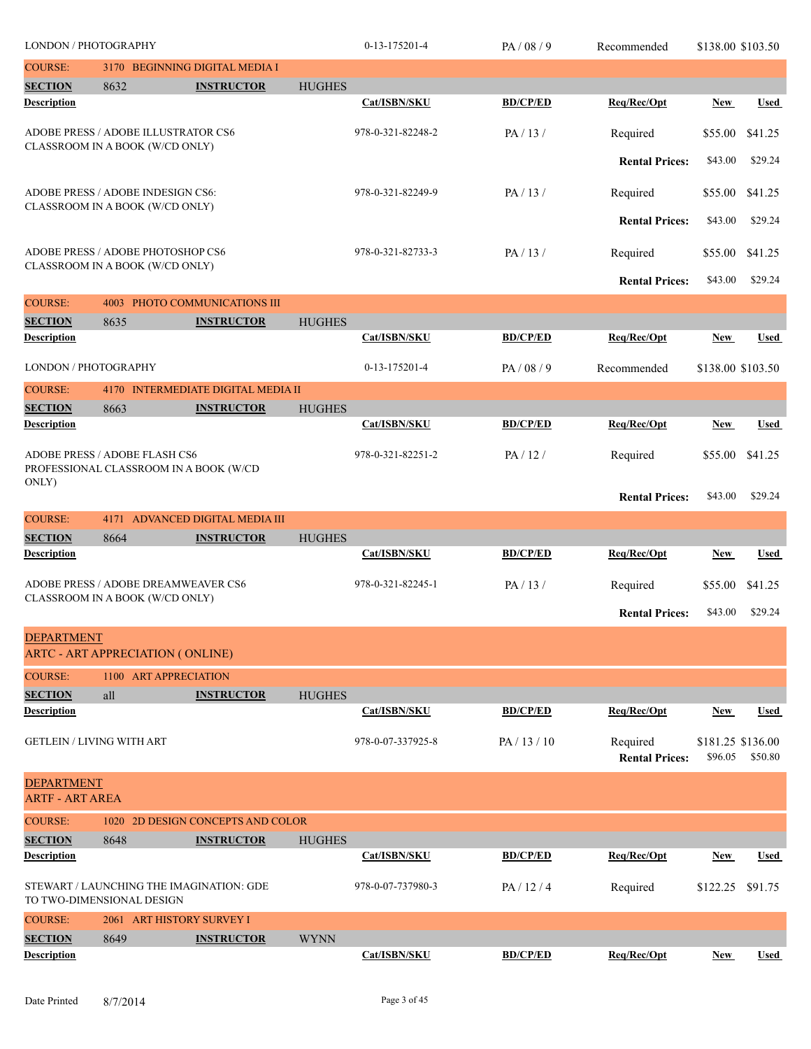| Description | Cat/ISBN/SKU | BD/CP/ED | Req/Rec/Opt | New | Used |
|---|---|---|---|---|---|
| LONDON / PHOTOGRAPHY | 0-13-175201-4 | PA / 08 / 9 | Recommended | $138.00 | $103.50 |

**COURSE:** 3170 BEGINNING DIGITAL MEDIA I

**SECTION** 8632 **INSTRUCTOR** HUGHES

| Description | Cat/ISBN/SKU | BD/CP/ED | Req/Rec/Opt | New | Used |
|---|---|---|---|---|---|
| ADOBE PRESS / ADOBE ILLUSTRATOR CS6 CLASSROOM IN A BOOK (W/CD ONLY) | 978-0-321-82248-2 | PA / 13 / | Required | $55.00 | $41.25 |
| | | | Rental Prices: | $43.00 | $29.24 |
| ADOBE PRESS / ADOBE INDESIGN CS6: CLASSROOM IN A BOOK (W/CD ONLY) | 978-0-321-82249-9 | PA / 13 / | Required | $55.00 | $41.25 |
| | | | Rental Prices: | $43.00 | $29.24 |
| ADOBE PRESS / ADOBE PHOTOSHOP CS6 CLASSROOM IN A BOOK (W/CD ONLY) | 978-0-321-82733-3 | PA / 13 / | Required | $55.00 | $41.25 |
| | | | Rental Prices: | $43.00 | $29.24 |

**COURSE:** 4003 PHOTO COMMUNICATIONS III

**SECTION** 8635 **INSTRUCTOR** HUGHES

| Description | Cat/ISBN/SKU | BD/CP/ED | Req/Rec/Opt | New | Used |
|---|---|---|---|---|---|
| LONDON / PHOTOGRAPHY | 0-13-175201-4 | PA / 08 / 9 | Recommended | $138.00 | $103.50 |

**COURSE:** 4170 INTERMEDIATE DIGITAL MEDIA II

**SECTION** 8663 **INSTRUCTOR** HUGHES

| Description | Cat/ISBN/SKU | BD/CP/ED | Req/Rec/Opt | New | Used |
|---|---|---|---|---|---|
| ADOBE PRESS / ADOBE FLASH CS6 PROFESSIONAL CLASSROOM IN A BOOK (W/CD ONLY) | 978-0-321-82251-2 | PA / 12 / | Required | $55.00 | $41.25 |
| | | | Rental Prices: | $43.00 | $29.24 |

**COURSE:** 4171 ADVANCED DIGITAL MEDIA III

**SECTION** 8664 **INSTRUCTOR** HUGHES

| Description | Cat/ISBN/SKU | BD/CP/ED | Req/Rec/Opt | New | Used |
|---|---|---|---|---|---|
| ADOBE PRESS / ADOBE DREAMWEAVER CS6 CLASSROOM IN A BOOK (W/CD ONLY) | 978-0-321-82245-1 | PA / 13 / | Required | $55.00 | $41.25 |
| | | | Rental Prices: | $43.00 | $29.24 |

## DEPARTMENT
## ARTC - ART APPRECIATION ( ONLINE)

**COURSE:** 1100 ART APPRECIATION

**SECTION** all **INSTRUCTOR** HUGHES

| Description | Cat/ISBN/SKU | BD/CP/ED | Req/Rec/Opt | New | Used |
|---|---|---|---|---|---|
| GETLEIN / LIVING WITH ART | 978-0-07-337925-8 | PA / 13 / 10 | Required | $181.25 | $136.00 |
| | | | Rental Prices: | $96.05 | $50.80 |

## DEPARTMENT
## ARTF - ART AREA

**COURSE:** 1020 2D DESIGN CONCEPTS AND COLOR

**SECTION** 8648 **INSTRUCTOR** HUGHES

| Description | Cat/ISBN/SKU | BD/CP/ED | Req/Rec/Opt | New | Used |
|---|---|---|---|---|---|
| STEWART / LAUNCHING THE IMAGINATION: GDE TO TWO-DIMENSIONAL DESIGN | 978-0-07-737980-3 | PA / 12 / 4 | Required | $122.25 | $91.75 |

**COURSE:** 2061 ART HISTORY SURVEY I

**SECTION** 8649 **INSTRUCTOR** WYNN

| Description | Cat/ISBN/SKU | BD/CP/ED | Req/Rec/Opt | New | Used |
|---|---|---|---|---|---|

Date Printed 8/7/2014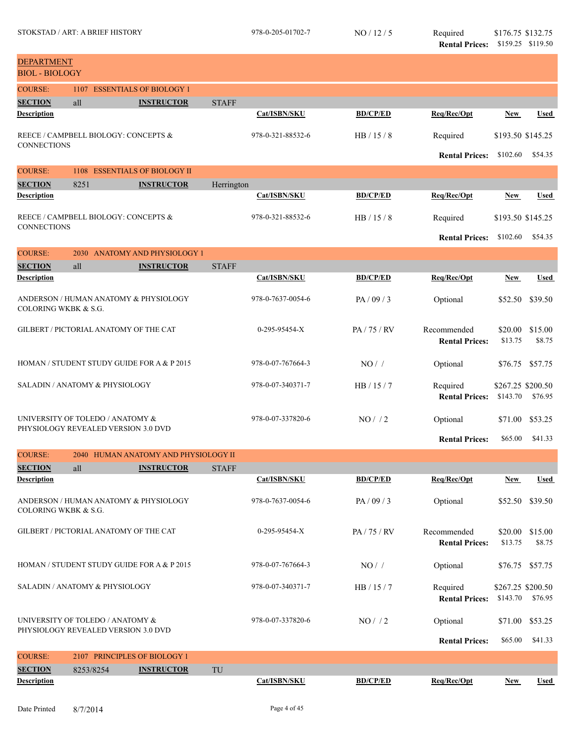| Description | Cat/ISBN/SKU | BD/CP/ED | Req/Rec/Opt | New | Used |
|---|---|---|---|---|---|
| STOKSTAD / ART: A BRIEF HISTORY | 978-0-205-01702-7 | NO / 12 / 5 | Required | $176.75 | $132.75 |
| | | | **Rental Prices:** | $159.25 | $119.50 |

## DEPARTMENT
## BIOL - BIOLOGY

### COURSE: 1107 ESSENTIALS OF BIOLOGY 1

**SECTION** all **INSTRUCTOR** STAFF

| Description | Cat/ISBN/SKU | BD/CP/ED | Req/Rec/Opt | New | Used |
|---|---|---|---|---|---|
| REECE / CAMPBELL BIOLOGY: CONCEPTS & CONNECTIONS | 978-0-321-88532-6 | HB / 15 / 8 | Required | $193.50 | $145.25 |
| | | | **Rental Prices:** | $102.60 | $54.35 |

### COURSE: 1108 ESSENTIALS OF BIOLOGY II

**SECTION** 8251 **INSTRUCTOR** Herrington

| Description | Cat/ISBN/SKU | BD/CP/ED | Req/Rec/Opt | New | Used |
|---|---|---|---|---|---|
| REECE / CAMPBELL BIOLOGY: CONCEPTS & CONNECTIONS | 978-0-321-88532-6 | HB / 15 / 8 | Required | $193.50 | $145.25 |
| | | | **Rental Prices:** | $102.60 | $54.35 |

### COURSE: 2030 ANATOMY AND PHYSIOLOGY 1

**SECTION** all **INSTRUCTOR** STAFF

| Description | Cat/ISBN/SKU | BD/CP/ED | Req/Rec/Opt | New | Used |
|---|---|---|---|---|---|
| ANDERSON / HUMAN ANATOMY & PHYSIOLOGY COLORING WKBK & S.G. | 978-0-7637-0054-6 | PA / 09 / 3 | Optional | $52.50 | $39.50 |
| GILBERT / PICTORIAL ANATOMY OF THE CAT | 0-295-95454-X | PA / 75 / RV | Recommended | $20.00 | $15.00 |
| | | | **Rental Prices:** | $13.75 | $8.75 |
| HOMAN / STUDENT STUDY GUIDE FOR A & P 2015 | 978-0-07-767664-3 | NO / / | Optional | $76.75 | $57.75 |
| SALADIN / ANATOMY & PHYSIOLOGY | 978-0-07-340371-7 | HB / 15 / 7 | Required | $267.25 | $200.50 |
| | | | **Rental Prices:** | $143.70 | $76.95 |
| UNIVERSITY OF TOLEDO / ANATOMY & PHYSIOLOGY REVEALED VERSION 3.0 DVD | 978-0-07-337820-6 | NO / / 2 | Optional | $71.00 | $53.25 |
| | | | **Rental Prices:** | $65.00 | $41.33 |

### COURSE: 2040 HUMAN ANATOMY AND PHYSIOLOGY II

**SECTION** all **INSTRUCTOR** STAFF

| Description | Cat/ISBN/SKU | BD/CP/ED | Req/Rec/Opt | New | Used |
|---|---|---|---|---|---|
| ANDERSON / HUMAN ANATOMY & PHYSIOLOGY COLORING WKBK & S.G. | 978-0-7637-0054-6 | PA / 09 / 3 | Optional | $52.50 | $39.50 |
| GILBERT / PICTORIAL ANATOMY OF THE CAT | 0-295-95454-X | PA / 75 / RV | Recommended | $20.00 | $15.00 |
| | | | **Rental Prices:** | $13.75 | $8.75 |
| HOMAN / STUDENT STUDY GUIDE FOR A & P 2015 | 978-0-07-767664-3 | NO / / | Optional | $76.75 | $57.75 |
| SALADIN / ANATOMY & PHYSIOLOGY | 978-0-07-340371-7 | HB / 15 / 7 | Required | $267.25 | $200.50 |
| | | | **Rental Prices:** | $143.70 | $76.95 |
| UNIVERSITY OF TOLEDO / ANATOMY & PHYSIOLOGY REVEALED VERSION 3.0 DVD | 978-0-07-337820-6 | NO / / 2 | Optional | $71.00 | $53.25 |
| | | | **Rental Prices:** | $65.00 | $41.33 |

### COURSE: 2107 PRINCIPLES OF BIOLOGY 1

**SECTION** 8253/8254 **INSTRUCTOR** TU

| Description | Cat/ISBN/SKU | BD/CP/ED | Req/Rec/Opt | New | Used |
|---|---|---|---|---|---|

Date Printed 8/7/2014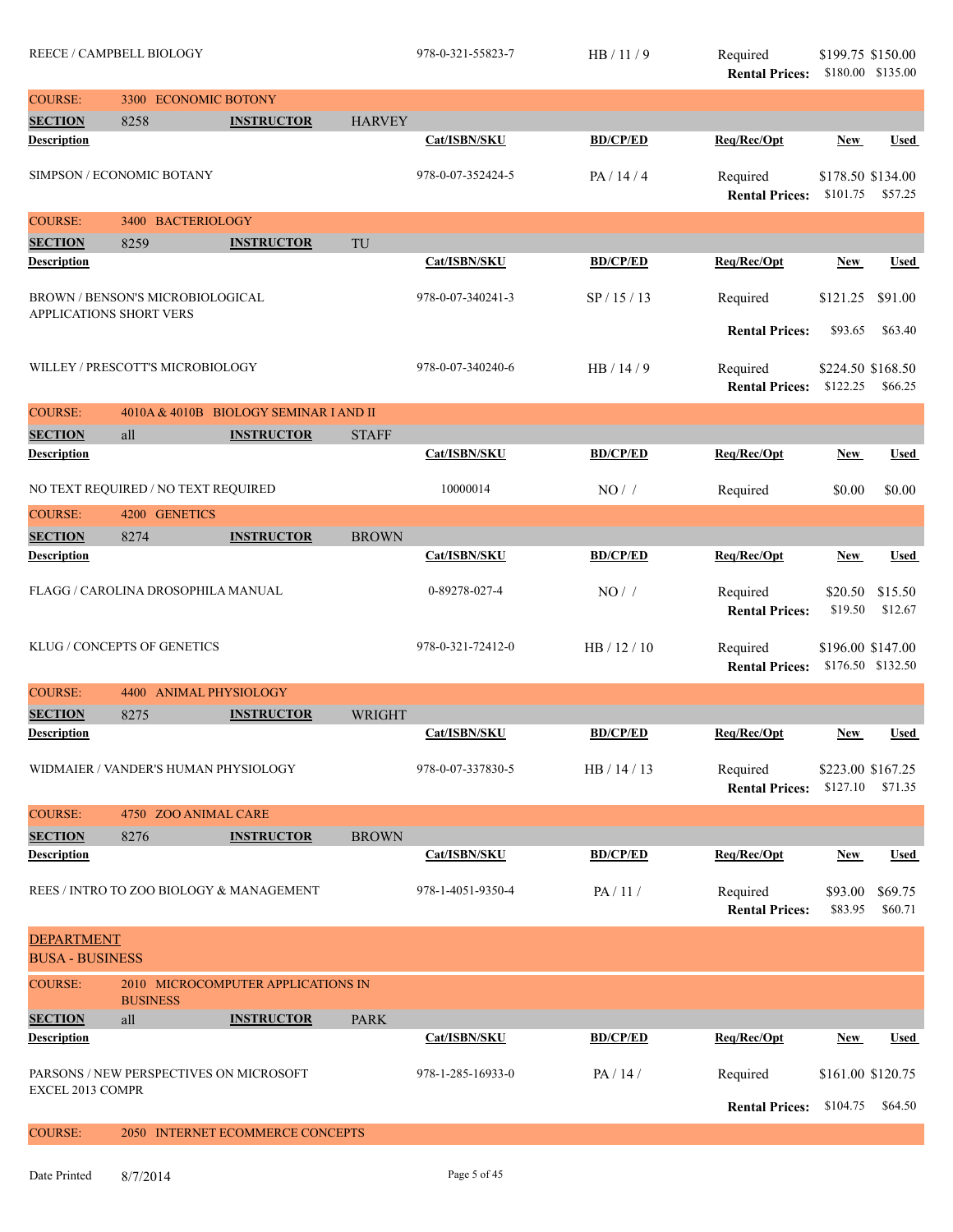| Description | Cat/ISBN/SKU | BD/CP/ED | Req/Rec/Opt | New | Used |
|---|---|---|---|---|---|
| REECE / CAMPBELL BIOLOGY | 978-0-321-55823-7 | HB / 11 / 9 | Required | $199.75 | $150.00 |
| | | | Rental Prices: | $180.00 | $135.00 |

**COURSE:** 3300 ECONOMIC BOTANY

**SECTION** 8258 **INSTRUCTOR** HARVEY

| Description | Cat/ISBN/SKU | BD/CP/ED | Req/Rec/Opt | New | Used |
|---|---|---|---|---|---|
| SIMPSON / ECONOMIC BOTANY | 978-0-07-352424-5 | PA / 14 / 4 | Required | $178.50 | $134.00 |
| | | | Rental Prices: | $101.75 | $57.25 |

**COURSE:** 3400 BACTERIOLOGY

**SECTION** 8259 **INSTRUCTOR** TU

| Description | Cat/ISBN/SKU | BD/CP/ED | Req/Rec/Opt | New | Used |
|---|---|---|---|---|---|
| BROWN / BENSON'S MICROBIOLOGICAL APPLICATIONS SHORT VERS | 978-0-07-340241-3 | SP / 15 / 13 | Required | $121.25 | $91.00 |
| | | | Rental Prices: | $93.65 | $63.40 |
| WILLEY / PRESCOTT'S MICROBIOLOGY | 978-0-07-340240-6 | HB / 14 / 9 | Required | $224.50 | $168.50 |
| | | | Rental Prices: | $122.25 | $66.25 |

**COURSE:** 4010A & 4010B BIOLOGY SEMINAR I AND II

**SECTION** all **INSTRUCTOR** STAFF

| Description | Cat/ISBN/SKU | BD/CP/ED | Req/Rec/Opt | New | Used |
|---|---|---|---|---|---|
| NO TEXT REQUIRED / NO TEXT REQUIRED | 10000014 | NO / / | Required | $0.00 | $0.00 |

**COURSE:** 4200 GENETICS

**SECTION** 8274 **INSTRUCTOR** BROWN

| Description | Cat/ISBN/SKU | BD/CP/ED | Req/Rec/Opt | New | Used |
|---|---|---|---|---|---|
| FLAGG / CAROLINA DROSOPHILA MANUAL | 0-89278-027-4 | NO / / | Required | $20.50 | $15.50 |
| | | | Rental Prices: | $19.50 | $12.67 |
| KLUG / CONCEPTS OF GENETICS | 978-0-321-72412-0 | HB / 12 / 10 | Required | $196.00 | $147.00 |
| | | | Rental Prices: | $176.50 | $132.50 |

**COURSE:** 4400 ANIMAL PHYSIOLOGY

**SECTION** 8275 **INSTRUCTOR** WRIGHT

| Description | Cat/ISBN/SKU | BD/CP/ED | Req/Rec/Opt | New | Used |
|---|---|---|---|---|---|
| WIDMAIER / VANDER'S HUMAN PHYSIOLOGY | 978-0-07-337830-5 | HB / 14 / 13 | Required | $223.00 | $167.25 |
| | | | Rental Prices: | $127.10 | $71.35 |

**COURSE:** 4750 ZOO ANIMAL CARE

**SECTION** 8276 **INSTRUCTOR** BROWN

| Description | Cat/ISBN/SKU | BD/CP/ED | Req/Rec/Opt | New | Used |
|---|---|---|---|---|---|
| REES / INTRO TO ZOO BIOLOGY & MANAGEMENT | 978-1-4051-9350-4 | PA / 11 / | Required | $93.00 | $69.75 |
| | | | Rental Prices: | $83.95 | $60.71 |

## DEPARTMENT
## BUSA - BUSINESS

**COURSE:** 2010 MICROCOMPUTER APPLICATIONS IN BUSINESS

**SECTION** all **INSTRUCTOR** PARK

| Description | Cat/ISBN/SKU | BD/CP/ED | Req/Rec/Opt | New | Used |
|---|---|---|---|---|---|
| PARSONS / NEW PERSPECTIVES ON MICROSOFT EXCEL 2013 COMPR | 978-1-285-16933-0 | PA / 14 / | Required | $161.00 | $120.75 |
| | | | Rental Prices: | $104.75 | $64.50 |

**COURSE:** 2050 INTERNET ECOMMERCE CONCEPTS

Date Printed 8/7/2014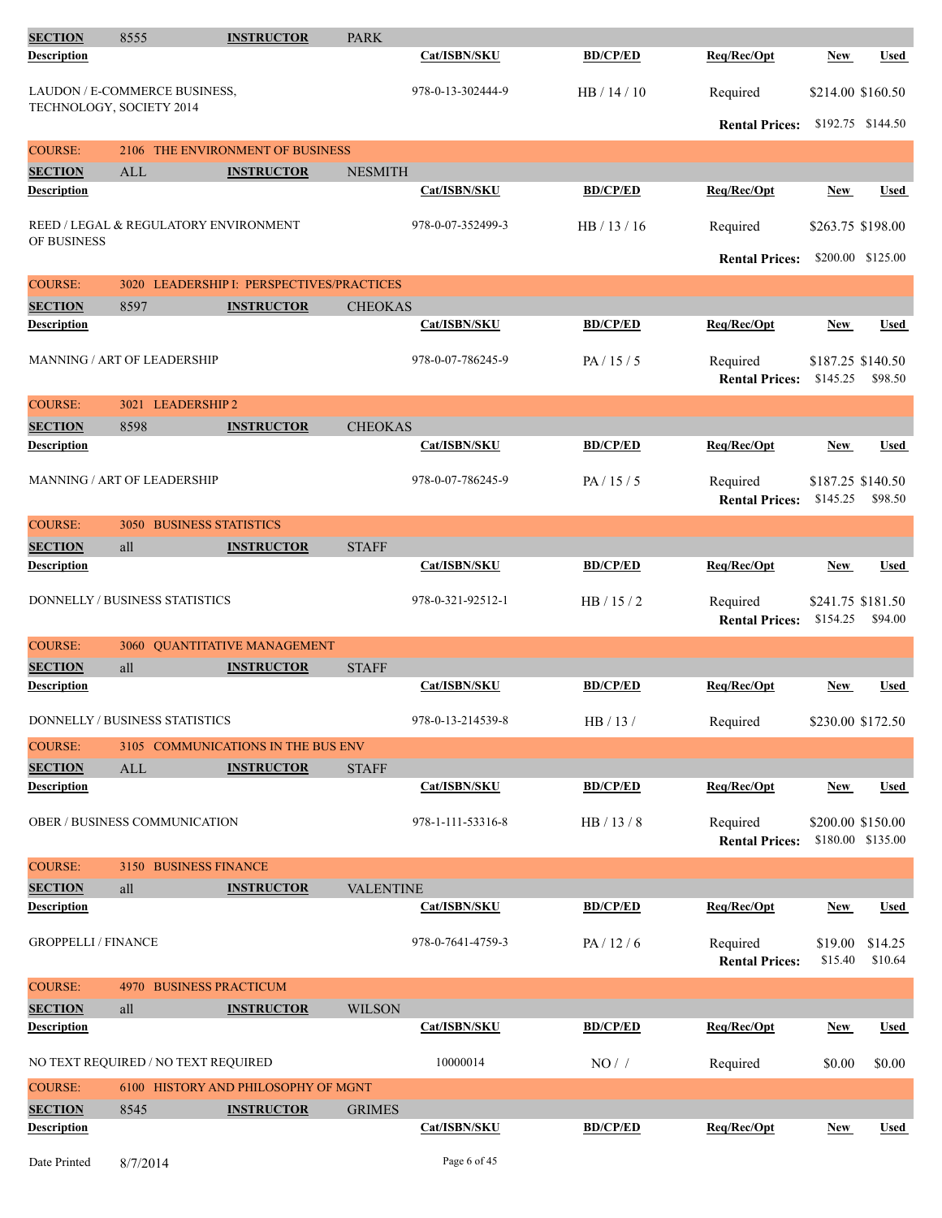| SECTION | 8555 | INSTRUCTOR | PARK | | | |
|---|---|---|---|---|---|---|
| **Description** | | | **Cat/ISBN/SKU** | **BD/CP/ED** | **Req/Rec/Opt** | **New** | **Used** |

| Description | Cat/ISBN/SKU | BD/CP/ED | Req/Rec/Opt | New | Used |
|---|---|---|---|---|---|
| LAUDON / E-COMMERCE BUSINESS, TECHNOLOGY, SOCIETY 2014 | 978-0-13-302444-9 | HB / 14 / 10 | Required | $214.00 | $160.50 |
| | | | **Rental Prices:** | $192.75 | $144.50 |

**COURSE: 2106 THE ENVIRONMENT OF BUSINESS**

**SECTION:** ALL **INSTRUCTOR:** NESMITH

| Description | Cat/ISBN/SKU | BD/CP/ED | Req/Rec/Opt | New | Used |
|---|---|---|---|---|---|
| REED / LEGAL & REGULATORY ENVIRONMENT OF BUSINESS | 978-0-07-352499-3 | HB / 13 / 16 | Required | $263.75 | $198.00 |
| | | | **Rental Prices:** | $200.00 | $125.00 |

**COURSE: 3020 LEADERSHIP I: PERSPECTIVES/PRACTICES**

**SECTION:** 8597 **INSTRUCTOR:** CHEOKAS

| Description | Cat/ISBN/SKU | BD/CP/ED | Req/Rec/Opt | New | Used |
|---|---|---|---|---|---|
| MANNING / ART OF LEADERSHIP | 978-0-07-786245-9 | PA / 15 / 5 | Required | $187.25 | $140.50 |
| | | | **Rental Prices:** | $145.25 | $98.50 |

**COURSE: 3021 LEADERSHIP 2**

**SECTION:** 8598 **INSTRUCTOR:** CHEOKAS

| Description | Cat/ISBN/SKU | BD/CP/ED | Req/Rec/Opt | New | Used |
|---|---|---|---|---|---|
| MANNING / ART OF LEADERSHIP | 978-0-07-786245-9 | PA / 15 / 5 | Required | $187.25 | $140.50 |
| | | | **Rental Prices:** | $145.25 | $98.50 |

**COURSE: 3050 BUSINESS STATISTICS**

**SECTION:** all **INSTRUCTOR:** STAFF

| Description | Cat/ISBN/SKU | BD/CP/ED | Req/Rec/Opt | New | Used |
|---|---|---|---|---|---|
| DONNELLY / BUSINESS STATISTICS | 978-0-321-92512-1 | HB / 15 / 2 | Required | $241.75 | $181.50 |
| | | | **Rental Prices:** | $154.25 | $94.00 |

**COURSE: 3060 QUANTITATIVE MANAGEMENT**

**SECTION:** all **INSTRUCTOR:** STAFF

| Description | Cat/ISBN/SKU | BD/CP/ED | Req/Rec/Opt | New | Used |
|---|---|---|---|---|---|
| DONNELLY / BUSINESS STATISTICS | 978-0-13-214539-8 | HB / 13 / | Required | $230.00 | $172.50 |

**COURSE: 3105 COMMUNICATIONS IN THE BUS ENV**

**SECTION:** ALL **INSTRUCTOR:** STAFF

| Description | Cat/ISBN/SKU | BD/CP/ED | Req/Rec/Opt | New | Used |
|---|---|---|---|---|---|
| OBER / BUSINESS COMMUNICATION | 978-1-111-53316-8 | HB / 13 / 8 | Required | $200.00 | $150.00 |
| | | | **Rental Prices:** | $180.00 | $135.00 |

**COURSE: 3150 BUSINESS FINANCE**

**SECTION:** all **INSTRUCTOR:** VALENTINE

| Description | Cat/ISBN/SKU | BD/CP/ED | Req/Rec/Opt | New | Used |
|---|---|---|---|---|---|
| GROPPELLI / FINANCE | 978-0-7641-4759-3 | PA / 12 / 6 | Required | $19.00 | $14.25 |
| | | | **Rental Prices:** | $15.40 | $10.64 |

**COURSE: 4970 BUSINESS PRACTICUM**

**SECTION:** all **INSTRUCTOR:** WILSON

| Description | Cat/ISBN/SKU | BD/CP/ED | Req/Rec/Opt | New | Used |
|---|---|---|---|---|---|
| NO TEXT REQUIRED / NO TEXT REQUIRED | 10000014 | NO / / | Required | $0.00 | $0.00 |

**COURSE: 6100 HISTORY AND PHILOSOPHY OF MGNT**

**SECTION:** 8545 **INSTRUCTOR:** GRIMES

| Description | Cat/ISBN/SKU | BD/CP/ED | Req/Rec/Opt | New | Used |
|---|---|---|---|---|---|

Date Printed 8/7/2014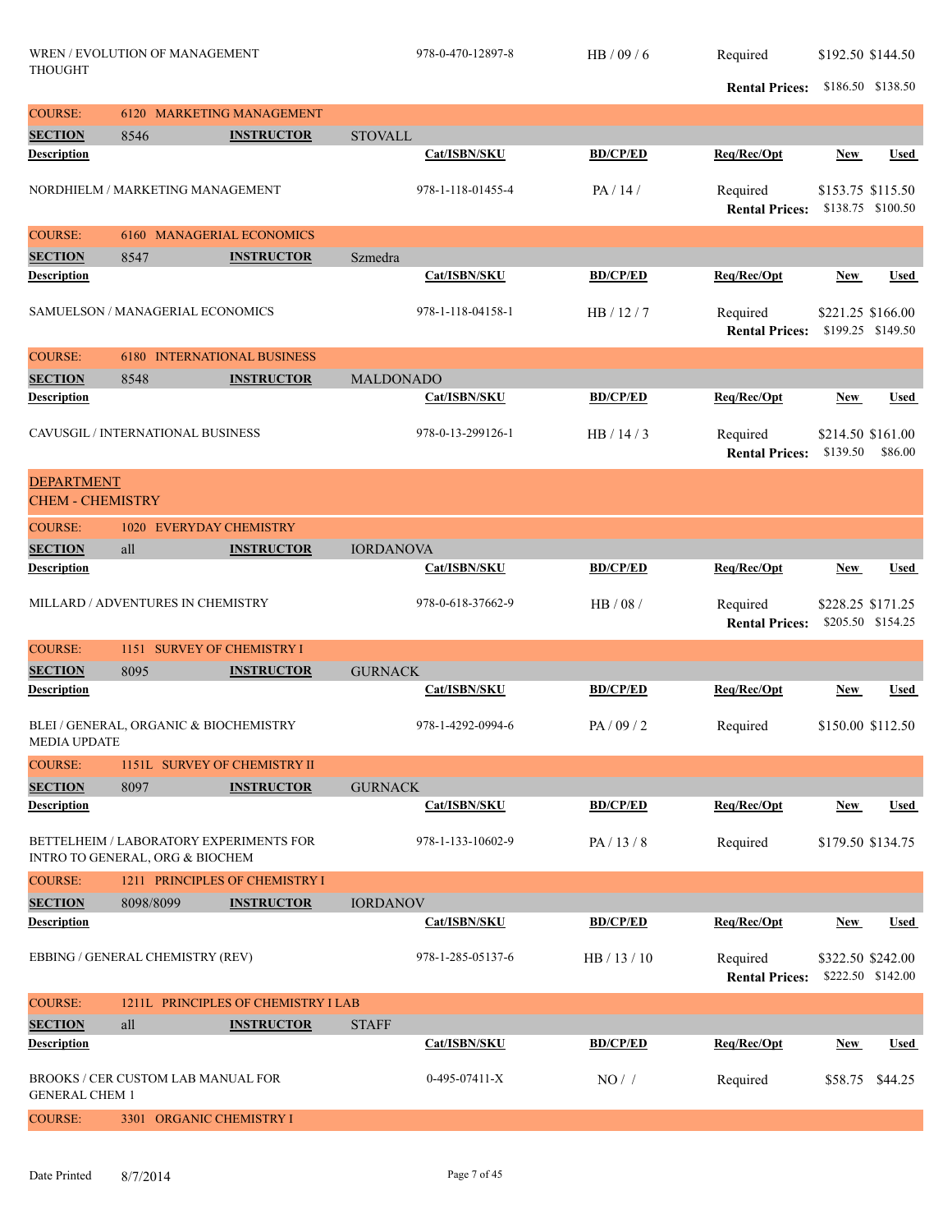| Description | Cat/ISBN/SKU | BD/CP/ED | Req/Rec/Opt | New | Used |
|---|---|---|---|---|---|
| WREN / EVOLUTION OF MANAGEMENT THOUGHT | 978-0-470-12897-8 | HB / 09 / 6 | Required | $192.50 | $144.50 |
| | | | **Rental Prices:** | $186.50 | $138.50 |

**COURSE:** 6120 MARKETING MANAGEMENT

**SECTION** 8546 **INSTRUCTOR** STOVALL

| Description | Cat/ISBN/SKU | BD/CP/ED | Req/Rec/Opt | New | Used |
|---|---|---|---|---|---|
| NORDHIELM / MARKETING MANAGEMENT | 978-1-118-01455-4 | PA / 14 / | Required | $153.75 | $115.50 |
| | | | **Rental Prices:** | $138.75 | $100.50 |

**COURSE:** 6160 MANAGERIAL ECONOMICS

**SECTION** 8547 **INSTRUCTOR** Szmedra

| Description | Cat/ISBN/SKU | BD/CP/ED | Req/Rec/Opt | New | Used |
|---|---|---|---|---|---|
| SAMUELSON / MANAGERIAL ECONOMICS | 978-1-118-04158-1 | HB / 12 / 7 | Required | $221.25 | $166.00 |
| | | | **Rental Prices:** | $199.25 | $149.50 |

**COURSE:** 6180 INTERNATIONAL BUSINESS

**SECTION** 8548 **INSTRUCTOR** MALDONADO

| Description | Cat/ISBN/SKU | BD/CP/ED | Req/Rec/Opt | New | Used |
|---|---|---|---|---|---|
| CAVUSGIL / INTERNATIONAL BUSINESS | 978-0-13-299126-1 | HB / 14 / 3 | Required | $214.50 | $161.00 |
| | | | **Rental Prices:** | $139.50 | $86.00 |

## DEPARTMENT
## CHEM - CHEMISTRY

**COURSE:** 1020 EVERYDAY CHEMISTRY

**SECTION** all **INSTRUCTOR** IORDANOVA

| Description | Cat/ISBN/SKU | BD/CP/ED | Req/Rec/Opt | New | Used |
|---|---|---|---|---|---|
| MILLARD / ADVENTURES IN CHEMISTRY | 978-0-618-37662-9 | HB / 08 / | Required | $228.25 | $171.25 |
| | | | **Rental Prices:** | $205.50 | $154.25 |

**COURSE:** 1151 SURVEY OF CHEMISTRY I

**SECTION** 8095 **INSTRUCTOR** GURNACK

| Description | Cat/ISBN/SKU | BD/CP/ED | Req/Rec/Opt | New | Used |
|---|---|---|---|---|---|
| BLEI / GENERAL, ORGANIC & BIOCHEMISTRY MEDIA UPDATE | 978-1-4292-0994-6 | PA / 09 / 2 | Required | $150.00 | $112.50 |

**COURSE:** 1151L SURVEY OF CHEMISTRY II

**SECTION** 8097 **INSTRUCTOR** GURNACK

| Description | Cat/ISBN/SKU | BD/CP/ED | Req/Rec/Opt | New | Used |
|---|---|---|---|---|---|
| BETTELHEIM / LABORATORY EXPERIMENTS FOR INTRO TO GENERAL, ORG & BIOCHEM | 978-1-133-10602-9 | PA / 13 / 8 | Required | $179.50 | $134.75 |

**COURSE:** 1211 PRINCIPLES OF CHEMISTRY I

**SECTION** 8098/8099 **INSTRUCTOR** IORDANOV

| Description | Cat/ISBN/SKU | BD/CP/ED | Req/Rec/Opt | New | Used |
|---|---|---|---|---|---|
| EBBING / GENERAL CHEMISTRY (REV) | 978-1-285-05137-6 | HB / 13 / 10 | Required | $322.50 | $242.00 |
| | | | **Rental Prices:** | $222.50 | $142.00 |

**COURSE:** 1211L PRINCIPLES OF CHEMISTRY I LAB

**SECTION** all **INSTRUCTOR** STAFF

| Description | Cat/ISBN/SKU | BD/CP/ED | Req/Rec/Opt | New | Used |
|---|---|---|---|---|---|
| BROOKS / CER CUSTOM LAB MANUAL FOR GENERAL CHEM 1 | 0-495-07411-X | NO / / | Required | $58.75 | $44.25 |

**COURSE:** 3301 ORGANIC CHEMISTRY I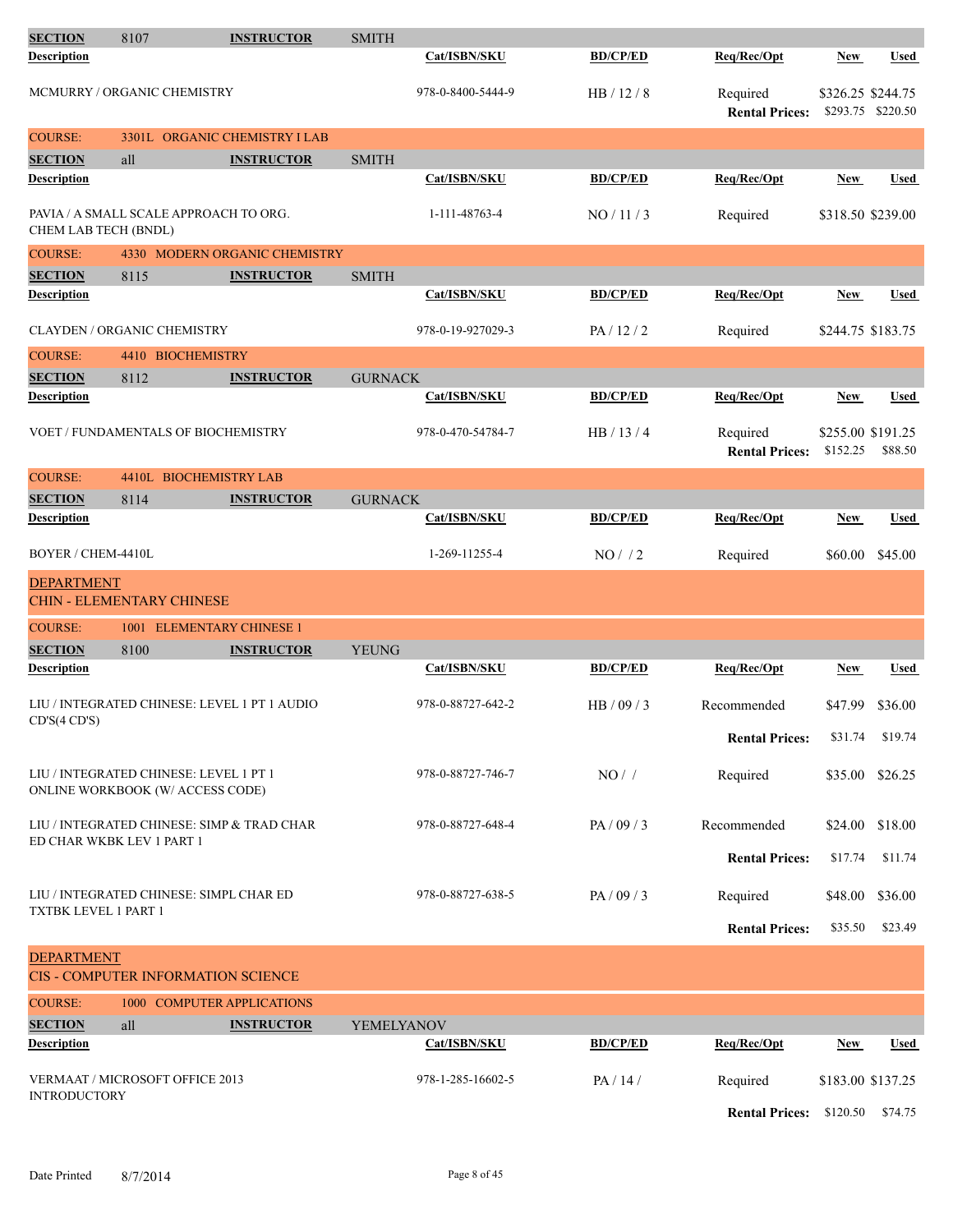| Description | Cat/ISBN/SKU | BD/CP/ED | Req/Rec/Opt | New | Used |
|---|---|---|---|---|---|

**SECTION** 8107 **INSTRUCTOR** SMITH

| Description | Cat/ISBN/SKU | BD/CP/ED | Req/Rec/Opt | New | Used |
|---|---|---|---|---|---|
| MCMURRY / ORGANIC CHEMISTRY | 978-0-8400-5444-9 | HB / 12 / 8 | Required | $326.25 | $244.75 |
| | | | **Rental Prices:** | $293.75 | $220.50 |

## COURSE: 3301L ORGANIC CHEMISTRY I LAB

**SECTION** all **INSTRUCTOR** SMITH

| Description | Cat/ISBN/SKU | BD/CP/ED | Req/Rec/Opt | New | Used |
|---|---|---|---|---|---|
| PAVIA / A SMALL SCALE APPROACH TO ORG. CHEM LAB TECH (BNDL) | 1-111-48763-4 | NO / 11 / 3 | Required | $318.50 | $239.00 |

## COURSE: 4330 MODERN ORGANIC CHEMISTRY

**SECTION** 8115 **INSTRUCTOR** SMITH

| Description | Cat/ISBN/SKU | BD/CP/ED | Req/Rec/Opt | New | Used |
|---|---|---|---|---|---|
| CLAYDEN / ORGANIC CHEMISTRY | 978-0-19-927029-3 | PA / 12 / 2 | Required | $244.75 | $183.75 |

## COURSE: 4410 BIOCHEMISTRY

**SECTION** 8112 **INSTRUCTOR** GURNACK

| Description | Cat/ISBN/SKU | BD/CP/ED | Req/Rec/Opt | New | Used |
|---|---|---|---|---|---|
| VOET / FUNDAMENTALS OF BIOCHEMISTRY | 978-0-470-54784-7 | HB / 13 / 4 | Required | $255.00 | $191.25 |
| | | | **Rental Prices:** | $152.25 | $88.50 |

## COURSE: 4410L BIOCHEMISTRY LAB

**SECTION** 8114 **INSTRUCTOR** GURNACK

| Description | Cat/ISBN/SKU | BD/CP/ED | Req/Rec/Opt | New | Used |
|---|---|---|---|---|---|
| BOYER / CHEM-4410L | 1-269-11255-4 | NO / / 2 | Required | $60.00 | $45.00 |

# DEPARTMENT
# CHIN - ELEMENTARY CHINESE

## COURSE: 1001 ELEMENTARY CHINESE 1

**SECTION** 8100 **INSTRUCTOR** YEUNG

| Description | Cat/ISBN/SKU | BD/CP/ED | Req/Rec/Opt | New | Used |
|---|---|---|---|---|---|
| LIU / INTEGRATED CHINESE: LEVEL 1 PT 1 AUDIO CD'S(4 CD'S) | 978-0-88727-642-2 | HB / 09 / 3 | Recommended | $47.99 | $36.00 |
| | | | **Rental Prices:** | $31.74 | $19.74 |
| LIU / INTEGRATED CHINESE: LEVEL 1 PT 1 ONLINE WORKBOOK (W/ ACCESS CODE) | 978-0-88727-746-7 | NO / / | Required | $35.00 | $26.25 |
| LIU / INTEGRATED CHINESE: SIMP & TRAD CHAR ED CHAR WKBK LEV 1 PART 1 | 978-0-88727-648-4 | PA / 09 / 3 | Recommended | $24.00 | $18.00 |
| | | | **Rental Prices:** | $17.74 | $11.74 |
| LIU / INTEGRATED CHINESE: SIMPL CHAR ED TXTBK LEVEL 1 PART 1 | 978-0-88727-638-5 | PA / 09 / 3 | Required | $48.00 | $36.00 |
| | | | **Rental Prices:** | $35.50 | $23.49 |

# DEPARTMENT
# CIS - COMPUTER INFORMATION SCIENCE

## COURSE: 1000 COMPUTER APPLICATIONS

**SECTION** all **INSTRUCTOR** YEMELYANOV

| Description | Cat/ISBN/SKU | BD/CP/ED | Req/Rec/Opt | New | Used |
|---|---|---|---|---|---|
| VERMAAT / MICROSOFT OFFICE 2013 INTRODUCTORY | 978-1-285-16602-5 | PA / 14 / | Required | $183.00 | $137.25 |
| | | | **Rental Prices:** | $120.50 | $74.75 |

Date Printed 8/7/2014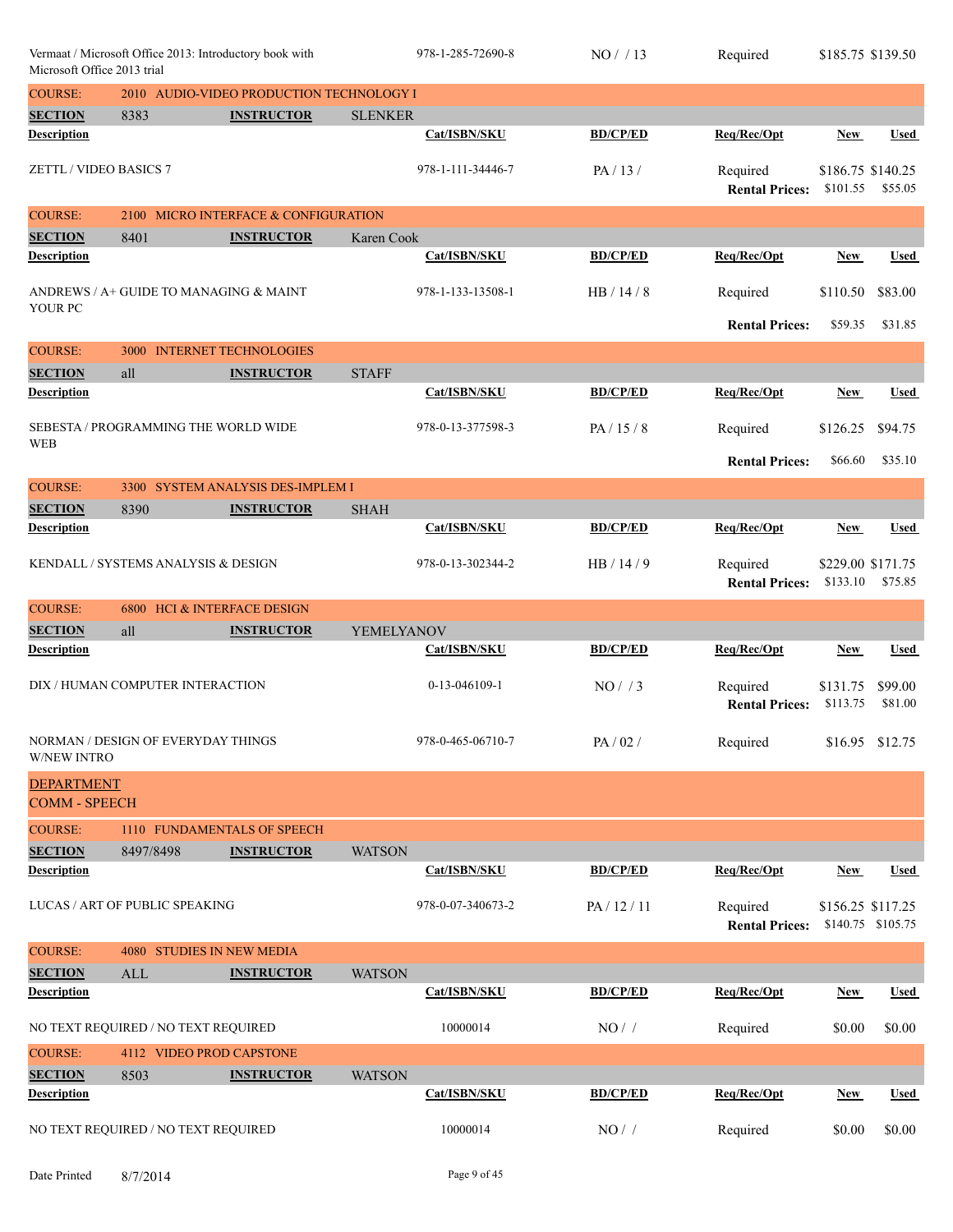| Description | Cat/ISBN/SKU | BD/CP/ED | Req/Rec/Opt | New | Used |
|---|---|---|---|---|---|
| Vermaat / Microsoft Office 2013: Introductory book with Microsoft Office 2013 trial | 978-1-285-72690-8 | NO / / 13 | Required | $185.75 | $139.50 |

**COURSE:** 2010 AUDIO-VIDEO PRODUCTION TECHNOLOGY I

**SECTION** 8383 **INSTRUCTOR** SLENKER

| Description | Cat/ISBN/SKU | BD/CP/ED | Req/Rec/Opt | New | Used |
|---|---|---|---|---|---|
| ZETTL / VIDEO BASICS 7 | 978-1-111-34446-7 | PA / 13 / | Required | $186.75 | $140.25 |
| | | | Rental Prices: | $101.55 | $55.05 |

**COURSE:** 2100 MICRO INTERFACE & CONFIGURATION

**SECTION** 8401 **INSTRUCTOR** Karen Cook

| Description | Cat/ISBN/SKU | BD/CP/ED | Req/Rec/Opt | New | Used |
|---|---|---|---|---|---|
| ANDREWS / A+ GUIDE TO MANAGING & MAINT YOUR PC | 978-1-133-13508-1 | HB / 14 / 8 | Required | $110.50 | $83.00 |
| | | | Rental Prices: | $59.35 | $31.85 |

**COURSE:** 3000 INTERNET TECHNOLOGIES

**SECTION** all **INSTRUCTOR** STAFF

| Description | Cat/ISBN/SKU | BD/CP/ED | Req/Rec/Opt | New | Used |
|---|---|---|---|---|---|
| SEBESTA / PROGRAMMING THE WORLD WIDE WEB | 978-0-13-377598-3 | PA / 15 / 8 | Required | $126.25 | $94.75 |
| | | | Rental Prices: | $66.60 | $35.10 |

**COURSE:** 3300 SYSTEM ANALYSIS DES-IMPLEM I

**SECTION** 8390 **INSTRUCTOR** SHAH

| Description | Cat/ISBN/SKU | BD/CP/ED | Req/Rec/Opt | New | Used |
|---|---|---|---|---|---|
| KENDALL / SYSTEMS ANALYSIS & DESIGN | 978-0-13-302344-2 | HB / 14 / 9 | Required | $229.00 | $171.75 |
| | | | Rental Prices: | $133.10 | $75.85 |

**COURSE:** 6800 HCI & INTERFACE DESIGN

**SECTION** all **INSTRUCTOR** YEMELYANOV

| Description | Cat/ISBN/SKU | BD/CP/ED | Req/Rec/Opt | New | Used |
|---|---|---|---|---|---|
| DIX / HUMAN COMPUTER INTERACTION | 0-13-046109-1 | NO / / 3 | Required | $131.75 | $99.00 |
| | | | Rental Prices: | $113.75 | $81.00 |
| NORMAN / DESIGN OF EVERYDAY THINGS W/NEW INTRO | 978-0-465-06710-7 | PA / 02 / | Required | $16.95 | $12.75 |

## DEPARTMENT
## COMM - SPEECH

**COURSE:** 1110 FUNDAMENTALS OF SPEECH

**SECTION** 8497/8498 **INSTRUCTOR** WATSON

| Description | Cat/ISBN/SKU | BD/CP/ED | Req/Rec/Opt | New | Used |
|---|---|---|---|---|---|
| LUCAS / ART OF PUBLIC SPEAKING | 978-0-07-340673-2 | PA / 12 / 11 | Required | $156.25 | $117.25 |
| | | | Rental Prices: | $140.75 | $105.75 |

**COURSE:** 4080 STUDIES IN NEW MEDIA

**SECTION** ALL **INSTRUCTOR** WATSON

| Description | Cat/ISBN/SKU | BD/CP/ED | Req/Rec/Opt | New | Used |
|---|---|---|---|---|---|
| NO TEXT REQUIRED / NO TEXT REQUIRED | 10000014 | NO / / | Required | $0.00 | $0.00 |

**COURSE:** 4112 VIDEO PROD CAPSTONE

**SECTION** 8503 **INSTRUCTOR** WATSON

| Description | Cat/ISBN/SKU | BD/CP/ED | Req/Rec/Opt | New | Used |
|---|---|---|---|---|---|
| NO TEXT REQUIRED / NO TEXT REQUIRED | 10000014 | NO / / | Required | $0.00 | $0.00 |

Date Printed 8/7/2014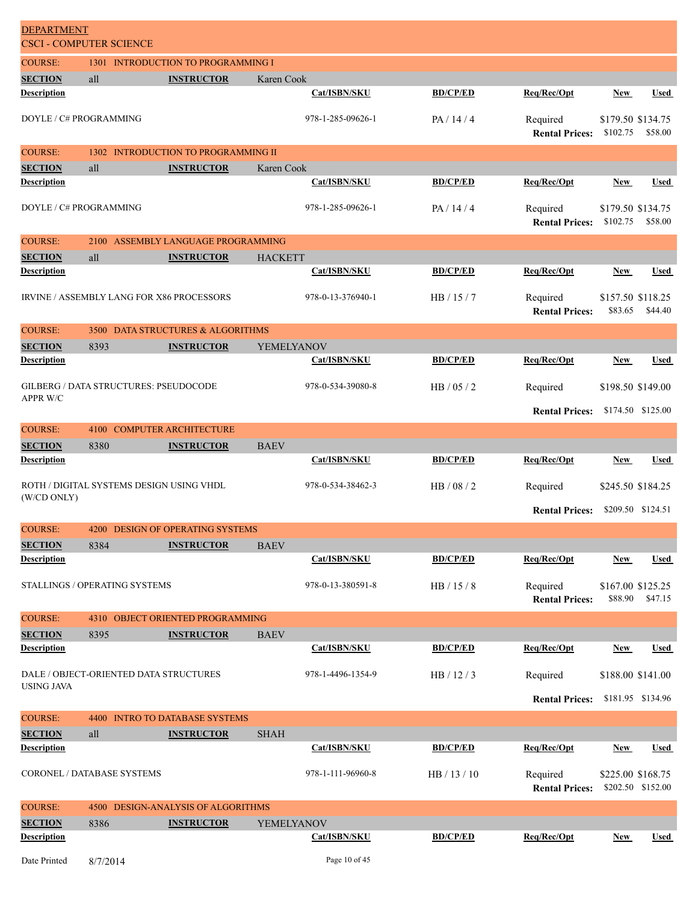## DEPARTMENT
## CSCI - COMPUTER SCIENCE

### COURSE: 1301 INTRODUCTION TO PROGRAMMING I

**SECTION** all **INSTRUCTOR** Karen Cook

| Description | Cat/ISBN/SKU | BD/CP/ED | Req/Rec/Opt | New | Used |
|---|---|---|---|---|---|
| DOYLE / C# PROGRAMMING | 978-1-285-09626-1 | PA / 14 / 4 | Required | $179.50 | $134.75 |
| | | | **Rental Prices:** | $102.75 | $58.00 |

### COURSE: 1302 INTRODUCTION TO PROGRAMMING II

**SECTION** all **INSTRUCTOR** Karen Cook

| Description | Cat/ISBN/SKU | BD/CP/ED | Req/Rec/Opt | New | Used |
|---|---|---|---|---|---|
| DOYLE / C# PROGRAMMING | 978-1-285-09626-1 | PA / 14 / 4 | Required | $179.50 | $134.75 |
| | | | **Rental Prices:** | $102.75 | $58.00 |

### COURSE: 2100 ASSEMBLY LANGUAGE PROGRAMMING

**SECTION** all **INSTRUCTOR** HACKETT

| Description | Cat/ISBN/SKU | BD/CP/ED | Req/Rec/Opt | New | Used |
|---|---|---|---|---|---|
| IRVINE / ASSEMBLY LANG FOR X86 PROCESSORS | 978-0-13-376940-1 | HB / 15 / 7 | Required | $157.50 | $118.25 |
| | | | **Rental Prices:** | $83.65 | $44.40 |

### COURSE: 3500 DATA STRUCTURES & ALGORITHMS

**SECTION** 8393 **INSTRUCTOR** YEMELYANOV

| Description | Cat/ISBN/SKU | BD/CP/ED | Req/Rec/Opt | New | Used |
|---|---|---|---|---|---|
| GILBERG / DATA STRUCTURES: PSEUDOCODE APPR W/C | 978-0-534-39080-8 | HB / 05 / 2 | Required | $198.50 | $149.00 |
| | | | **Rental Prices:** | $174.50 | $125.00 |

### COURSE: 4100 COMPUTER ARCHITECTURE

**SECTION** 8380 **INSTRUCTOR** BAEV

| Description | Cat/ISBN/SKU | BD/CP/ED | Req/Rec/Opt | New | Used |
|---|---|---|---|---|---|
| ROTH / DIGITAL SYSTEMS DESIGN USING VHDL (W/CD ONLY) | 978-0-534-38462-3 | HB / 08 / 2 | Required | $245.50 | $184.25 |
| | | | **Rental Prices:** | $209.50 | $124.51 |

### COURSE: 4200 DESIGN OF OPERATING SYSTEMS

**SECTION** 8384 **INSTRUCTOR** BAEV

| Description | Cat/ISBN/SKU | BD/CP/ED | Req/Rec/Opt | New | Used |
|---|---|---|---|---|---|
| STALLINGS / OPERATING SYSTEMS | 978-0-13-380591-8 | HB / 15 / 8 | Required | $167.00 | $125.25 |
| | | | **Rental Prices:** | $88.90 | $47.15 |

### COURSE: 4310 OBJECT ORIENTED PROGRAMMING

**SECTION** 8395 **INSTRUCTOR** BAEV

| Description | Cat/ISBN/SKU | BD/CP/ED | Req/Rec/Opt | New | Used |
|---|---|---|---|---|---|
| DALE / OBJECT-ORIENTED DATA STRUCTURES USING JAVA | 978-1-4496-1354-9 | HB / 12 / 3 | Required | $188.00 | $141.00 |
| | | | **Rental Prices:** | $181.95 | $134.96 |

### COURSE: 4400 INTRO TO DATABASE SYSTEMS

**SECTION** all **INSTRUCTOR** SHAH

| Description | Cat/ISBN/SKU | BD/CP/ED | Req/Rec/Opt | New | Used |
|---|---|---|---|---|---|
| CORONEL / DATABASE SYSTEMS | 978-1-111-96960-8 | HB / 13 / 10 | Required | $225.00 | $168.75 |
| | | | **Rental Prices:** | $202.50 | $152.00 |

### COURSE: 4500 DESIGN-ANALYSIS OF ALGORITHMS

**SECTION** 8386 **INSTRUCTOR** YEMELYANOV

| Description | Cat/ISBN/SKU | BD/CP/ED | Req/Rec/Opt | New | Used |
|---|---|---|---|---|---|

Date Printed 8/7/2014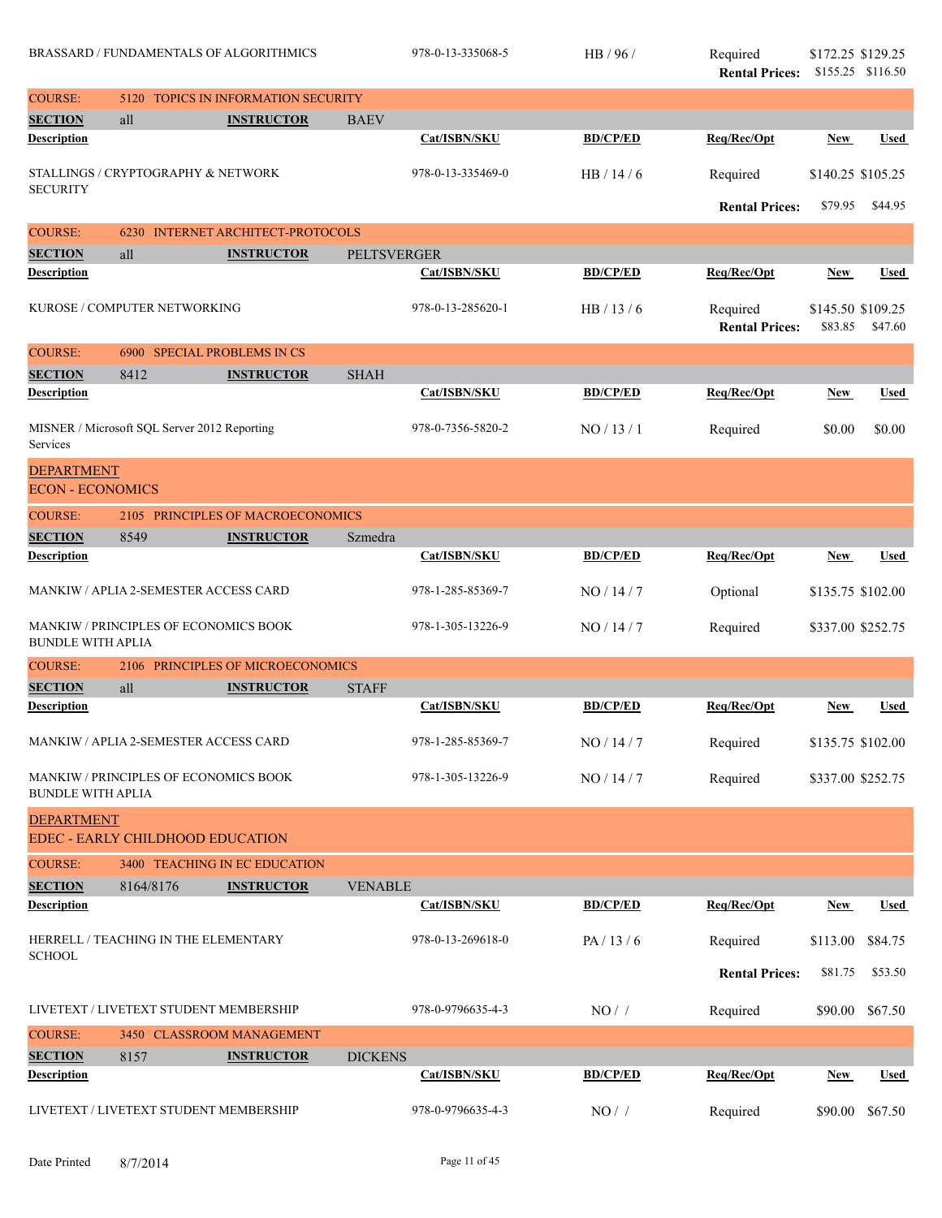| Description | Cat/ISBN/SKU | BD/CP/ED | Req/Rec/Opt | New | Used |
|---|---|---|---|---|---|
| BRASSARD / FUNDAMENTALS OF ALGORITHMICS | 978-0-13-335068-5 | HB / 96 / | Required | $172.25 | $129.25 |
| | | | **Rental Prices:** | $155.25 | $116.50 |

**COURSE:** 5120 TOPICS IN INFORMATION SECURITY

**SECTION** all **INSTRUCTOR** BAEV

| Description | Cat/ISBN/SKU | BD/CP/ED | Req/Rec/Opt | New | Used |
|---|---|---|---|---|---|
| STALLINGS / CRYPTOGRAPHY & NETWORK SECURITY | 978-0-13-335469-0 | HB / 14 / 6 | Required | $140.25 | $105.25 |
| | | | **Rental Prices:** | $79.95 | $44.95 |

**COURSE:** 6230 INTERNET ARCHITECT-PROTOCOLS

**SECTION** all **INSTRUCTOR** PELTSVERGER

| Description | Cat/ISBN/SKU | BD/CP/ED | Req/Rec/Opt | New | Used |
|---|---|---|---|---|---|
| KUROSE / COMPUTER NETWORKING | 978-0-13-285620-1 | HB / 13 / 6 | Required | $145.50 | $109.25 |
| | | | **Rental Prices:** | $83.85 | $47.60 |

**COURSE:** 6900 SPECIAL PROBLEMS IN CS

**SECTION** 8412 **INSTRUCTOR** SHAH

| Description | Cat/ISBN/SKU | BD/CP/ED | Req/Rec/Opt | New | Used |
|---|---|---|---|---|---|
| MISNER / Microsoft SQL Server 2012 Reporting Services | 978-0-7356-5820-2 | NO / 13 / 1 | Required | $0.00 | $0.00 |

## DEPARTMENT
## ECON - ECONOMICS

**COURSE:** 2105 PRINCIPLES OF MACROECONOMICS

**SECTION** 8549 **INSTRUCTOR** Szmedra

| Description | Cat/ISBN/SKU | BD/CP/ED | Req/Rec/Opt | New | Used |
|---|---|---|---|---|---|
| MANKIW / APLIA 2-SEMESTER ACCESS CARD | 978-1-285-85369-7 | NO / 14 / 7 | Optional | $135.75 | $102.00 |
| MANKIW / PRINCIPLES OF ECONOMICS BOOK BUNDLE WITH APLIA | 978-1-305-13226-9 | NO / 14 / 7 | Required | $337.00 | $252.75 |

**COURSE:** 2106 PRINCIPLES OF MICROECONOMICS

**SECTION** all **INSTRUCTOR** STAFF

| Description | Cat/ISBN/SKU | BD/CP/ED | Req/Rec/Opt | New | Used |
|---|---|---|---|---|---|
| MANKIW / APLIA 2-SEMESTER ACCESS CARD | 978-1-285-85369-7 | NO / 14 / 7 | Required | $135.75 | $102.00 |
| MANKIW / PRINCIPLES OF ECONOMICS BOOK BUNDLE WITH APLIA | 978-1-305-13226-9 | NO / 14 / 7 | Required | $337.00 | $252.75 |

## DEPARTMENT
## EDEC - EARLY CHILDHOOD EDUCATION

**COURSE:** 3400 TEACHING IN EC EDUCATION

**SECTION** 8164/8176 **INSTRUCTOR** VENABLE

| Description | Cat/ISBN/SKU | BD/CP/ED | Req/Rec/Opt | New | Used |
|---|---|---|---|---|---|
| HERRELL / TEACHING IN THE ELEMENTARY SCHOOL | 978-0-13-269618-0 | PA / 13 / 6 | Required | $113.00 | $84.75 |
| | | | **Rental Prices:** | $81.75 | $53.50 |
| LIVETEXT / LIVETEXT STUDENT MEMBERSHIP | 978-0-9796635-4-3 | NO / / | Required | $90.00 | $67.50 |

**COURSE:** 3450 CLASSROOM MANAGEMENT

**SECTION** 8157 **INSTRUCTOR** DICKENS

| Description | Cat/ISBN/SKU | BD/CP/ED | Req/Rec/Opt | New | Used |
|---|---|---|---|---|---|
| LIVETEXT / LIVETEXT STUDENT MEMBERSHIP | 978-0-9796635-4-3 | NO / / | Required | $90.00 | $67.50 |

Date Printed 8/7/2014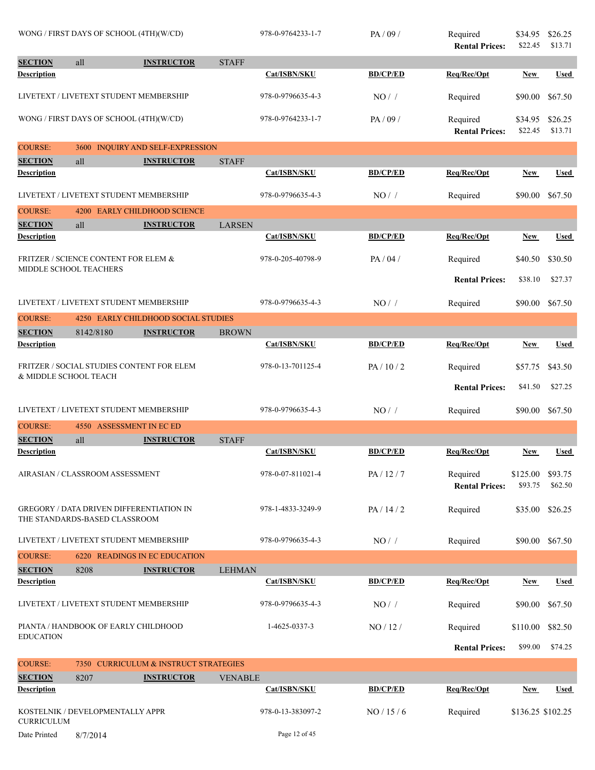| Description | Cat/ISBN/SKU | BD/CP/ED | Req/Rec/Opt | New | Used |
|---|---|---|---|---|---|
| WONG / FIRST DAYS OF SCHOOL (4TH)(W/CD) | 978-0-9764233-1-7 | PA / 09 / | Required | $34.95 | $26.25 |
| | | | Rental Prices: | $22.45 | $13.71 |

**SECTION** all **INSTRUCTOR** STAFF

| Description | Cat/ISBN/SKU | BD/CP/ED | Req/Rec/Opt | New | Used |
|---|---|---|---|---|---|
| LIVETEXT / LIVETEXT STUDENT MEMBERSHIP | 978-0-9796635-4-3 | NO / / | Required | $90.00 | $67.50 |
| WONG / FIRST DAYS OF SCHOOL (4TH)(W/CD) | 978-0-9764233-1-7 | PA / 09 / | Required | $34.95 | $26.25 |
| | | | Rental Prices: | $22.45 | $13.71 |

## COURSE: 3600 INQUIRY AND SELF-EXPRESSION

**SECTION** all **INSTRUCTOR** STAFF

| Description | Cat/ISBN/SKU | BD/CP/ED | Req/Rec/Opt | New | Used |
|---|---|---|---|---|---|
| LIVETEXT / LIVETEXT STUDENT MEMBERSHIP | 978-0-9796635-4-3 | NO / / | Required | $90.00 | $67.50 |

## COURSE: 4200 EARLY CHILDHOOD SCIENCE

**SECTION** all **INSTRUCTOR** LARSEN

| Description | Cat/ISBN/SKU | BD/CP/ED | Req/Rec/Opt | New | Used |
|---|---|---|---|---|---|
| FRITZER / SCIENCE CONTENT FOR ELEM & MIDDLE SCHOOL TEACHERS | 978-0-205-40798-9 | PA / 04 / | Required | $40.50 | $30.50 |
| | | | Rental Prices: | $38.10 | $27.37 |
| LIVETEXT / LIVETEXT STUDENT MEMBERSHIP | 978-0-9796635-4-3 | NO / / | Required | $90.00 | $67.50 |

## COURSE: 4250 EARLY CHILDHOOD SOCIAL STUDIES

**SECTION** 8142/8180 **INSTRUCTOR** BROWN

| Description | Cat/ISBN/SKU | BD/CP/ED | Req/Rec/Opt | New | Used |
|---|---|---|---|---|---|
| FRITZER / SOCIAL STUDIES CONTENT FOR ELEM & MIDDLE SCHOOL TEACH | 978-0-13-701125-4 | PA / 10 / 2 | Required | $57.75 | $43.50 |
| | | | Rental Prices: | $41.50 | $27.25 |
| LIVETEXT / LIVETEXT STUDENT MEMBERSHIP | 978-0-9796635-4-3 | NO / / | Required | $90.00 | $67.50 |

## COURSE: 4550 ASSESSMENT IN EC ED

**SECTION** all **INSTRUCTOR** STAFF

| Description | Cat/ISBN/SKU | BD/CP/ED | Req/Rec/Opt | New | Used |
|---|---|---|---|---|---|
| AIRASIAN / CLASSROOM ASSESSMENT | 978-0-07-811021-4 | PA / 12 / 7 | Required | $125.00 | $93.75 |
| | | | Rental Prices: | $93.75 | $62.50 |
| GREGORY / DATA DRIVEN DIFFERENTIATION IN THE STANDARDS-BASED CLASSROOM | 978-1-4833-3249-9 | PA / 14 / 2 | Required | $35.00 | $26.25 |
| LIVETEXT / LIVETEXT STUDENT MEMBERSHIP | 978-0-9796635-4-3 | NO / / | Required | $90.00 | $67.50 |

## COURSE: 6220 READINGS IN EC EDUCATION

**SECTION** 8208 **INSTRUCTOR** LEHMAN

| Description | Cat/ISBN/SKU | BD/CP/ED | Req/Rec/Opt | New | Used |
|---|---|---|---|---|---|
| LIVETEXT / LIVETEXT STUDENT MEMBERSHIP | 978-0-9796635-4-3 | NO / / | Required | $90.00 | $67.50 |
| PIANTA / HANDBOOK OF EARLY CHILDHOOD EDUCATION | 1-4625-0337-3 | NO / 12 / | Required | $110.00 | $82.50 |
| | | | Rental Prices: | $99.00 | $74.25 |

## COURSE: 7350 CURRICULUM & INSTRUCT STRATEGIES

**SECTION** 8207 **INSTRUCTOR** VENABLE

| Description | Cat/ISBN/SKU | BD/CP/ED | Req/Rec/Opt | New | Used |
|---|---|---|---|---|---|
| KOSTELNIK / DEVELOPMENTALLY APPR CURRICULUM | 978-0-13-383097-2 | NO / 15 / 6 | Required | $136.25 | $102.25 |

Date Printed 8/7/2014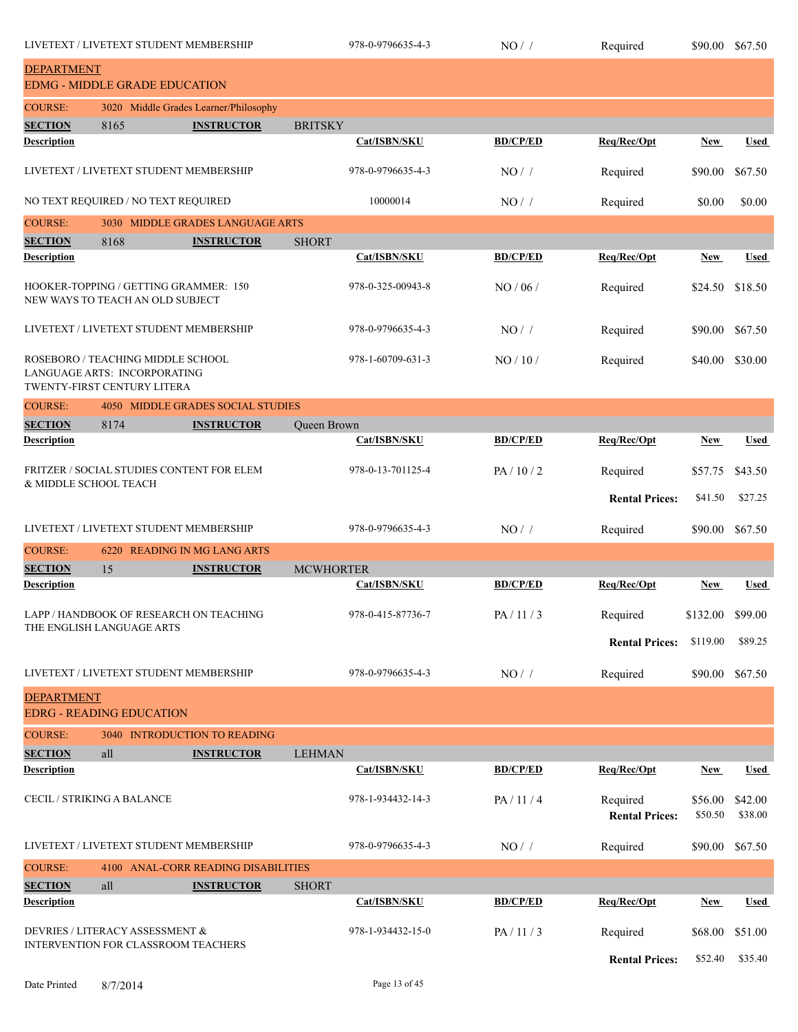| Description | Cat/ISBN/SKU | BD/CP/ED | Req/Rec/Opt | New | Used |
|---|---|---|---|---|---|
| LIVETEXT / LIVETEXT STUDENT MEMBERSHIP | 978-0-9796635-4-3 | NO / / | Required | $90.00 | $67.50 |

## DEPARTMENT
## EDMG - MIDDLE GRADE EDUCATION

**COURSE:** 3020 Middle Grades Learner/Philosophy

**SECTION** 8165 **INSTRUCTOR** BRITSKY

| Description | Cat/ISBN/SKU | BD/CP/ED | Req/Rec/Opt | New | Used |
|---|---|---|---|---|---|
| LIVETEXT / LIVETEXT STUDENT MEMBERSHIP | 978-0-9796635-4-3 | NO / / | Required | $90.00 | $67.50 |
| NO TEXT REQUIRED / NO TEXT REQUIRED | 10000014 | NO / / | Required | $0.00 | $0.00 |

**COURSE:** 3030 MIDDLE GRADES LANGUAGE ARTS

**SECTION** 8168 **INSTRUCTOR** SHORT

| Description | Cat/ISBN/SKU | BD/CP/ED | Req/Rec/Opt | New | Used |
|---|---|---|---|---|---|
| HOOKER-TOPPING / GETTING GRAMMER: 150 NEW WAYS TO TEACH AN OLD SUBJECT | 978-0-325-00943-8 | NO / 06 / | Required | $24.50 | $18.50 |
| LIVETEXT / LIVETEXT STUDENT MEMBERSHIP | 978-0-9796635-4-3 | NO / / | Required | $90.00 | $67.50 |
| ROSEBORO / TEACHING MIDDLE SCHOOL LANGUAGE ARTS: INCORPORATING TWENTY-FIRST CENTURY LITERA | 978-1-60709-631-3 | NO / 10 / | Required | $40.00 | $30.00 |

**COURSE:** 4050 MIDDLE GRADES SOCIAL STUDIES

**SECTION** 8174 **INSTRUCTOR** Queen Brown

| Description | Cat/ISBN/SKU | BD/CP/ED | Req/Rec/Opt | New | Used |
|---|---|---|---|---|---|
| FRITZER / SOCIAL STUDIES CONTENT FOR ELEM & MIDDLE SCHOOL TEACH | 978-0-13-701125-4 | PA / 10 / 2 | Required | $57.75 | $43.50 |
| | | | **Rental Prices:** | $41.50 | $27.25 |
| LIVETEXT / LIVETEXT STUDENT MEMBERSHIP | 978-0-9796635-4-3 | NO / / | Required | $90.00 | $67.50 |

**COURSE:** 6220 READING IN MG LANG ARTS

**SECTION** 15 **INSTRUCTOR** MCWHORTER

| Description | Cat/ISBN/SKU | BD/CP/ED | Req/Rec/Opt | New | Used |
|---|---|---|---|---|---|
| LAPP / HANDBOOK OF RESEARCH ON TEACHING THE ENGLISH LANGUAGE ARTS | 978-0-415-87736-7 | PA / 11 / 3 | Required | $132.00 | $99.00 |
| | | | **Rental Prices:** | $119.00 | $89.25 |
| LIVETEXT / LIVETEXT STUDENT MEMBERSHIP | 978-0-9796635-4-3 | NO / / | Required | $90.00 | $67.50 |

## DEPARTMENT
## EDRG - READING EDUCATION

**COURSE:** 3040 INTRODUCTION TO READING

**SECTION** all **INSTRUCTOR** LEHMAN

| Description | Cat/ISBN/SKU | BD/CP/ED | Req/Rec/Opt | New | Used |
|---|---|---|---|---|---|
| CECIL / STRIKING A BALANCE | 978-1-934432-14-3 | PA / 11 / 4 | Required | $56.00 | $42.00 |
| | | | **Rental Prices:** | $50.50 | $38.00 |
| LIVETEXT / LIVETEXT STUDENT MEMBERSHIP | 978-0-9796635-4-3 | NO / / | Required | $90.00 | $67.50 |

**COURSE:** 4100 ANAL-CORR READING DISABILITIES

**SECTION** all **INSTRUCTOR** SHORT

| Description | Cat/ISBN/SKU | BD/CP/ED | Req/Rec/Opt | New | Used |
|---|---|---|---|---|---|
| DEVRIES / LITERACY ASSESSMENT & INTERVENTION FOR CLASSROOM TEACHERS | 978-1-934432-15-0 | PA / 11 / 3 | Required | $68.00 | $51.00 |
| | | | **Rental Prices:** | $52.40 | $35.40 |

Date Printed 8/7/2014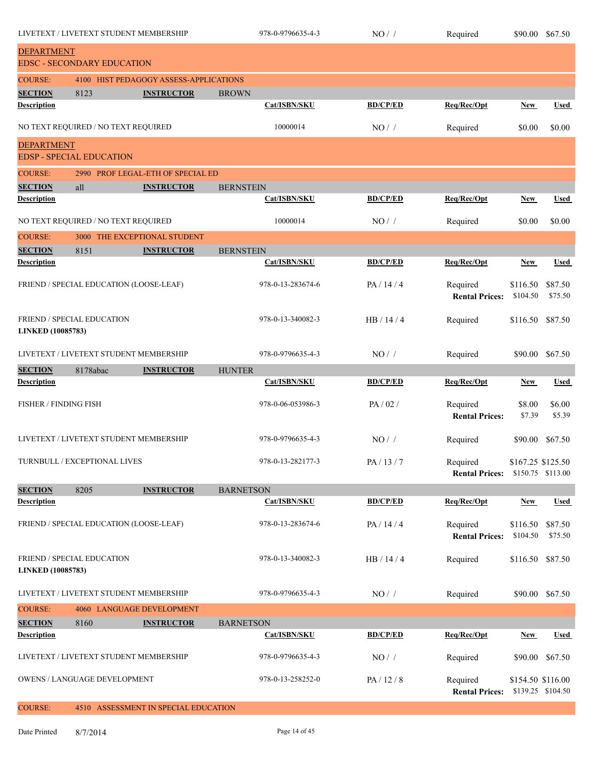| Description | Cat/ISBN/SKU | BD/CP/ED | Req/Rec/Opt | New | Used |
|---|---|---|---|---|---|
| LIVETEXT / LIVETEXT STUDENT MEMBERSHIP | 978-0-9796635-4-3 | NO / / | Required | $90.00 | $67.50 |

## DEPARTMENT
## EDSC - SECONDARY EDUCATION

**COURSE:** 4100 HIST PEDAGOGY ASSESS-APPLICATIONS

**SECTION** 8123 **INSTRUCTOR** BROWN

| Description | Cat/ISBN/SKU | BD/CP/ED | Req/Rec/Opt | New | Used |
|---|---|---|---|---|---|
| NO TEXT REQUIRED / NO TEXT REQUIRED | 10000014 | NO / / | Required | $0.00 | $0.00 |

## DEPARTMENT
## EDSP - SPECIAL EDUCATION

**COURSE:** 2990 PROF LEGAL-ETH OF SPECIAL ED

**SECTION** all **INSTRUCTOR** BERNSTEIN

| Description | Cat/ISBN/SKU | BD/CP/ED | Req/Rec/Opt | New | Used |
|---|---|---|---|---|---|
| NO TEXT REQUIRED / NO TEXT REQUIRED | 10000014 | NO / / | Required | $0.00 | $0.00 |

**COURSE:** 3000 THE EXCEPTIONAL STUDENT

**SECTION** 8151 **INSTRUCTOR** BERNSTEIN

| Description | Cat/ISBN/SKU | BD/CP/ED | Req/Rec/Opt | New | Used |
|---|---|---|---|---|---|
| FRIEND / SPECIAL EDUCATION (LOOSE-LEAF) | 978-0-13-283674-6 | PA / 14 / 4 | Required | $116.50 | $87.50 |
| | | | **Rental Prices:** | $104.50 | $75.50 |
| FRIEND / SPECIAL EDUCATION **LINKED (10085783)** | 978-0-13-340082-3 | HB / 14 / 4 | Required | $116.50 | $87.50 |
| LIVETEXT / LIVETEXT STUDENT MEMBERSHIP | 978-0-9796635-4-3 | NO / / | Required | $90.00 | $67.50 |

**SECTION** 8178abac **INSTRUCTOR** HUNTER

| Description | Cat/ISBN/SKU | BD/CP/ED | Req/Rec/Opt | New | Used |
|---|---|---|---|---|---|
| FISHER / FINDING FISH | 978-0-06-053986-3 | PA / 02 / | Required | $8.00 | $6.00 |
| | | | **Rental Prices:** | $7.39 | $5.39 |
| LIVETEXT / LIVETEXT STUDENT MEMBERSHIP | 978-0-9796635-4-3 | NO / / | Required | $90.00 | $67.50 |
| TURNBULL / EXCEPTIONAL LIVES | 978-0-13-282177-3 | PA / 13 / 7 | Required | $167.25 | $125.50 |
| | | | **Rental Prices:** | $150.75 | $113.00 |

**SECTION** 8205 **INSTRUCTOR** BARNETSON

| Description | Cat/ISBN/SKU | BD/CP/ED | Req/Rec/Opt | New | Used |
|---|---|---|---|---|---|
| FRIEND / SPECIAL EDUCATION (LOOSE-LEAF) | 978-0-13-283674-6 | PA / 14 / 4 | Required | $116.50 | $87.50 |
| | | | **Rental Prices:** | $104.50 | $75.50 |
| FRIEND / SPECIAL EDUCATION **LINKED (10085783)** | 978-0-13-340082-3 | HB / 14 / 4 | Required | $116.50 | $87.50 |
| LIVETEXT / LIVETEXT STUDENT MEMBERSHIP | 978-0-9796635-4-3 | NO / / | Required | $90.00 | $67.50 |

**COURSE:** 4060 LANGUAGE DEVELOPMENT

**SECTION** 8160 **INSTRUCTOR** BARNETSON

| Description | Cat/ISBN/SKU | BD/CP/ED | Req/Rec/Opt | New | Used |
|---|---|---|---|---|---|
| LIVETEXT / LIVETEXT STUDENT MEMBERSHIP | 978-0-9796635-4-3 | NO / / | Required | $90.00 | $67.50 |
| OWENS / LANGUAGE DEVELOPMENT | 978-0-13-258252-0 | PA / 12 / 8 | Required | $154.50 | $116.00 |
| | | | **Rental Prices:** | $139.25 | $104.50 |

**COURSE:** 4510 ASSESSMENT IN SPECIAL EDUCATION

Date Printed 8/7/2014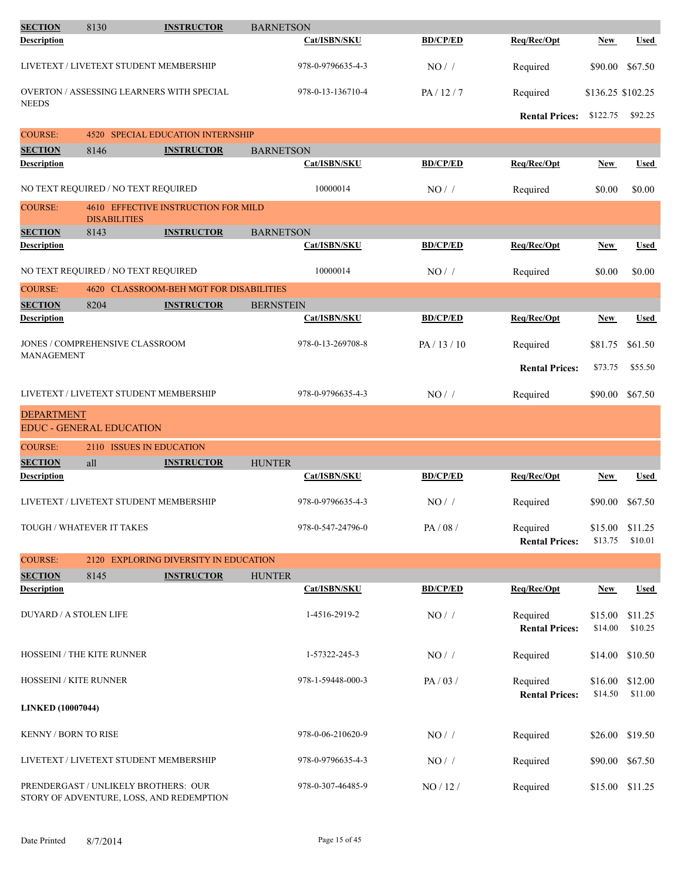| SECTION | 8130 | INSTRUCTOR | BARNETSON | | | | |
|---|---|---|---|---|---|---|---|
| **Description** | | | **Cat/ISBN/SKU** | **BD/CP/ED** | **Req/Rec/Opt** | **New** | **Used** |
| LIVETEXT / LIVETEXT STUDENT MEMBERSHIP | | | 978-0-9796635-4-3 | NO / / | Required | $90.00 | $67.50 |
| OVERTON / ASSESSING LEARNERS WITH SPECIAL NEEDS | | | 978-0-13-136710-4 | PA / 12 / 7 | Required | $136.25 | $102.25 |
| | | | | | **Rental Prices:** | $122.75 | $92.25 |

**COURSE: 4520 SPECIAL EDUCATION INTERNSHIP**

| SECTION | 8146 | INSTRUCTOR | BARNETSON | | | | |
|---|---|---|---|---|---|---|---|
| **Description** | | | **Cat/ISBN/SKU** | **BD/CP/ED** | **Req/Rec/Opt** | **New** | **Used** |
| NO TEXT REQUIRED / NO TEXT REQUIRED | | | 10000014 | NO / / | Required | $0.00 | $0.00 |

**COURSE: 4610 EFFECTIVE INSTRUCTION FOR MILD DISABILITIES**

| SECTION | 8143 | INSTRUCTOR | BARNETSON | | | | |
|---|---|---|---|---|---|---|---|
| **Description** | | | **Cat/ISBN/SKU** | **BD/CP/ED** | **Req/Rec/Opt** | **New** | **Used** |
| NO TEXT REQUIRED / NO TEXT REQUIRED | | | 10000014 | NO / / | Required | $0.00 | $0.00 |

**COURSE: 4620 CLASSROOM-BEH MGT FOR DISABILITIES**

| SECTION | 8204 | INSTRUCTOR | BERNSTEIN | | | | |
|---|---|---|---|---|---|---|---|
| **Description** | | | **Cat/ISBN/SKU** | **BD/CP/ED** | **Req/Rec/Opt** | **New** | **Used** |
| JONES / COMPREHENSIVE CLASSROOM MANAGEMENT | | | 978-0-13-269708-8 | PA / 13 / 10 | Required | $81.75 | $61.50 |
| | | | | | **Rental Prices:** | $73.75 | $55.50 |
| LIVETEXT / LIVETEXT STUDENT MEMBERSHIP | | | 978-0-9796635-4-3 | NO / / | Required | $90.00 | $67.50 |

## DEPARTMENT
## EDUC - GENERAL EDUCATION

**COURSE: 2110 ISSUES IN EDUCATION**

| SECTION | all | INSTRUCTOR | HUNTER | | | | |
|---|---|---|---|---|---|---|---|
| **Description** | | | **Cat/ISBN/SKU** | **BD/CP/ED** | **Req/Rec/Opt** | **New** | **Used** |
| LIVETEXT / LIVETEXT STUDENT MEMBERSHIP | | | 978-0-9796635-4-3 | NO / / | Required | $90.00 | $67.50 |
| TOUGH / WHATEVER IT TAKES | | | 978-0-547-24796-0 | PA / 08 / | Required | $15.00 | $11.25 |
| | | | | | **Rental Prices:** | $13.75 | $10.01 |

**COURSE: 2120 EXPLORING DIVERSITY IN EDUCATION**

| SECTION | 8145 | INSTRUCTOR | HUNTER | | | | |
|---|---|---|---|---|---|---|---|
| **Description** | | | **Cat/ISBN/SKU** | **BD/CP/ED** | **Req/Rec/Opt** | **New** | **Used** |
| DUYARD / A STOLEN LIFE | | | 1-4516-2919-2 | NO / / | Required | $15.00 | $11.25 |
| | | | | | **Rental Prices:** | $14.00 | $10.25 |
| HOSSEINI / THE KITE RUNNER | | | 1-57322-245-3 | NO / / | Required | $14.00 | $10.50 |
| HOSSEINI / KITE RUNNER | | | 978-1-59448-000-3 | PA / 03 / | Required | $16.00 | $12.00 |
| | | | | | **Rental Prices:** | $14.50 | $11.00 |
| **LINKED (10007044)** | | | | | | | |
| KENNY / BORN TO RISE | | | 978-0-06-210620-9 | NO / / | Required | $26.00 | $19.50 |
| LIVETEXT / LIVETEXT STUDENT MEMBERSHIP | | | 978-0-9796635-4-3 | NO / / | Required | $90.00 | $67.50 |
| PRENDERGAST / UNLIKELY BROTHERS: OUR STORY OF ADVENTURE, LOSS, AND REDEMPTION | | | 978-0-307-46485-9 | NO / 12 / | Required | $15.00 | $11.25 |

Date Printed 8/7/2014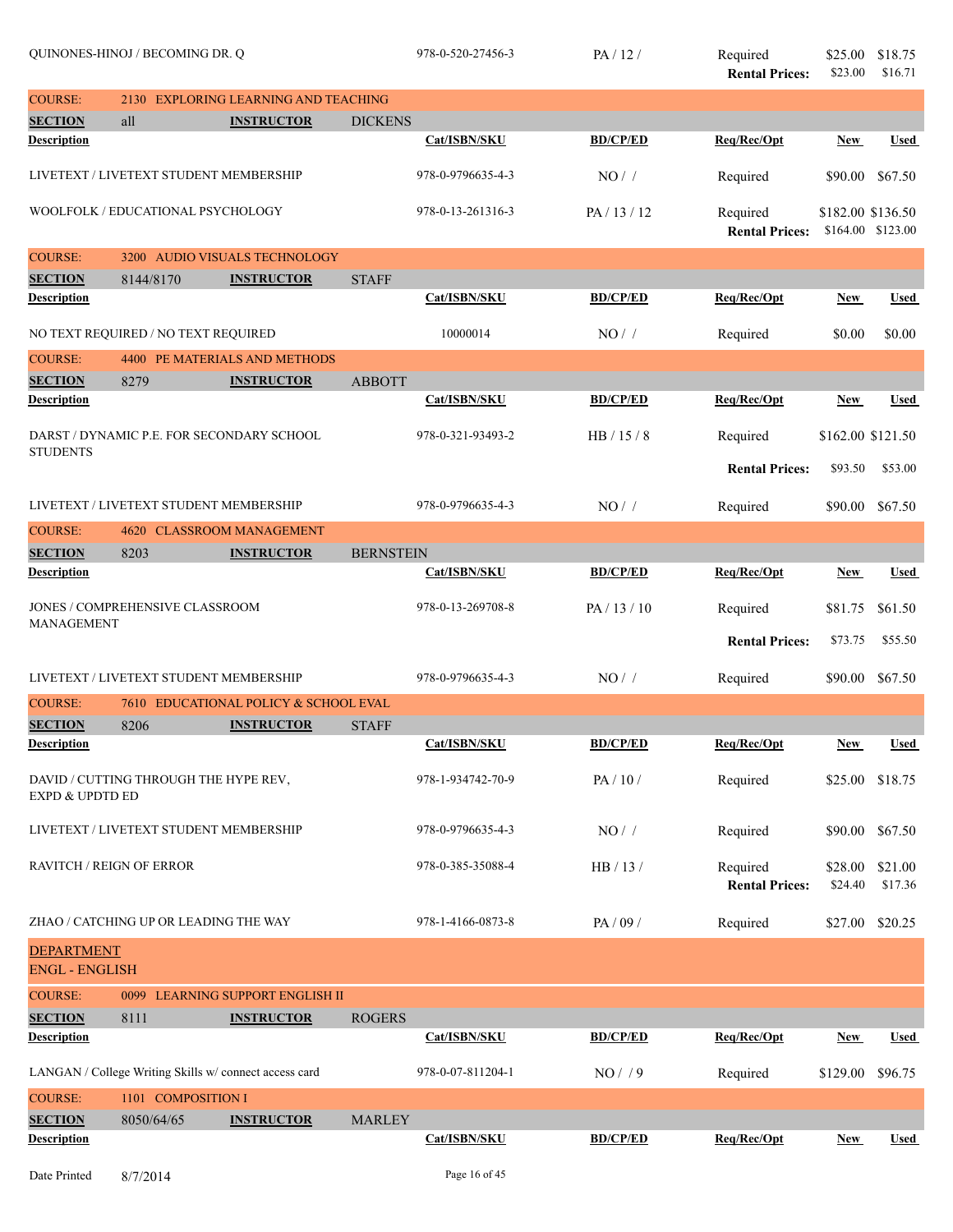| Description | Cat/ISBN/SKU | BD/CP/ED | Req/Rec/Opt | New | Used |
|---|---|---|---|---|---|
| QUINONES-HINOJ / BECOMING DR. Q | 978-0-520-27456-3 | PA / 12 / | Required | $25.00 | $18.75 |
| | | | **Rental Prices:** | $23.00 | $16.71 |

**COURSE:** 2130 EXPLORING LEARNING AND TEACHING

**SECTION** all **INSTRUCTOR** DICKENS

| Description | Cat/ISBN/SKU | BD/CP/ED | Req/Rec/Opt | New | Used |
|---|---|---|---|---|---|
| LIVETEXT / LIVETEXT STUDENT MEMBERSHIP | 978-0-9796635-4-3 | NO / / | Required | $90.00 | $67.50 |
| WOOLFOLK / EDUCATIONAL PSYCHOLOGY | 978-0-13-261316-3 | PA / 13 / 12 | Required | $182.00 | $136.50 |
| | | | **Rental Prices:** | $164.00 | $123.00 |

**COURSE:** 3200 AUDIO VISUALS TECHNOLOGY

**SECTION** 8144/8170 **INSTRUCTOR** STAFF

| Description | Cat/ISBN/SKU | BD/CP/ED | Req/Rec/Opt | New | Used |
|---|---|---|---|---|---|
| NO TEXT REQUIRED / NO TEXT REQUIRED | 10000014 | NO / / | Required | $0.00 | $0.00 |

**COURSE:** 4400 PE MATERIALS AND METHODS

**SECTION** 8279 **INSTRUCTOR** ABBOTT

| Description | Cat/ISBN/SKU | BD/CP/ED | Req/Rec/Opt | New | Used |
|---|---|---|---|---|---|
| DARST / DYNAMIC P.E. FOR SECONDARY SCHOOL STUDENTS | 978-0-321-93493-2 | HB / 15 / 8 | Required | $162.00 | $121.50 |
| | | | **Rental Prices:** | $93.50 | $53.00 |
| LIVETEXT / LIVETEXT STUDENT MEMBERSHIP | 978-0-9796635-4-3 | NO / / | Required | $90.00 | $67.50 |

**COURSE:** 4620 CLASSROOM MANAGEMENT

**SECTION** 8203 **INSTRUCTOR** BERNSTEIN

| Description | Cat/ISBN/SKU | BD/CP/ED | Req/Rec/Opt | New | Used |
|---|---|---|---|---|---|
| JONES / COMPREHENSIVE CLASSROOM MANAGEMENT | 978-0-13-269708-8 | PA / 13 / 10 | Required | $81.75 | $61.50 |
| | | | **Rental Prices:** | $73.75 | $55.50 |
| LIVETEXT / LIVETEXT STUDENT MEMBERSHIP | 978-0-9796635-4-3 | NO / / | Required | $90.00 | $67.50 |

**COURSE:** 7610 EDUCATIONAL POLICY & SCHOOL EVAL

**SECTION** 8206 **INSTRUCTOR** STAFF

| Description | Cat/ISBN/SKU | BD/CP/ED | Req/Rec/Opt | New | Used |
|---|---|---|---|---|---|
| DAVID / CUTTING THROUGH THE HYPE REV, EXPD & UPDTD ED | 978-1-934742-70-9 | PA / 10 / | Required | $25.00 | $18.75 |
| LIVETEXT / LIVETEXT STUDENT MEMBERSHIP | 978-0-9796635-4-3 | NO / / | Required | $90.00 | $67.50 |
| RAVITCH / REIGN OF ERROR | 978-0-385-35088-4 | HB / 13 / | Required | $28.00 | $21.00 |
| | | | **Rental Prices:** | $24.40 | $17.36 |
| ZHAO / CATCHING UP OR LEADING THE WAY | 978-1-4166-0873-8 | PA / 09 / | Required | $27.00 | $20.25 |

## DEPARTMENT
## ENGL - ENGLISH

**COURSE:** 0099 LEARNING SUPPORT ENGLISH II

**SECTION** 8111 **INSTRUCTOR** ROGERS

| Description | Cat/ISBN/SKU | BD/CP/ED | Req/Rec/Opt | New | Used |
|---|---|---|---|---|---|
| LANGAN / College Writing Skills w/ connect access card | 978-0-07-811204-1 | NO / / 9 | Required | $129.00 | $96.75 |

**COURSE:** 1101 COMPOSITION I

**SECTION** 8050/64/65 **INSTRUCTOR** MARLEY

| Description | Cat/ISBN/SKU | BD/CP/ED | Req/Rec/Opt | New | Used |
|---|---|---|---|---|---|

Date Printed 8/7/2014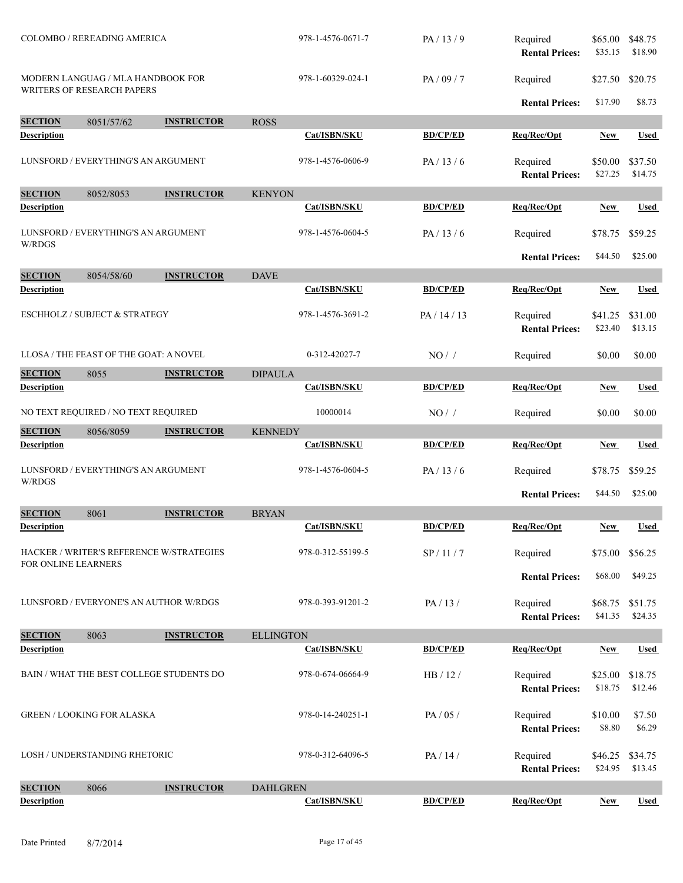| Description | Cat/ISBN/SKU | BD/CP/ED | Req/Rec/Opt | New | Used |
|---|---|---|---|---|---|
| COLOMBO / REREADING AMERICA | 978-1-4576-0671-7 | PA / 13 / 9 | Required | $65.00 | $48.75 |
| | | | Rental Prices: | $35.15 | $18.90 |
| MODERN LANGUAG / MLA HANDBOOK FOR WRITERS OF RESEARCH PAPERS | 978-1-60329-024-1 | PA / 09 / 7 | Required | $27.50 | $20.75 |
| | | | Rental Prices: | $17.90 | $8.73 |

**SECTION** 8051/57/62 **INSTRUCTOR** ROSS

| Description | Cat/ISBN/SKU | BD/CP/ED | Req/Rec/Opt | New | Used |
|---|---|---|---|---|---|
| LUNSFORD / EVERYTHING'S AN ARGUMENT | 978-1-4576-0606-9 | PA / 13 / 6 | Required | $50.00 | $37.50 |
| | | | Rental Prices: | $27.25 | $14.75 |

**SECTION** 8052/8053 **INSTRUCTOR** KENYON

| Description | Cat/ISBN/SKU | BD/CP/ED | Req/Rec/Opt | New | Used |
|---|---|---|---|---|---|
| LUNSFORD / EVERYTHING'S AN ARGUMENT W/RDGS | 978-1-4576-0604-5 | PA / 13 / 6 | Required | $78.75 | $59.25 |
| | | | Rental Prices: | $44.50 | $25.00 |

**SECTION** 8054/58/60 **INSTRUCTOR** DAVE

| Description | Cat/ISBN/SKU | BD/CP/ED | Req/Rec/Opt | New | Used |
|---|---|---|---|---|---|
| ESCHHOLZ / SUBJECT & STRATEGY | 978-1-4576-3691-2 | PA / 14 / 13 | Required | $41.25 | $31.00 |
| | | | Rental Prices: | $23.40 | $13.15 |
| LLOSA / THE FEAST OF THE GOAT: A NOVEL | 0-312-42027-7 | NO / / | Required | $0.00 | $0.00 |

**SECTION** 8055 **INSTRUCTOR** DIPAULA

| Description | Cat/ISBN/SKU | BD/CP/ED | Req/Rec/Opt | New | Used |
|---|---|---|---|---|---|
| NO TEXT REQUIRED / NO TEXT REQUIRED | 10000014 | NO / / | Required | $0.00 | $0.00 |

**SECTION** 8056/8059 **INSTRUCTOR** KENNEDY

| Description | Cat/ISBN/SKU | BD/CP/ED | Req/Rec/Opt | New | Used |
|---|---|---|---|---|---|
| LUNSFORD / EVERYTHING'S AN ARGUMENT W/RDGS | 978-1-4576-0604-5 | PA / 13 / 6 | Required | $78.75 | $59.25 |
| | | | Rental Prices: | $44.50 | $25.00 |

**SECTION** 8061 **INSTRUCTOR** BRYAN

| Description | Cat/ISBN/SKU | BD/CP/ED | Req/Rec/Opt | New | Used |
|---|---|---|---|---|---|
| HACKER / WRITER'S REFERENCE W/STRATEGIES FOR ONLINE LEARNERS | 978-0-312-55199-5 | SP / 11 / 7 | Required | $75.00 | $56.25 |
| | | | Rental Prices: | $68.00 | $49.25 |
| LUNSFORD / EVERYONE'S AN AUTHOR W/RDGS | 978-0-393-91201-2 | PA / 13 / | Required | $68.75 | $51.75 |
| | | | Rental Prices: | $41.35 | $24.35 |

**SECTION** 8063 **INSTRUCTOR** ELLINGTON

| Description | Cat/ISBN/SKU | BD/CP/ED | Req/Rec/Opt | New | Used |
|---|---|---|---|---|---|
| BAIN / WHAT THE BEST COLLEGE STUDENTS DO | 978-0-674-06664-9 | HB / 12 / | Required | $25.00 | $18.75 |
| | | | Rental Prices: | $18.75 | $12.46 |
| GREEN / LOOKING FOR ALASKA | 978-0-14-240251-1 | PA / 05 / | Required | $10.00 | $7.50 |
| | | | Rental Prices: | $8.80 | $6.29 |
| LOSH / UNDERSTANDING RHETORIC | 978-0-312-64096-5 | PA / 14 / | Required | $46.25 | $34.75 |
| | | | Rental Prices: | $24.95 | $13.45 |

**SECTION** 8066 **INSTRUCTOR** DAHLGREN

| Description | Cat/ISBN/SKU | BD/CP/ED | Req/Rec/Opt | New | Used |
|---|---|---|---|---|---|

Date Printed 8/7/2014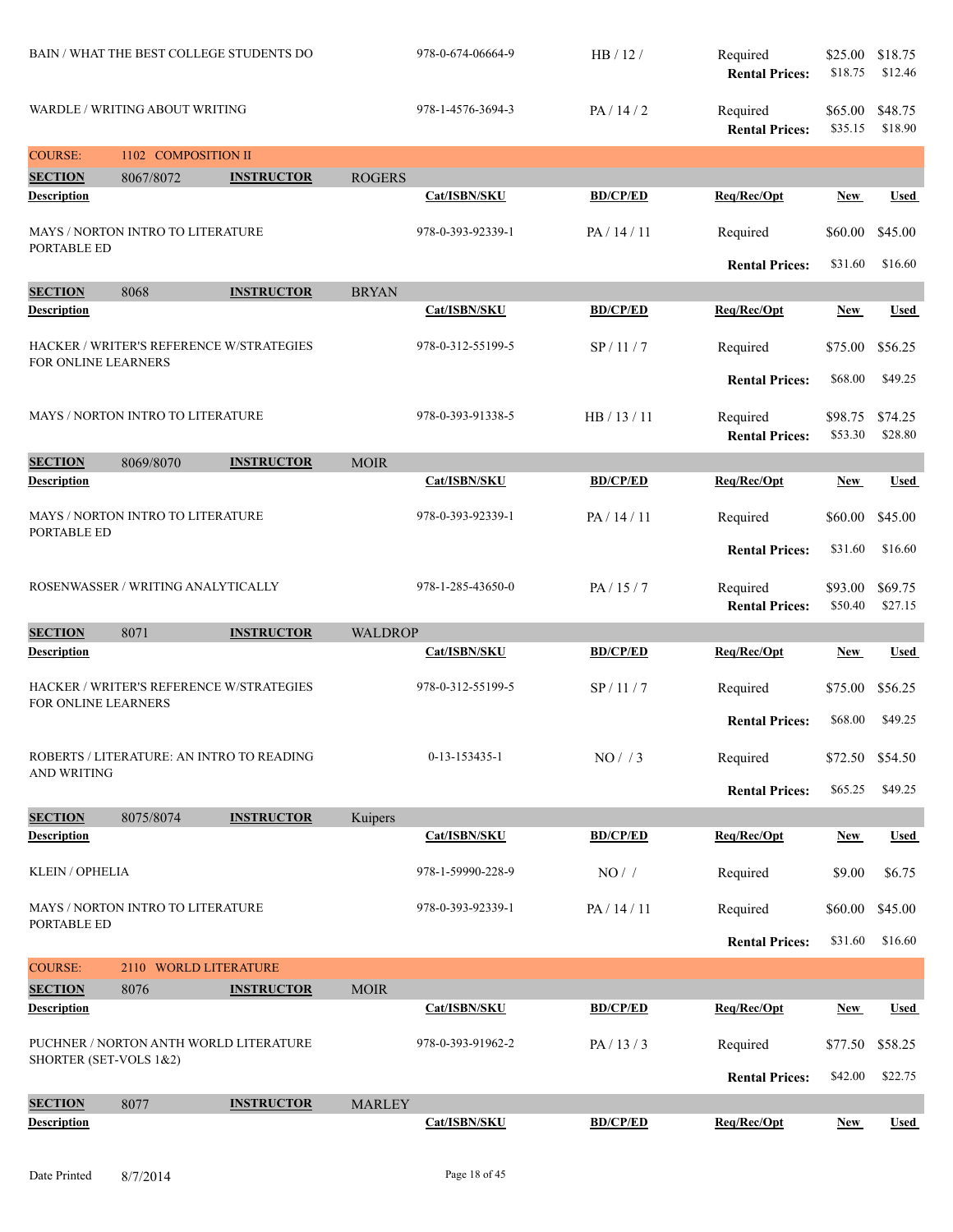| Description | Cat/ISBN/SKU | BD/CP/ED | Req/Rec/Opt | New | Used |
|---|---|---|---|---|---|
| BAIN / WHAT THE BEST COLLEGE STUDENTS DO | 978-0-674-06664-9 | HB / 12 / | Required | $25.00 | $18.75 |
| | | | **Rental Prices:** | $18.75 | $12.46 |
| WARDLE / WRITING ABOUT WRITING | 978-1-4576-3694-3 | PA / 14 / 2 | Required | $65.00 | $48.75 |
| | | | **Rental Prices:** | $35.15 | $18.90 |

## COURSE: 1102 COMPOSITION II

**SECTION** 8067/8072 **INSTRUCTOR** ROGERS

| Description | Cat/ISBN/SKU | BD/CP/ED | Req/Rec/Opt | New | Used |
|---|---|---|---|---|---|
| MAYS / NORTON INTRO TO LITERATURE PORTABLE ED | 978-0-393-92339-1 | PA / 14 / 11 | Required | $60.00 | $45.00 |
| | | | **Rental Prices:** | $31.60 | $16.60 |

**SECTION** 8068 **INSTRUCTOR** BRYAN

| Description | Cat/ISBN/SKU | BD/CP/ED | Req/Rec/Opt | New | Used |
|---|---|---|---|---|---|
| HACKER / WRITER'S REFERENCE W/STRATEGIES FOR ONLINE LEARNERS | 978-0-312-55199-5 | SP / 11 / 7 | Required | $75.00 | $56.25 |
| | | | **Rental Prices:** | $68.00 | $49.25 |
| MAYS / NORTON INTRO TO LITERATURE | 978-0-393-91338-5 | HB / 13 / 11 | Required | $98.75 | $74.25 |
| | | | **Rental Prices:** | $53.30 | $28.80 |

**SECTION** 8069/8070 **INSTRUCTOR** MOIR

| Description | Cat/ISBN/SKU | BD/CP/ED | Req/Rec/Opt | New | Used |
|---|---|---|---|---|---|
| MAYS / NORTON INTRO TO LITERATURE PORTABLE ED | 978-0-393-92339-1 | PA / 14 / 11 | Required | $60.00 | $45.00 |
| | | | **Rental Prices:** | $31.60 | $16.60 |
| ROSENWASSER / WRITING ANALYTICALLY | 978-1-285-43650-0 | PA / 15 / 7 | Required | $93.00 | $69.75 |
| | | | **Rental Prices:** | $50.40 | $27.15 |

**SECTION** 8071 **INSTRUCTOR** WALDROP

| Description | Cat/ISBN/SKU | BD/CP/ED | Req/Rec/Opt | New | Used |
|---|---|---|---|---|---|
| HACKER / WRITER'S REFERENCE W/STRATEGIES FOR ONLINE LEARNERS | 978-0-312-55199-5 | SP / 11 / 7 | Required | $75.00 | $56.25 |
| | | | **Rental Prices:** | $68.00 | $49.25 |
| ROBERTS / LITERATURE: AN INTRO TO READING AND WRITING | 0-13-153435-1 | NO / / 3 | Required | $72.50 | $54.50 |
| | | | **Rental Prices:** | $65.25 | $49.25 |

**SECTION** 8075/8074 **INSTRUCTOR** Kuipers

| Description | Cat/ISBN/SKU | BD/CP/ED | Req/Rec/Opt | New | Used |
|---|---|---|---|---|---|
| KLEIN / OPHELIA | 978-1-59990-228-9 | NO / / | Required | $9.00 | $6.75 |
| MAYS / NORTON INTRO TO LITERATURE PORTABLE ED | 978-0-393-92339-1 | PA / 14 / 11 | Required | $60.00 | $45.00 |
| | | | **Rental Prices:** | $31.60 | $16.60 |

## COURSE: 2110 WORLD LITERATURE

**SECTION** 8076 **INSTRUCTOR** MOIR

| Description | Cat/ISBN/SKU | BD/CP/ED | Req/Rec/Opt | New | Used |
|---|---|---|---|---|---|
| PUCHNER / NORTON ANTH WORLD LITERATURE SHORTER (SET-VOLS 1&2) | 978-0-393-91962-2 | PA / 13 / 3 | Required | $77.50 | $58.25 |
| | | | **Rental Prices:** | $42.00 | $22.75 |

**SECTION** 8077 **INSTRUCTOR** MARLEY

| Description | Cat/ISBN/SKU | BD/CP/ED | Req/Rec/Opt | New | Used |
|---|---|---|---|---|---|

Date Printed 8/7/2014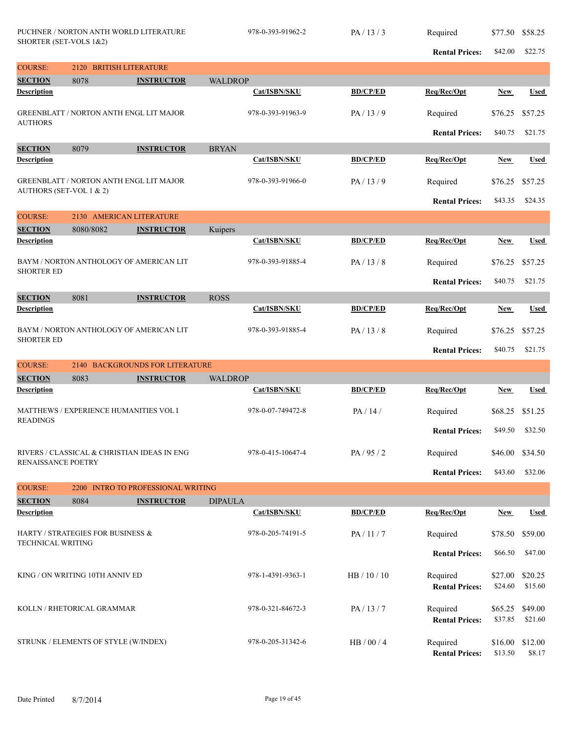| Description | Cat/ISBN/SKU | BD/CP/ED | Req/Rec/Opt | New | Used |
|---|---|---|---|---|---|
| PUCHNER / NORTON ANTH WORLD LITERATURE SHORTER (SET-VOLS 1&2) | 978-0-393-91962-2 | PA / 13 / 3 | Required | $77.50 | $58.25 |
| | | | Rental Prices: | $42.00 | $22.75 |

**COURSE:** 2120 BRITISH LITERATURE

**SECTION** 8078 **INSTRUCTOR** WALDROP

| Description | Cat/ISBN/SKU | BD/CP/ED | Req/Rec/Opt | New | Used |
|---|---|---|---|---|---|
| GREENBLATT / NORTON ANTH ENGL LIT MAJOR AUTHORS | 978-0-393-91963-9 | PA / 13 / 9 | Required | $76.25 | $57.25 |
| | | | Rental Prices: | $40.75 | $21.75 |

**SECTION** 8079 **INSTRUCTOR** BRYAN

| Description | Cat/ISBN/SKU | BD/CP/ED | Req/Rec/Opt | New | Used |
|---|---|---|---|---|---|
| GREENBLATT / NORTON ANTH ENGL LIT MAJOR AUTHORS (SET-VOL 1 & 2) | 978-0-393-91966-0 | PA / 13 / 9 | Required | $76.25 | $57.25 |
| | | | Rental Prices: | $43.35 | $24.35 |

**COURSE:** 2130 AMERICAN LITERATURE

**SECTION** 8080/8082 **INSTRUCTOR** Kuipers

| Description | Cat/ISBN/SKU | BD/CP/ED | Req/Rec/Opt | New | Used |
|---|---|---|---|---|---|
| BAYM / NORTON ANTHOLOGY OF AMERICAN LIT SHORTER ED | 978-0-393-91885-4 | PA / 13 / 8 | Required | $76.25 | $57.25 |
| | | | Rental Prices: | $40.75 | $21.75 |

**SECTION** 8081 **INSTRUCTOR** ROSS

| Description | Cat/ISBN/SKU | BD/CP/ED | Req/Rec/Opt | New | Used |
|---|---|---|---|---|---|
| BAYM / NORTON ANTHOLOGY OF AMERICAN LIT SHORTER ED | 978-0-393-91885-4 | PA / 13 / 8 | Required | $76.25 | $57.25 |
| | | | Rental Prices: | $40.75 | $21.75 |

**COURSE:** 2140 BACKGROUNDS FOR LITERATURE

**SECTION** 8083 **INSTRUCTOR** WALDROP

| Description | Cat/ISBN/SKU | BD/CP/ED | Req/Rec/Opt | New | Used |
|---|---|---|---|---|---|
| MATTHEWS / EXPERIENCE HUMANITIES VOL I READINGS | 978-0-07-749472-8 | PA / 14 / | Required | $68.25 | $51.25 |
| | | | Rental Prices: | $49.50 | $32.50 |
| RIVERS / CLASSICAL & CHRISTIAN IDEAS IN ENG RENAISSANCE POETRY | 978-0-415-10647-4 | PA / 95 / 2 | Required | $46.00 | $34.50 |
| | | | Rental Prices: | $43.60 | $32.06 |

**COURSE:** 2200 INTRO TO PROFESSIONAL WRITING

**SECTION** 8084 **INSTRUCTOR** DIPAULA

| Description | Cat/ISBN/SKU | BD/CP/ED | Req/Rec/Opt | New | Used |
|---|---|---|---|---|---|
| HARTY / STRATEGIES FOR BUSINESS & TECHNICAL WRITING | 978-0-205-74191-5 | PA / 11 / 7 | Required | $78.50 | $59.00 |
| | | | Rental Prices: | $66.50 | $47.00 |
| KING / ON WRITING 10TH ANNIV ED | 978-1-4391-9363-1 | HB / 10 / 10 | Required | $27.00 | $20.25 |
| | | | Rental Prices: | $24.60 | $15.60 |
| KOLLN / RHETORICAL GRAMMAR | 978-0-321-84672-3 | PA / 13 / 7 | Required | $65.25 | $49.00 |
| | | | Rental Prices: | $37.85 | $21.60 |
| STRUNK / ELEMENTS OF STYLE (W/INDEX) | 978-0-205-31342-6 | HB / 00 / 4 | Required | $16.00 | $12.00 |
| | | | Rental Prices: | $13.50 | $8.17 |

Date Printed 8/7/2014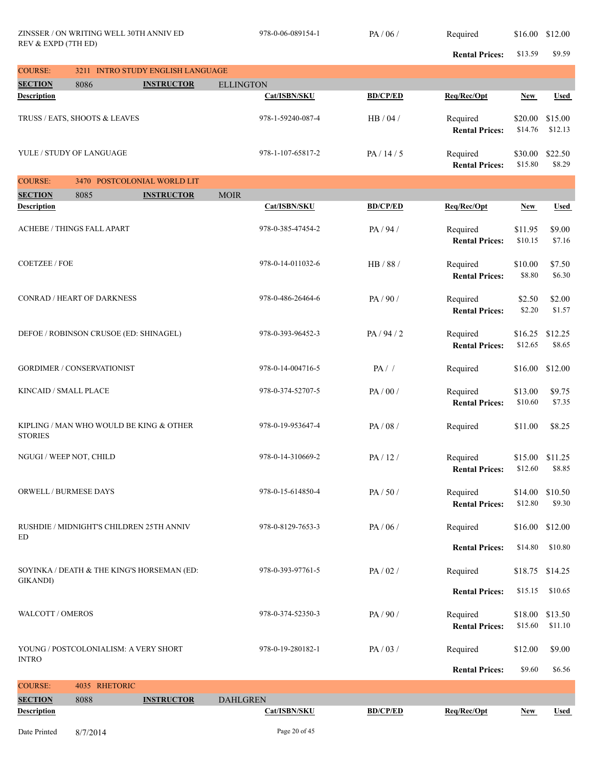| Description | Cat/ISBN/SKU | BD/CP/ED | Req/Rec/Opt | New | Used |
|---|---|---|---|---|---|
| ZINSSER / ON WRITING WELL 30TH ANNIV ED REV & EXPD (7TH ED) | 978-0-06-089154-1 | PA / 06 / | Required | $16.00 | $12.00 |
| | | | Rental Prices: | $13.59 | $9.59 |

**COURSE:** 3211 INTRO STUDY ENGLISH LANGUAGE

**SECTION** 8086 **INSTRUCTOR** ELLINGTON

| Description | Cat/ISBN/SKU | BD/CP/ED | Req/Rec/Opt | New | Used |
|---|---|---|---|---|---|
| TRUSS / EATS, SHOOTS & LEAVES | 978-1-59240-087-4 | HB / 04 / | Required | $20.00 | $15.00 |
| | | | Rental Prices: | $14.76 | $12.13 |
| YULE / STUDY OF LANGUAGE | 978-1-107-65817-2 | PA / 14 / 5 | Required | $30.00 | $22.50 |
| | | | Rental Prices: | $15.80 | $8.29 |

**COURSE:** 3470 POSTCOLONIAL WORLD LIT

**SECTION** 8085 **INSTRUCTOR** MOIR

| Description | Cat/ISBN/SKU | BD/CP/ED | Req/Rec/Opt | New | Used |
|---|---|---|---|---|---|
| ACHEBE / THINGS FALL APART | 978-0-385-47454-2 | PA / 94 / | Required | $11.95 | $9.00 |
| | | | Rental Prices: | $10.15 | $7.16 |
| COETZEE / FOE | 978-0-14-011032-6 | HB / 88 / | Required | $10.00 | $7.50 |
| | | | Rental Prices: | $8.80 | $6.30 |
| CONRAD / HEART OF DARKNESS | 978-0-486-26464-6 | PA / 90 / | Required | $2.50 | $2.00 |
| | | | Rental Prices: | $2.20 | $1.57 |
| DEFOE / ROBINSON CRUSOE (ED: SHINAGEL) | 978-0-393-96452-3 | PA / 94 / 2 | Required | $16.25 | $12.25 |
| | | | Rental Prices: | $12.65 | $8.65 |
| GORDIMER / CONSERVATIONIST | 978-0-14-004716-5 | PA / / | Required | $16.00 | $12.00 |
| KINCAID / SMALL PLACE | 978-0-374-52707-5 | PA / 00 / | Required | $13.00 | $9.75 |
| | | | Rental Prices: | $10.60 | $7.35 |
| KIPLING / MAN WHO WOULD BE KING & OTHER STORIES | 978-0-19-953647-4 | PA / 08 / | Required | $11.00 | $8.25 |
| NGUGI / WEEP NOT, CHILD | 978-0-14-310669-2 | PA / 12 / | Required | $15.00 | $11.25 |
| | | | Rental Prices: | $12.60 | $8.85 |
| ORWELL / BURMESE DAYS | 978-0-15-614850-4 | PA / 50 / | Required | $14.00 | $10.50 |
| | | | Rental Prices: | $12.80 | $9.30 |
| RUSHDIE / MIDNIGHT'S CHILDREN 25TH ANNIV ED | 978-0-8129-7653-3 | PA / 06 / | Required | $16.00 | $12.00 |
| | | | Rental Prices: | $14.80 | $10.80 |
| SOYINKA / DEATH & THE KING'S HORSEMAN (ED: GIKANDI) | 978-0-393-97761-5 | PA / 02 / | Required | $18.75 | $14.25 |
| | | | Rental Prices: | $15.15 | $10.65 |
| WALCOTT / OMEROS | 978-0-374-52350-3 | PA / 90 / | Required | $18.00 | $13.50 |
| | | | Rental Prices: | $15.60 | $11.10 |
| YOUNG / POSTCOLONIALISM: A VERY SHORT INTRO | 978-0-19-280182-1 | PA / 03 / | Required | $12.00 | $9.00 |
| | | | Rental Prices: | $9.60 | $6.56 |

**COURSE:** 4035 RHETORIC

**SECTION** 8088 **INSTRUCTOR** DAHLGREN

| Description | Cat/ISBN/SKU | BD/CP/ED | Req/Rec/Opt | New | Used |
|---|---|---|---|---|---|

Date Printed 8/7/2014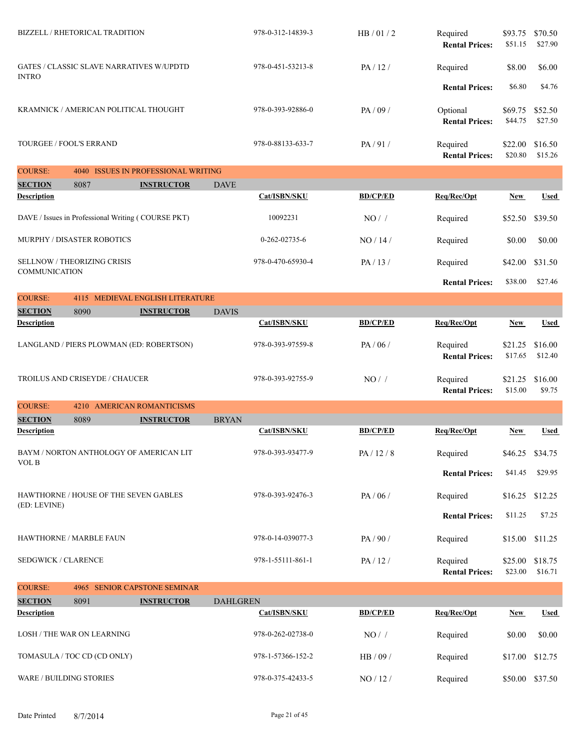| Description | Cat/ISBN/SKU | BD/CP/ED | Req/Rec/Opt | New | Used |
|---|---|---|---|---|---|
| BIZZELL / RHETORICAL TRADITION | 978-0-312-14839-3 | HB / 01 / 2 | Required | $93.75 | $70.50 |
| | | | **Rental Prices:** | $51.15 | $27.90 |
| GATES / CLASSIC SLAVE NARRATIVES W/UPDTD INTRO | 978-0-451-53213-8 | PA / 12 / | Required | $8.00 | $6.00 |
| | | | **Rental Prices:** | $6.80 | $4.76 |
| KRAMNICK / AMERICAN POLITICAL THOUGHT | 978-0-393-92886-0 | PA / 09 / | Optional | $69.75 | $52.50 |
| | | | **Rental Prices:** | $44.75 | $27.50 |
| TOURGEE / FOOL'S ERRAND | 978-0-88133-633-7 | PA / 91 / | Required | $22.00 | $16.50 |
| | | | **Rental Prices:** | $20.80 | $15.26 |

**COURSE:** 4040 ISSUES IN PROFESSIONAL WRITING

**SECTION** 8087 **INSTRUCTOR** DAVE

| Description | Cat/ISBN/SKU | BD/CP/ED | Req/Rec/Opt | New | Used |
|---|---|---|---|---|---|
| DAVE / Issues in Professional Writing ( COURSE PKT) | 10092231 | NO / / | Required | $52.50 | $39.50 |
| MURPHY / DISASTER ROBOTICS | 0-262-02735-6 | NO / 14 / | Required | $0.00 | $0.00 |
| SELLNOW / THEORIZING CRISIS COMMUNICATION | 978-0-470-65930-4 | PA / 13 / | Required | $42.00 | $31.50 |
| | | | **Rental Prices:** | $38.00 | $27.46 |

**COURSE:** 4115 MEDIEVAL ENGLISH LITERATURE

**SECTION** 8090 **INSTRUCTOR** DAVIS

| Description | Cat/ISBN/SKU | BD/CP/ED | Req/Rec/Opt | New | Used |
|---|---|---|---|---|---|
| LANGLAND / PIERS PLOWMAN (ED: ROBERTSON) | 978-0-393-97559-8 | PA / 06 / | Required | $21.25 | $16.00 |
| | | | **Rental Prices:** | $17.65 | $12.40 |
| TROILUS AND CRISEYDE / CHAUCER | 978-0-393-92755-9 | NO / / | Required | $21.25 | $16.00 |
| | | | **Rental Prices:** | $15.00 | $9.75 |

**COURSE:** 4210 AMERICAN ROMANTICISMS

**SECTION** 8089 **INSTRUCTOR** BRYAN

| Description | Cat/ISBN/SKU | BD/CP/ED | Req/Rec/Opt | New | Used |
|---|---|---|---|---|---|
| BAYM / NORTON ANTHOLOGY OF AMERICAN LIT VOL B | 978-0-393-93477-9 | PA / 12 / 8 | Required | $46.25 | $34.75 |
| | | | **Rental Prices:** | $41.45 | $29.95 |
| HAWTHORNE / HOUSE OF THE SEVEN GABLES (ED: LEVINE) | 978-0-393-92476-3 | PA / 06 / | Required | $16.25 | $12.25 |
| | | | **Rental Prices:** | $11.25 | $7.25 |
| HAWTHORNE / MARBLE FAUN | 978-0-14-039077-3 | PA / 90 / | Required | $15.00 | $11.25 |
| SEDGWICK / CLARENCE | 978-1-55111-861-1 | PA / 12 / | Required | $25.00 | $18.75 |
| | | | **Rental Prices:** | $23.00 | $16.71 |

**COURSE:** 4965 SENIOR CAPSTONE SEMINAR

**SECTION** 8091 **INSTRUCTOR** DAHLGREN

| Description | Cat/ISBN/SKU | BD/CP/ED | Req/Rec/Opt | New | Used |
|---|---|---|---|---|---|
| LOSH / THE WAR ON LEARNING | 978-0-262-02738-0 | NO / / | Required | $0.00 | $0.00 |
| TOMASULA / TOC CD (CD ONLY) | 978-1-57366-152-2 | HB / 09 / | Required | $17.00 | $12.75 |
| WARE / BUILDING STORIES | 978-0-375-42433-5 | NO / 12 / | Required | $50.00 | $37.50 |

Date Printed 8/7/2014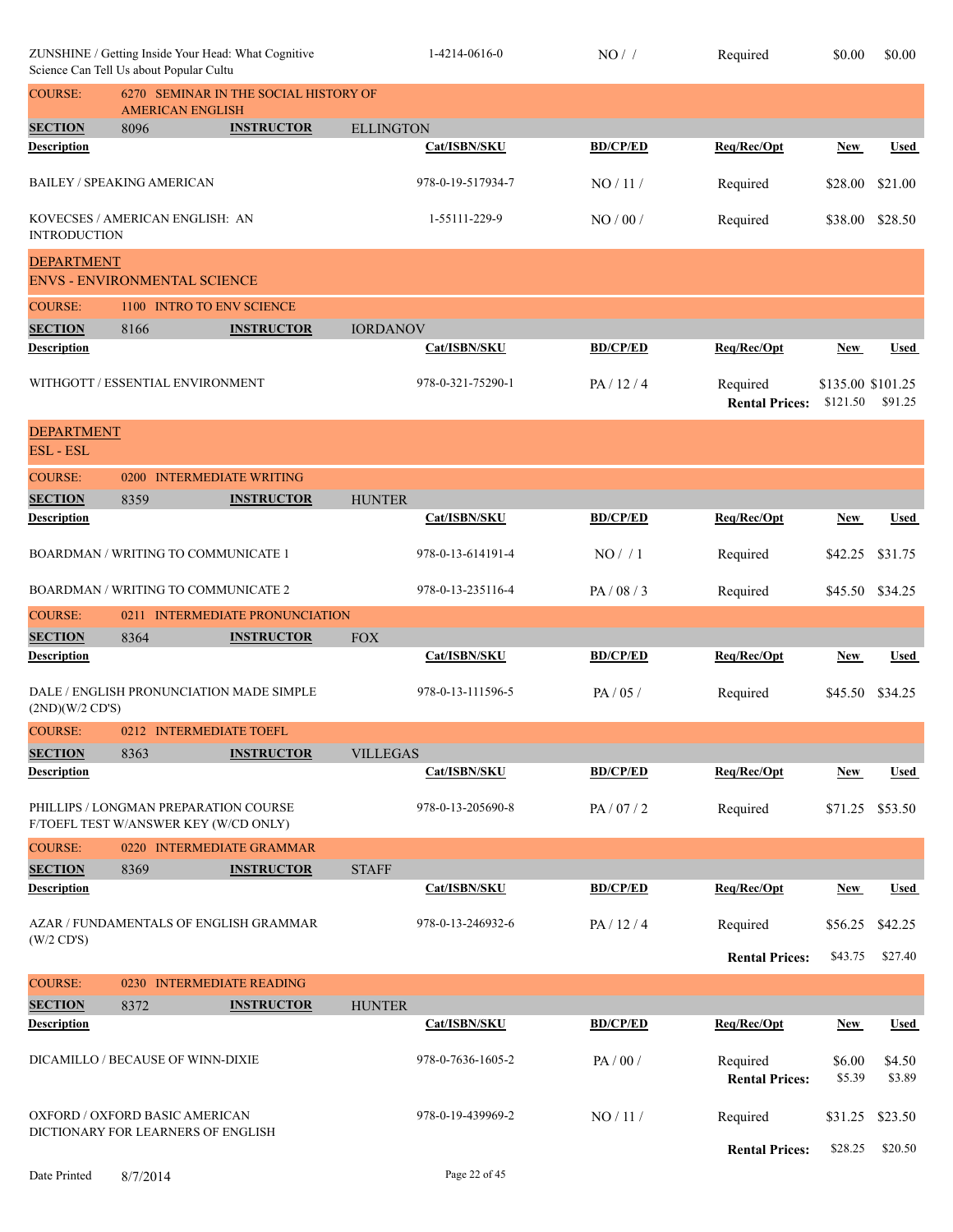| Description | Cat/ISBN/SKU | BD/CP/ED | Req/Rec/Opt | New | Used |
|---|---|---|---|---|---|
| ZUNSHINE / Getting Inside Your Head: What Cognitive Science Can Tell Us about Popular Cultu | 1-4214-0616-0 | NO / / | Required | $0.00 | $0.00 |

**COURSE:** 6270 SEMINAR IN THE SOCIAL HISTORY OF AMERICAN ENGLISH

**SECTION** 8096 **INSTRUCTOR** ELLINGTON

| Description | Cat/ISBN/SKU | BD/CP/ED | Req/Rec/Opt | New | Used |
|---|---|---|---|---|---|
| BAILEY / SPEAKING AMERICAN | 978-0-19-517934-7 | NO / 11 / | Required | $28.00 | $21.00 |
| KOVECSES / AMERICAN ENGLISH: AN INTRODUCTION | 1-55111-229-9 | NO / 00 / | Required | $38.00 | $28.50 |

## DEPARTMENT
## ENVS - ENVIRONMENTAL SCIENCE

**COURSE:** 1100 INTRO TO ENV SCIENCE

**SECTION** 8166 **INSTRUCTOR** IORDANOV

| Description | Cat/ISBN/SKU | BD/CP/ED | Req/Rec/Opt | New | Used |
|---|---|---|---|---|---|
| WITHGOTT / ESSENTIAL ENVIRONMENT | 978-0-321-75290-1 | PA / 12 / 4 | Required | $135.00 | $101.25 |
| | | | **Rental Prices:** | $121.50 | $91.25 |

## DEPARTMENT
## ESL - ESL

**COURSE:** 0200 INTERMEDIATE WRITING

**SECTION** 8359 **INSTRUCTOR** HUNTER

| Description | Cat/ISBN/SKU | BD/CP/ED | Req/Rec/Opt | New | Used |
|---|---|---|---|---|---|
| BOARDMAN / WRITING TO COMMUNICATE 1 | 978-0-13-614191-4 | NO / / 1 | Required | $42.25 | $31.75 |
| BOARDMAN / WRITING TO COMMUNICATE 2 | 978-0-13-235116-4 | PA / 08 / 3 | Required | $45.50 | $34.25 |

**COURSE:** 0211 INTERMEDIATE PRONUNCIATION

**SECTION** 8364 **INSTRUCTOR** FOX

| Description | Cat/ISBN/SKU | BD/CP/ED | Req/Rec/Opt | New | Used |
|---|---|---|---|---|---|
| DALE / ENGLISH PRONUNCIATION MADE SIMPLE (2ND)(W/2 CD'S) | 978-0-13-111596-5 | PA / 05 / | Required | $45.50 | $34.25 |

**COURSE:** 0212 INTERMEDIATE TOEFL

**SECTION** 8363 **INSTRUCTOR** VILLEGAS

| Description | Cat/ISBN/SKU | BD/CP/ED | Req/Rec/Opt | New | Used |
|---|---|---|---|---|---|
| PHILLIPS / LONGMAN PREPARATION COURSE F/TOEFL TEST W/ANSWER KEY (W/CD ONLY) | 978-0-13-205690-8 | PA / 07 / 2 | Required | $71.25 | $53.50 |

**COURSE:** 0220 INTERMEDIATE GRAMMAR

**SECTION** 8369 **INSTRUCTOR** STAFF

| Description | Cat/ISBN/SKU | BD/CP/ED | Req/Rec/Opt | New | Used |
|---|---|---|---|---|---|
| AZAR / FUNDAMENTALS OF ENGLISH GRAMMAR (W/2 CD'S) | 978-0-13-246932-6 | PA / 12 / 4 | Required | $56.25 | $42.25 |
| | | | **Rental Prices:** | $43.75 | $27.40 |

**COURSE:** 0230 INTERMEDIATE READING

**SECTION** 8372 **INSTRUCTOR** HUNTER

| Description | Cat/ISBN/SKU | BD/CP/ED | Req/Rec/Opt | New | Used |
|---|---|---|---|---|---|
| DICAMILLO / BECAUSE OF WINN-DIXIE | 978-0-7636-1605-2 | PA / 00 / | Required | $6.00 | $4.50 |
| | | | **Rental Prices:** | $5.39 | $3.89 |
| OXFORD / OXFORD BASIC AMERICAN DICTIONARY FOR LEARNERS OF ENGLISH | 978-0-19-439969-2 | NO / 11 / | Required | $31.25 | $23.50 |
| | | | **Rental Prices:** | $28.25 | $20.50 |

Date Printed 8/7/2014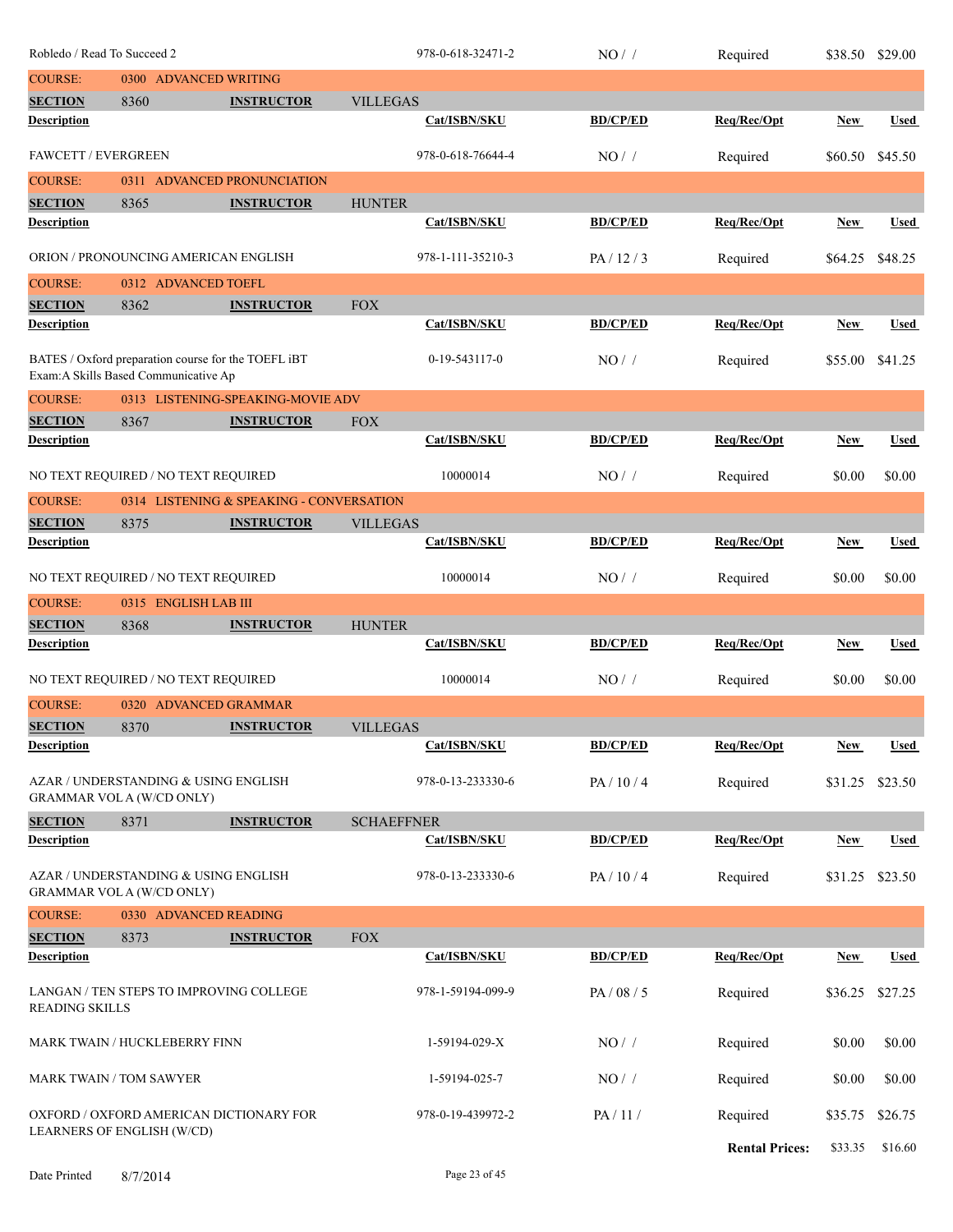| Description | Cat/ISBN/SKU | BD/CP/ED | Req/Rec/Opt | New | Used |
|---|---|---|---|---|---|
| Robledo / Read To Succeed 2 | 978-0-618-32471-2 | NO / / | Required | $38.50 | $29.00 |

**COURSE:** 0300 ADVANCED WRITING

**SECTION** 8360 **INSTRUCTOR** VILLEGAS

| Description | Cat/ISBN/SKU | BD/CP/ED | Req/Rec/Opt | New | Used |
|---|---|---|---|---|---|
| FAWCETT / EVERGREEN | 978-0-618-76644-4 | NO / / | Required | $60.50 | $45.50 |

**COURSE:** 0311 ADVANCED PRONUNCIATION

**SECTION** 8365 **INSTRUCTOR** HUNTER

| Description | Cat/ISBN/SKU | BD/CP/ED | Req/Rec/Opt | New | Used |
|---|---|---|---|---|---|
| ORION / PRONOUNCING AMERICAN ENGLISH | 978-1-111-35210-3 | PA / 12 / 3 | Required | $64.25 | $48.25 |

**COURSE:** 0312 ADVANCED TOEFL

**SECTION** 8362 **INSTRUCTOR** FOX

| Description | Cat/ISBN/SKU | BD/CP/ED | Req/Rec/Opt | New | Used |
|---|---|---|---|---|---|
| BATES / Oxford preparation course for the TOEFL iBT Exam:A Skills Based Communicative Ap | 0-19-543117-0 | NO / / | Required | $55.00 | $41.25 |

**COURSE:** 0313 LISTENING-SPEAKING-MOVIE ADV

**SECTION** 8367 **INSTRUCTOR** FOX

| Description | Cat/ISBN/SKU | BD/CP/ED | Req/Rec/Opt | New | Used |
|---|---|---|---|---|---|
| NO TEXT REQUIRED / NO TEXT REQUIRED | 10000014 | NO / / | Required | $0.00 | $0.00 |

**COURSE:** 0314 LISTENING & SPEAKING - CONVERSATION

**SECTION** 8375 **INSTRUCTOR** VILLEGAS

| Description | Cat/ISBN/SKU | BD/CP/ED | Req/Rec/Opt | New | Used |
|---|---|---|---|---|---|
| NO TEXT REQUIRED / NO TEXT REQUIRED | 10000014 | NO / / | Required | $0.00 | $0.00 |

**COURSE:** 0315 ENGLISH LAB III

**SECTION** 8368 **INSTRUCTOR** HUNTER

| Description | Cat/ISBN/SKU | BD/CP/ED | Req/Rec/Opt | New | Used |
|---|---|---|---|---|---|
| NO TEXT REQUIRED / NO TEXT REQUIRED | 10000014 | NO / / | Required | $0.00 | $0.00 |

**COURSE:** 0320 ADVANCED GRAMMAR

**SECTION** 8370 **INSTRUCTOR** VILLEGAS

| Description | Cat/ISBN/SKU | BD/CP/ED | Req/Rec/Opt | New | Used |
|---|---|---|---|---|---|
| AZAR / UNDERSTANDING & USING ENGLISH GRAMMAR VOL A (W/CD ONLY) | 978-0-13-233330-6 | PA / 10 / 4 | Required | $31.25 | $23.50 |

**SECTION** 8371 **INSTRUCTOR** SCHAEFFNER

| Description | Cat/ISBN/SKU | BD/CP/ED | Req/Rec/Opt | New | Used |
|---|---|---|---|---|---|
| AZAR / UNDERSTANDING & USING ENGLISH GRAMMAR VOL A (W/CD ONLY) | 978-0-13-233330-6 | PA / 10 / 4 | Required | $31.25 | $23.50 |

**COURSE:** 0330 ADVANCED READING

**SECTION** 8373 **INSTRUCTOR** FOX

| Description | Cat/ISBN/SKU | BD/CP/ED | Req/Rec/Opt | New | Used |
|---|---|---|---|---|---|
| LANGAN / TEN STEPS TO IMPROVING COLLEGE READING SKILLS | 978-1-59194-099-9 | PA / 08 / 5 | Required | $36.25 | $27.25 |
| MARK TWAIN / HUCKLEBERRY FINN | 1-59194-029-X | NO / / | Required | $0.00 | $0.00 |
| MARK TWAIN / TOM SAWYER | 1-59194-025-7 | NO / / | Required | $0.00 | $0.00 |
| OXFORD / OXFORD AMERICAN DICTIONARY FOR LEARNERS OF ENGLISH (W/CD) | 978-0-19-439972-2 | PA / 11 / | Required | $35.75 | $26.75 |
| | | | **Rental Prices:** | $33.35 | $16.60 |

Date Printed 8/7/2014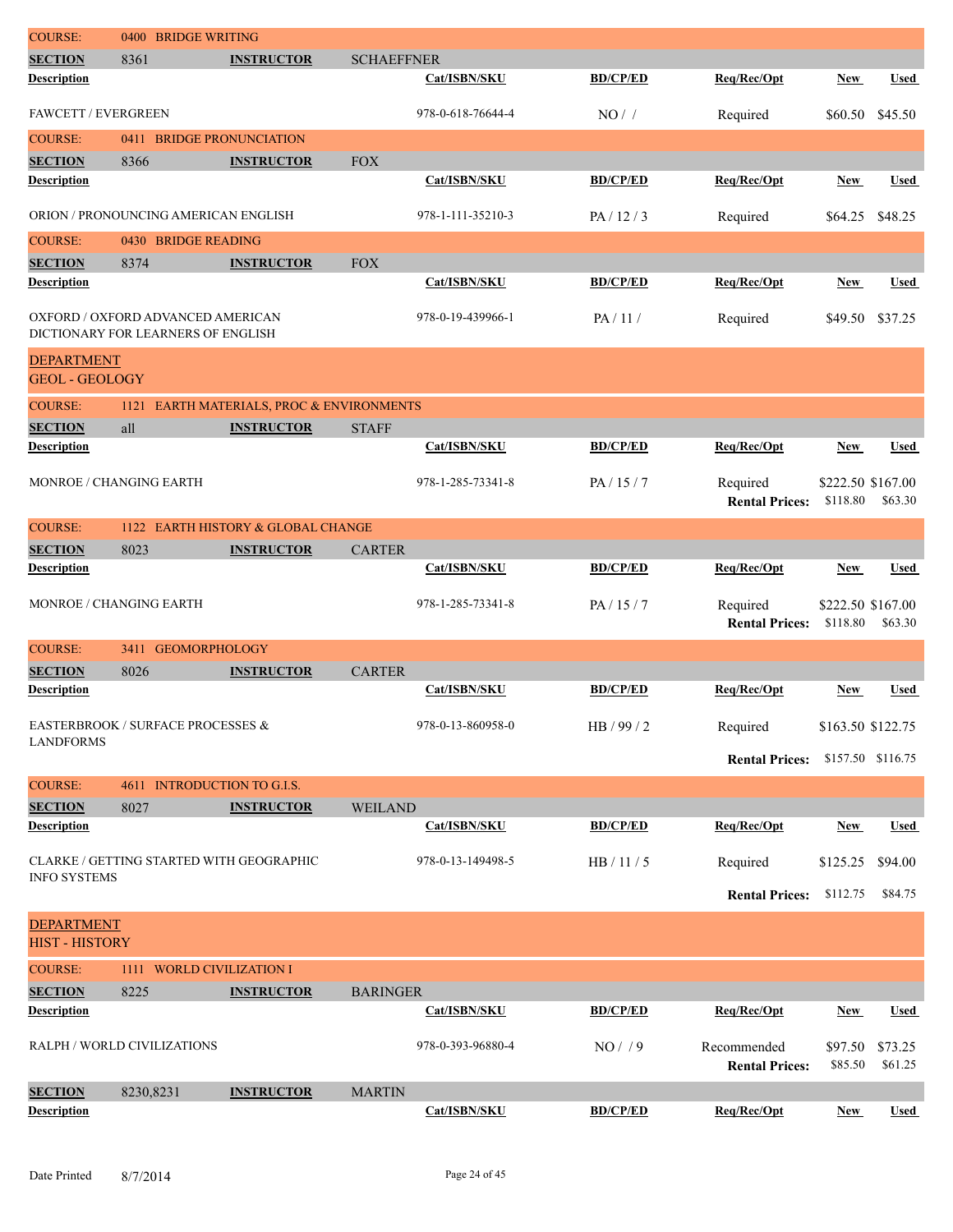**COURSE:** 0400 BRIDGE WRITING

**SECTION** 8361 **INSTRUCTOR** SCHAEFFNER

| Description | Cat/ISBN/SKU | BD/CP/ED | Req/Rec/Opt | New | Used |
|---|---|---|---|---|---|
| FAWCETT / EVERGREEN | 978-0-618-76644-4 | NO / / | Required | $60.50 | $45.50 |

**COURSE:** 0411 BRIDGE PRONUNCIATION

**SECTION** 8366 **INSTRUCTOR** FOX

| Description | Cat/ISBN/SKU | BD/CP/ED | Req/Rec/Opt | New | Used |
|---|---|---|---|---|---|
| ORION / PRONOUNCING AMERICAN ENGLISH | 978-1-111-35210-3 | PA / 12 / 3 | Required | $64.25 | $48.25 |

**COURSE:** 0430 BRIDGE READING

**SECTION** 8374 **INSTRUCTOR** FOX

| Description | Cat/ISBN/SKU | BD/CP/ED | Req/Rec/Opt | New | Used |
|---|---|---|---|---|---|
| OXFORD / OXFORD ADVANCED AMERICAN DICTIONARY FOR LEARNERS OF ENGLISH | 978-0-19-439966-1 | PA / 11 / | Required | $49.50 | $37.25 |

## DEPARTMENT
## GEOL - GEOLOGY

**COURSE:** 1121 EARTH MATERIALS, PROC & ENVIRONMENTS

**SECTION** all **INSTRUCTOR** STAFF

| Description | Cat/ISBN/SKU | BD/CP/ED | Req/Rec/Opt | New | Used |
|---|---|---|---|---|---|
| MONROE / CHANGING EARTH | 978-1-285-73341-8 | PA / 15 / 7 | Required | $222.50 | $167.00 |
| | | | **Rental Prices:** | $118.80 | $63.30 |

**COURSE:** 1122 EARTH HISTORY & GLOBAL CHANGE

**SECTION** 8023 **INSTRUCTOR** CARTER

| Description | Cat/ISBN/SKU | BD/CP/ED | Req/Rec/Opt | New | Used |
|---|---|---|---|---|---|
| MONROE / CHANGING EARTH | 978-1-285-73341-8 | PA / 15 / 7 | Required | $222.50 | $167.00 |
| | | | **Rental Prices:** | $118.80 | $63.30 |

**COURSE:** 3411 GEOMORPHOLOGY

**SECTION** 8026 **INSTRUCTOR** CARTER

| Description | Cat/ISBN/SKU | BD/CP/ED | Req/Rec/Opt | New | Used |
|---|---|---|---|---|---|
| EASTERBROOK / SURFACE PROCESSES & LANDFORMS | 978-0-13-860958-0 | HB / 99 / 2 | Required | $163.50 | $122.75 |
| | | | **Rental Prices:** | $157.50 | $116.75 |

**COURSE:** 4611 INTRODUCTION TO G.I.S.

**SECTION** 8027 **INSTRUCTOR** WEILAND

| Description | Cat/ISBN/SKU | BD/CP/ED | Req/Rec/Opt | New | Used |
|---|---|---|---|---|---|
| CLARKE / GETTING STARTED WITH GEOGRAPHIC INFO SYSTEMS | 978-0-13-149498-5 | HB / 11 / 5 | Required | $125.25 | $94.00 |
| | | | **Rental Prices:** | $112.75 | $84.75 |

## DEPARTMENT
## HIST - HISTORY

**COURSE:** 1111 WORLD CIVILIZATION I

**SECTION** 8225 **INSTRUCTOR** BARINGER

| Description | Cat/ISBN/SKU | BD/CP/ED | Req/Rec/Opt | New | Used |
|---|---|---|---|---|---|
| RALPH / WORLD CIVILIZATIONS | 978-0-393-96880-4 | NO / / 9 | Recommended | $97.50 | $73.25 |
| | | | **Rental Prices:** | $85.50 | $61.25 |

**SECTION** 8230,8231 **INSTRUCTOR** MARTIN

| Description | Cat/ISBN/SKU | BD/CP/ED | Req/Rec/Opt | New | Used |
|---|---|---|---|---|---|

Date Printed 8/7/2014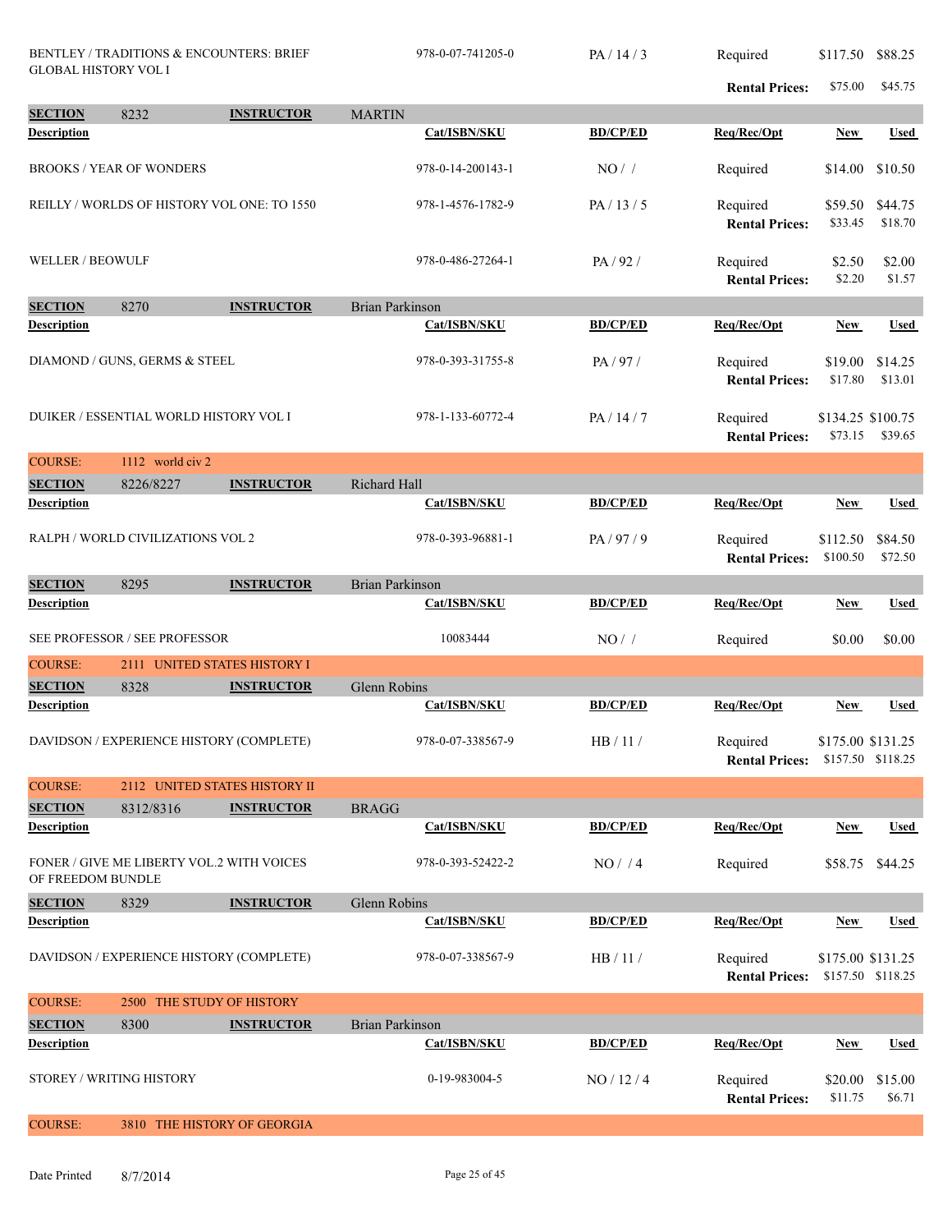| Description | Cat/ISBN/SKU | BD/CP/ED | Req/Rec/Opt | New | Used |
|---|---|---|---|---|---|
| BENTLEY / TRADITIONS & ENCOUNTERS: BRIEF GLOBAL HISTORY VOL I | 978-0-07-741205-0 | PA / 14 / 3 | Required | $117.50 | $88.25 |
| | | | Rental Prices: | $75.00 | $45.75 |

**SECTION** 8232 **INSTRUCTOR** MARTIN

| Description | Cat/ISBN/SKU | BD/CP/ED | Req/Rec/Opt | New | Used |
|---|---|---|---|---|---|
| BROOKS / YEAR OF WONDERS | 978-0-14-200143-1 | NO / / | Required | $14.00 | $10.50 |
| REILLY / WORLDS OF HISTORY VOL ONE: TO 1550 | 978-1-4576-1782-9 | PA / 13 / 5 | Required | $59.50 | $44.75 |
| | | | Rental Prices: | $33.45 | $18.70 |
| WELLER / BEOWULF | 978-0-486-27264-1 | PA / 92 / | Required | $2.50 | $2.00 |
| | | | Rental Prices: | $2.20 | $1.57 |

**SECTION** 8270 **INSTRUCTOR** Brian Parkinson

| Description | Cat/ISBN/SKU | BD/CP/ED | Req/Rec/Opt | New | Used |
|---|---|---|---|---|---|
| DIAMOND / GUNS, GERMS & STEEL | 978-0-393-31755-8 | PA / 97 / | Required | $19.00 | $14.25 |
| | | | Rental Prices: | $17.80 | $13.01 |
| DUIKER / ESSENTIAL WORLD HISTORY VOL I | 978-1-133-60772-4 | PA / 14 / 7 | Required | $134.25 | $100.75 |
| | | | Rental Prices: | $73.15 | $39.65 |

## COURSE: 1112 world civ 2

**SECTION** 8226/8227 **INSTRUCTOR** Richard Hall

| Description | Cat/ISBN/SKU | BD/CP/ED | Req/Rec/Opt | New | Used |
|---|---|---|---|---|---|
| RALPH / WORLD CIVILIZATIONS VOL 2 | 978-0-393-96881-1 | PA / 97 / 9 | Required | $112.50 | $84.50 |
| | | | Rental Prices: | $100.50 | $72.50 |

**SECTION** 8295 **INSTRUCTOR** Brian Parkinson

| Description | Cat/ISBN/SKU | BD/CP/ED | Req/Rec/Opt | New | Used |
|---|---|---|---|---|---|
| SEE PROFESSOR / SEE PROFESSOR | 10083444 | NO / / | Required | $0.00 | $0.00 |

## COURSE: 2111 UNITED STATES HISTORY I

**SECTION** 8328 **INSTRUCTOR** Glenn Robins

| Description | Cat/ISBN/SKU | BD/CP/ED | Req/Rec/Opt | New | Used |
|---|---|---|---|---|---|
| DAVIDSON / EXPERIENCE HISTORY (COMPLETE) | 978-0-07-338567-9 | HB / 11 / | Required | $175.00 | $131.25 |
| | | | Rental Prices: | $157.50 | $118.25 |

## COURSE: 2112 UNITED STATES HISTORY II

**SECTION** 8312/8316 **INSTRUCTOR** BRAGG

| Description | Cat/ISBN/SKU | BD/CP/ED | Req/Rec/Opt | New | Used |
|---|---|---|---|---|---|
| FONER / GIVE ME LIBERTY VOL.2 WITH VOICES OF FREEDOM BUNDLE | 978-0-393-52422-2 | NO / / 4 | Required | $58.75 | $44.25 |

**SECTION** 8329 **INSTRUCTOR** Glenn Robins

| Description | Cat/ISBN/SKU | BD/CP/ED | Req/Rec/Opt | New | Used |
|---|---|---|---|---|---|
| DAVIDSON / EXPERIENCE HISTORY (COMPLETE) | 978-0-07-338567-9 | HB / 11 / | Required | $175.00 | $131.25 |
| | | | Rental Prices: | $157.50 | $118.25 |

## COURSE: 2500 THE STUDY OF HISTORY

**SECTION** 8300 **INSTRUCTOR** Brian Parkinson

| Description | Cat/ISBN/SKU | BD/CP/ED | Req/Rec/Opt | New | Used |
|---|---|---|---|---|---|
| STOREY / WRITING HISTORY | 0-19-983004-5 | NO / 12 / 4 | Required | $20.00 | $15.00 |
| | | | Rental Prices: | $11.75 | $6.71 |

## COURSE: 3810 THE HISTORY OF GEORGIA

Date Printed 8/7/2014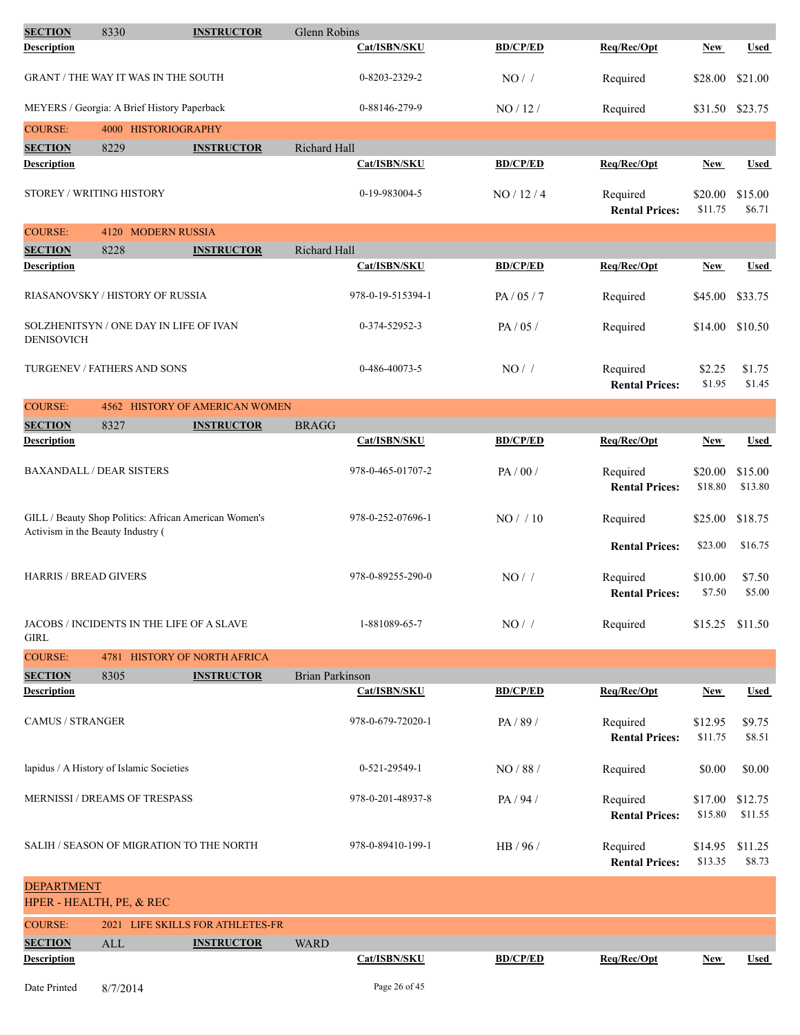**SECTION** 8330 **INSTRUCTOR** Glenn Robins

| Description | Cat/ISBN/SKU | BD/CP/ED | Req/Rec/Opt | New | Used |
|---|---|---|---|---|---|
| GRANT / THE WAY IT WAS IN THE SOUTH | 0-8203-2329-2 | NO / / | Required | $28.00 | $21.00 |
| MEYERS / Georgia: A Brief History Paperback | 0-88146-279-9 | NO / 12 / | Required | $31.50 | $23.75 |

**COURSE:** 4000 HISTORIOGRAPHY

**SECTION** 8229 **INSTRUCTOR** Richard Hall

| Description | Cat/ISBN/SKU | BD/CP/ED | Req/Rec/Opt | New | Used |
|---|---|---|---|---|---|
| STOREY / WRITING HISTORY | 0-19-983004-5 | NO / 12 / 4 | Required | $20.00 | $15.00 |
| | | | **Rental Prices:** | $11.75 | $6.71 |

**COURSE:** 4120 MODERN RUSSIA

**SECTION** 8228 **INSTRUCTOR** Richard Hall

| Description | Cat/ISBN/SKU | BD/CP/ED | Req/Rec/Opt | New | Used |
|---|---|---|---|---|---|
| RIASANOVSKY / HISTORY OF RUSSIA | 978-0-19-515394-1 | PA / 05 / 7 | Required | $45.00 | $33.75 |
| SOLZHENITSYN / ONE DAY IN LIFE OF IVAN DENISOVICH | 0-374-52952-3 | PA / 05 / | Required | $14.00 | $10.50 |
| TURGENEV / FATHERS AND SONS | 0-486-40073-5 | NO / / | Required | $2.25 | $1.75 |
| | | | **Rental Prices:** | $1.95 | $1.45 |

**COURSE:** 4562 HISTORY OF AMERICAN WOMEN

**SECTION** 8327 **INSTRUCTOR** BRAGG

| Description | Cat/ISBN/SKU | BD/CP/ED | Req/Rec/Opt | New | Used |
|---|---|---|---|---|---|
| BAXANDALL / DEAR SISTERS | 978-0-465-01707-2 | PA / 00 / | Required | $20.00 | $15.00 |
| | | | **Rental Prices:** | $18.80 | $13.80 |
| GILL / Beauty Shop Politics: African American Women's Activism in the Beauty Industry ( | 978-0-252-07696-1 | NO / / 10 | Required | $25.00 | $18.75 |
| | | | **Rental Prices:** | $23.00 | $16.75 |
| HARRIS / BREAD GIVERS | 978-0-89255-290-0 | NO / / | Required | $10.00 | $7.50 |
| | | | **Rental Prices:** | $7.50 | $5.00 |
| JACOBS / INCIDENTS IN THE LIFE OF A SLAVE GIRL | 1-881089-65-7 | NO / / | Required | $15.25 | $11.50 |

**COURSE:** 4781 HISTORY OF NORTH AFRICA

**SECTION** 8305 **INSTRUCTOR** Brian Parkinson

| Description | Cat/ISBN/SKU | BD/CP/ED | Req/Rec/Opt | New | Used |
|---|---|---|---|---|---|
| CAMUS / STRANGER | 978-0-679-72020-1 | PA / 89 / | Required | $12.95 | $9.75 |
| | | | **Rental Prices:** | $11.75 | $8.51 |
| lapidus / A History of Islamic Societies | 0-521-29549-1 | NO / 88 / | Required | $0.00 | $0.00 |
| MERNISSI / DREAMS OF TRESPASS | 978-0-201-48937-8 | PA / 94 / | Required | $17.00 | $12.75 |
| | | | **Rental Prices:** | $15.80 | $11.55 |
| SALIH / SEASON OF MIGRATION TO THE NORTH | 978-0-89410-199-1 | HB / 96 / | Required | $14.95 | $11.25 |
| | | | **Rental Prices:** | $13.35 | $8.73 |

## DEPARTMENT
HPER - HEALTH, PE, & REC

**COURSE:** 2021 LIFE SKILLS FOR ATHLETES-FR

**SECTION** ALL **INSTRUCTOR** WARD

| Description | Cat/ISBN/SKU | BD/CP/ED | Req/Rec/Opt | New | Used |
|---|---|---|---|---|---|

Date Printed 8/7/2014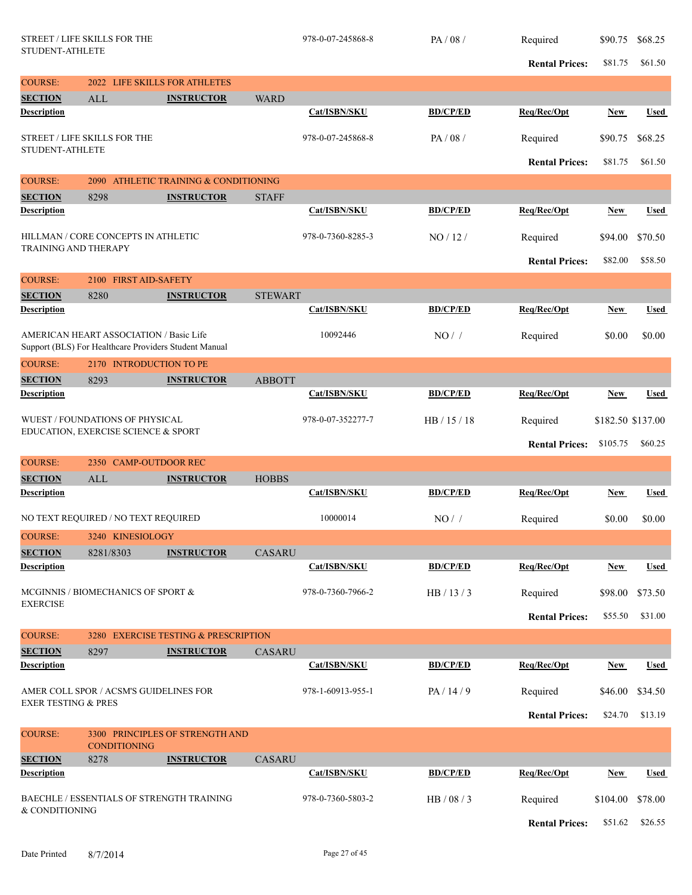| | | | | |
|---|---|---|---|---|
| STREET / LIFE SKILLS FOR THE STUDENT-ATHLETE | 978-0-07-245868-8 | PA / 08 / | Required | $90.75 | $68.25 |
| | | | **Rental Prices:** | $81.75 | $61.50 |

**COURSE:** 2022 LIFE SKILLS FOR ATHLETES

**SECTION** ALL **INSTRUCTOR** WARD

| Description | Cat/ISBN/SKU | BD/CP/ED | Req/Rec/Opt | New | Used |
|---|---|---|---|---|---|
| STREET / LIFE SKILLS FOR THE STUDENT-ATHLETE | 978-0-07-245868-8 | PA / 08 / | Required | $90.75 | $68.25 |
| | | | **Rental Prices:** | $81.75 | $61.50 |

**COURSE:** 2090 ATHLETIC TRAINING & CONDITIONING

**SECTION** 8298 **INSTRUCTOR** STAFF

| Description | Cat/ISBN/SKU | BD/CP/ED | Req/Rec/Opt | New | Used |
|---|---|---|---|---|---|
| HILLMAN / CORE CONCEPTS IN ATHLETIC TRAINING AND THERAPY | 978-0-7360-8285-3 | NO / 12 / | Required | $94.00 | $70.50 |
| | | | **Rental Prices:** | $82.00 | $58.50 |

**COURSE:** 2100 FIRST AID-SAFETY

**SECTION** 8280 **INSTRUCTOR** STEWART

| Description | Cat/ISBN/SKU | BD/CP/ED | Req/Rec/Opt | New | Used |
|---|---|---|---|---|---|
| AMERICAN HEART ASSOCIATION / Basic Life Support (BLS) For Healthcare Providers Student Manual | 10092446 | NO / / | Required | $0.00 | $0.00 |

**COURSE:** 2170 INTRODUCTION TO PE

**SECTION** 8293 **INSTRUCTOR** ABBOTT

| Description | Cat/ISBN/SKU | BD/CP/ED | Req/Rec/Opt | New | Used |
|---|---|---|---|---|---|
| WUEST / FOUNDATIONS OF PHYSICAL EDUCATION, EXERCISE SCIENCE & SPORT | 978-0-07-352277-7 | HB / 15 / 18 | Required | $182.50 | $137.00 |
| | | | **Rental Prices:** | $105.75 | $60.25 |

**COURSE:** 2350 CAMP-OUTDOOR REC

**SECTION** ALL **INSTRUCTOR** HOBBS

| Description | Cat/ISBN/SKU | BD/CP/ED | Req/Rec/Opt | New | Used |
|---|---|---|---|---|---|
| NO TEXT REQUIRED / NO TEXT REQUIRED | 10000014 | NO / / | Required | $0.00 | $0.00 |

**COURSE:** 3240 KINESIOLOGY

**SECTION** 8281/8303 **INSTRUCTOR** CASARU

| Description | Cat/ISBN/SKU | BD/CP/ED | Req/Rec/Opt | New | Used |
|---|---|---|---|---|---|
| MCGINNIS / BIOMECHANICS OF SPORT & EXERCISE | 978-0-7360-7966-2 | HB / 13 / 3 | Required | $98.00 | $73.50 |
| | | | **Rental Prices:** | $55.50 | $31.00 |

**COURSE:** 3280 EXERCISE TESTING & PRESCRIPTION

**SECTION** 8297 **INSTRUCTOR** CASARU

| Description | Cat/ISBN/SKU | BD/CP/ED | Req/Rec/Opt | New | Used |
|---|---|---|---|---|---|
| AMER COLL SPOR / ACSM'S GUIDELINES FOR EXER TESTING & PRES | 978-1-60913-955-1 | PA / 14 / 9 | Required | $46.00 | $34.50 |
| | | | **Rental Prices:** | $24.70 | $13.19 |

**COURSE:** 3300 PRINCIPLES OF STRENGTH AND CONDITIONING

**SECTION** 8278 **INSTRUCTOR** CASARU

| Description | Cat/ISBN/SKU | BD/CP/ED | Req/Rec/Opt | New | Used |
|---|---|---|---|---|---|
| BAECHLE / ESSENTIALS OF STRENGTH TRAINING & CONDITIONING | 978-0-7360-5803-2 | HB / 08 / 3 | Required | $104.00 | $78.00 |
| | | | **Rental Prices:** | $51.62 | $26.55 |

Date Printed 8/7/2014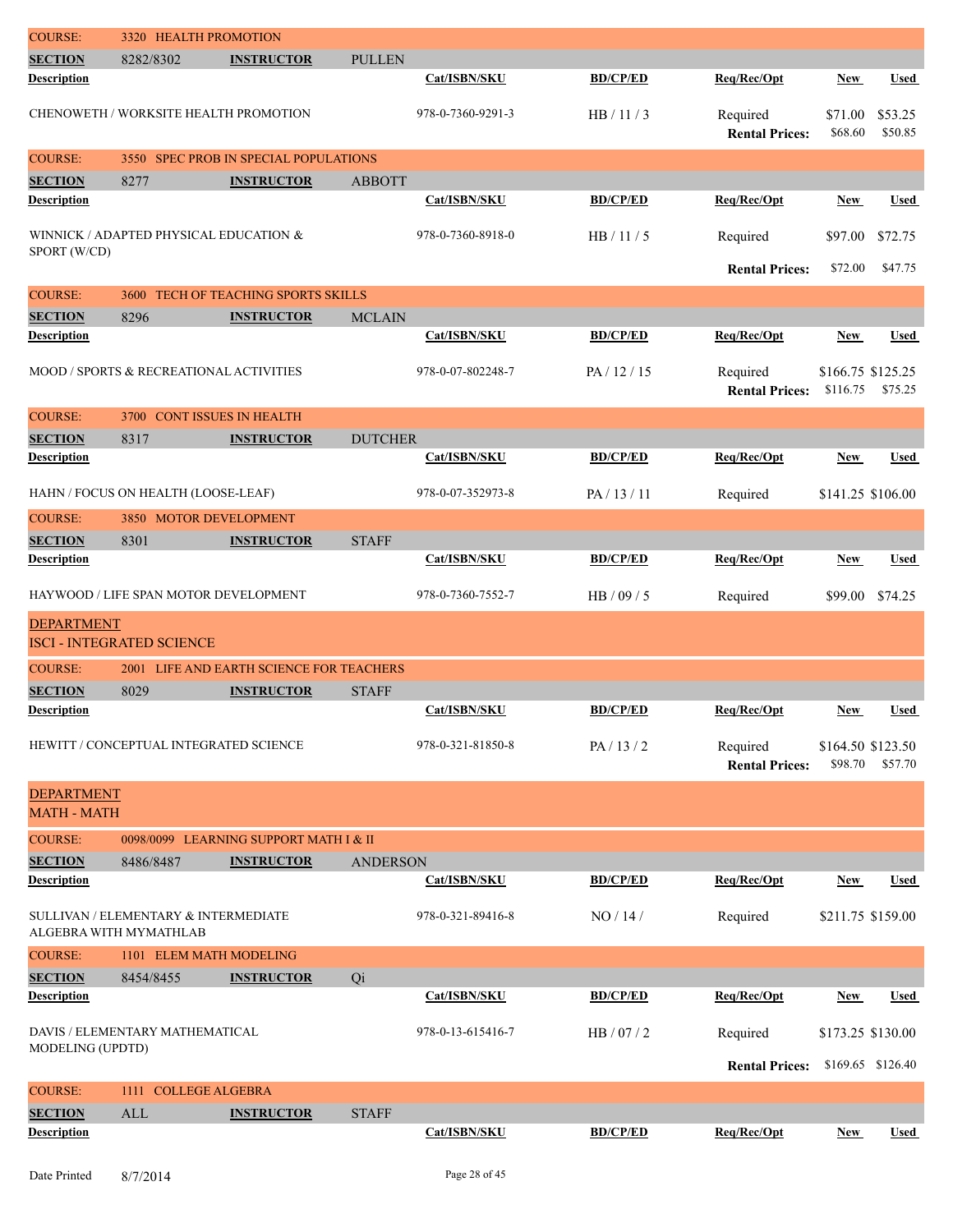**COURSE:** 3320 HEALTH PROMOTION

| SECTION | 8282/8302 | INSTRUCTOR | PULLEN | | | |
|---|---|---|---|---|---|---|
| **Description** | **Cat/ISBN/SKU** | **BD/CP/ED** | **Req/Rec/Opt** | | **New** | **Used** |
| CHENOWETH / WORKSITE HEALTH PROMOTION | 978-0-7360-9291-3 | HB / 11 / 3 | Required | | $71.00 | $53.25 |
| | | | | **Rental Prices:** | $68.60 | $50.85 |

**COURSE:** 3550 SPEC PROB IN SPECIAL POPULATIONS

| SECTION | 8277 | INSTRUCTOR | ABBOTT | | | |
|---|---|---|---|---|---|---|
| **Description** | **Cat/ISBN/SKU** | **BD/CP/ED** | **Req/Rec/Opt** | | **New** | **Used** |
| WINNICK / ADAPTED PHYSICAL EDUCATION & SPORT (W/CD) | 978-0-7360-8918-0 | HB / 11 / 5 | Required | | $97.00 | $72.75 |
| | | | | **Rental Prices:** | $72.00 | $47.75 |

**COURSE:** 3600 TECH OF TEACHING SPORTS SKILLS

| SECTION | 8296 | INSTRUCTOR | MCLAIN | | | |
|---|---|---|---|---|---|---|
| **Description** | **Cat/ISBN/SKU** | **BD/CP/ED** | **Req/Rec/Opt** | | **New** | **Used** |
| MOOD / SPORTS & RECREATIONAL ACTIVITIES | 978-0-07-802248-7 | PA / 12 / 15 | Required | | $166.75 | $125.25 |
| | | | | **Rental Prices:** | $116.75 | $75.25 |

**COURSE:** 3700 CONT ISSUES IN HEALTH

| SECTION | 8317 | INSTRUCTOR | DUTCHER | | |
|---|---|---|---|---|---|
| **Description** | **Cat/ISBN/SKU** | **BD/CP/ED** | **Req/Rec/Opt** | **New** | **Used** |
| HAHN / FOCUS ON HEALTH (LOOSE-LEAF) | 978-0-07-352973-8 | PA / 13 / 11 | Required | $141.25 | $106.00 |

**COURSE:** 3850 MOTOR DEVELOPMENT

| SECTION | 8301 | INSTRUCTOR | STAFF | | |
|---|---|---|---|---|---|
| **Description** | **Cat/ISBN/SKU** | **BD/CP/ED** | **Req/Rec/Opt** | **New** | **Used** |
| HAYWOOD / LIFE SPAN MOTOR DEVELOPMENT | 978-0-7360-7552-7 | HB / 09 / 5 | Required | $99.00 | $74.25 |

## DEPARTMENT
## ISCI - INTEGRATED SCIENCE

**COURSE:** 2001 LIFE AND EARTH SCIENCE FOR TEACHERS

| SECTION | 8029 | INSTRUCTOR | STAFF | | | |
|---|---|---|---|---|---|---|
| **Description** | **Cat/ISBN/SKU** | **BD/CP/ED** | **Req/Rec/Opt** | | **New** | **Used** |
| HEWITT / CONCEPTUAL INTEGRATED SCIENCE | 978-0-321-81850-8 | PA / 13 / 2 | Required | | $164.50 | $123.50 |
| | | | | **Rental Prices:** | $98.70 | $57.70 |

## DEPARTMENT
## MATH - MATH

**COURSE:** 0098/0099 LEARNING SUPPORT MATH I & II

| SECTION | 8486/8487 | INSTRUCTOR | ANDERSON | | |
|---|---|---|---|---|---|
| **Description** | **Cat/ISBN/SKU** | **BD/CP/ED** | **Req/Rec/Opt** | **New** | **Used** |
| SULLIVAN / ELEMENTARY & INTERMEDIATE ALGEBRA WITH MYMATHLAB | 978-0-321-89416-8 | NO / 14 / | Required | $211.75 | $159.00 |

**COURSE:** 1101 ELEM MATH MODELING

| SECTION | 8454/8455 | INSTRUCTOR | Qi | | | |
|---|---|---|---|---|---|---|
| **Description** | **Cat/ISBN/SKU** | **BD/CP/ED** | **Req/Rec/Opt** | | **New** | **Used** |
| DAVIS / ELEMENTARY MATHEMATICAL MODELING (UPDTD) | 978-0-13-615416-7 | HB / 07 / 2 | Required | | $173.25 | $130.00 |
| | | | | **Rental Prices:** | $169.65 | $126.40 |

**COURSE:** 1111 COLLEGE ALGEBRA

| SECTION | ALL | INSTRUCTOR | STAFF | | |
|---|---|---|---|---|---|
| **Description** | **Cat/ISBN/SKU** | **BD/CP/ED** | **Req/Rec/Opt** | **New** | **Used** |

Date Printed 8/7/2014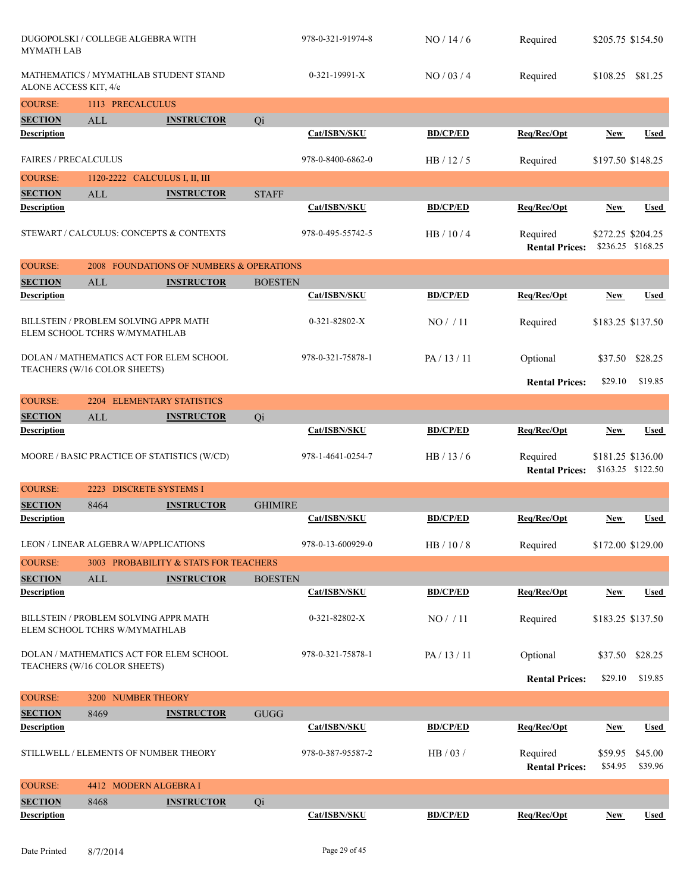| Description | Cat/ISBN/SKU | BD/CP/ED | Req/Rec/Opt | New | Used |
|---|---|---|---|---|---|
| DUGOPOLSKI / COLLEGE ALGEBRA WITH MYMATH LAB | 978-0-321-91974-8 | NO / 14 / 6 | Required | $205.75 | $154.50 |
| MATHEMATICS / MYMATHLAB STUDENT STAND ALONE ACCESS KIT, 4/e | 0-321-19991-X | NO / 03 / 4 | Required | $108.25 | $81.25 |

**COURSE:** 1113 PRECALCULUS

**SECTION** ALL **INSTRUCTOR** Qi

| Description | Cat/ISBN/SKU | BD/CP/ED | Req/Rec/Opt | New | Used |
|---|---|---|---|---|---|
| FAIRES / PRECALCULUS | 978-0-8400-6862-0 | HB / 12 / 5 | Required | $197.50 | $148.25 |

**COURSE:** 1120-2222 CALCULUS I, II, III

**SECTION** ALL **INSTRUCTOR** STAFF

| Description | Cat/ISBN/SKU | BD/CP/ED | Req/Rec/Opt | New | Used |
|---|---|---|---|---|---|
| STEWART / CALCULUS: CONCEPTS & CONTEXTS | 978-0-495-55742-5 | HB / 10 / 4 | Required | $272.25 | $204.25 |
| | | | Rental Prices: | $236.25 | $168.25 |

**COURSE:** 2008 FOUNDATIONS OF NUMBERS & OPERATIONS

**SECTION** ALL **INSTRUCTOR** BOESTEN

| Description | Cat/ISBN/SKU | BD/CP/ED | Req/Rec/Opt | New | Used |
|---|---|---|---|---|---|
| BILLSTEIN / PROBLEM SOLVING APPR MATH ELEM SCHOOL TCHRS W/MYMATHLAB | 0-321-82802-X | NO / / 11 | Required | $183.25 | $137.50 |
| DOLAN / MATHEMATICS ACT FOR ELEM SCHOOL TEACHERS (W/16 COLOR SHEETS) | 978-0-321-75878-1 | PA / 13 / 11 | Optional | $37.50 | $28.25 |
| | | | Rental Prices: | $29.10 | $19.85 |

**COURSE:** 2204 ELEMENTARY STATISTICS

**SECTION** ALL **INSTRUCTOR** Qi

| Description | Cat/ISBN/SKU | BD/CP/ED | Req/Rec/Opt | New | Used |
|---|---|---|---|---|---|
| MOORE / BASIC PRACTICE OF STATISTICS (W/CD) | 978-1-4641-0254-7 | HB / 13 / 6 | Required | $181.25 | $136.00 |
| | | | Rental Prices: | $163.25 | $122.50 |

**COURSE:** 2223 DISCRETE SYSTEMS I

**SECTION** 8464 **INSTRUCTOR** GHIMIRE

| Description | Cat/ISBN/SKU | BD/CP/ED | Req/Rec/Opt | New | Used |
|---|---|---|---|---|---|
| LEON / LINEAR ALGEBRA W/APPLICATIONS | 978-0-13-600929-0 | HB / 10 / 8 | Required | $172.00 | $129.00 |

**COURSE:** 3003 PROBABILITY & STATS FOR TEACHERS

**SECTION** ALL **INSTRUCTOR** BOESTEN

| Description | Cat/ISBN/SKU | BD/CP/ED | Req/Rec/Opt | New | Used |
|---|---|---|---|---|---|
| BILLSTEIN / PROBLEM SOLVING APPR MATH ELEM SCHOOL TCHRS W/MYMATHLAB | 0-321-82802-X | NO / / 11 | Required | $183.25 | $137.50 |
| DOLAN / MATHEMATICS ACT FOR ELEM SCHOOL TEACHERS (W/16 COLOR SHEETS) | 978-0-321-75878-1 | PA / 13 / 11 | Optional | $37.50 | $28.25 |
| | | | Rental Prices: | $29.10 | $19.85 |

**COURSE:** 3200 NUMBER THEORY

**SECTION** 8469 **INSTRUCTOR** GUGG

| Description | Cat/ISBN/SKU | BD/CP/ED | Req/Rec/Opt | New | Used |
|---|---|---|---|---|---|
| STILLWELL / ELEMENTS OF NUMBER THEORY | 978-0-387-95587-2 | HB / 03 / | Required | $59.95 | $45.00 |
| | | | Rental Prices: | $54.95 | $39.96 |

**COURSE:** 4412 MODERN ALGEBRA I

**SECTION** 8468 **INSTRUCTOR** Qi

| Description | Cat/ISBN/SKU | BD/CP/ED | Req/Rec/Opt | New | Used |
|---|---|---|---|---|---|

Date Printed 8/7/2014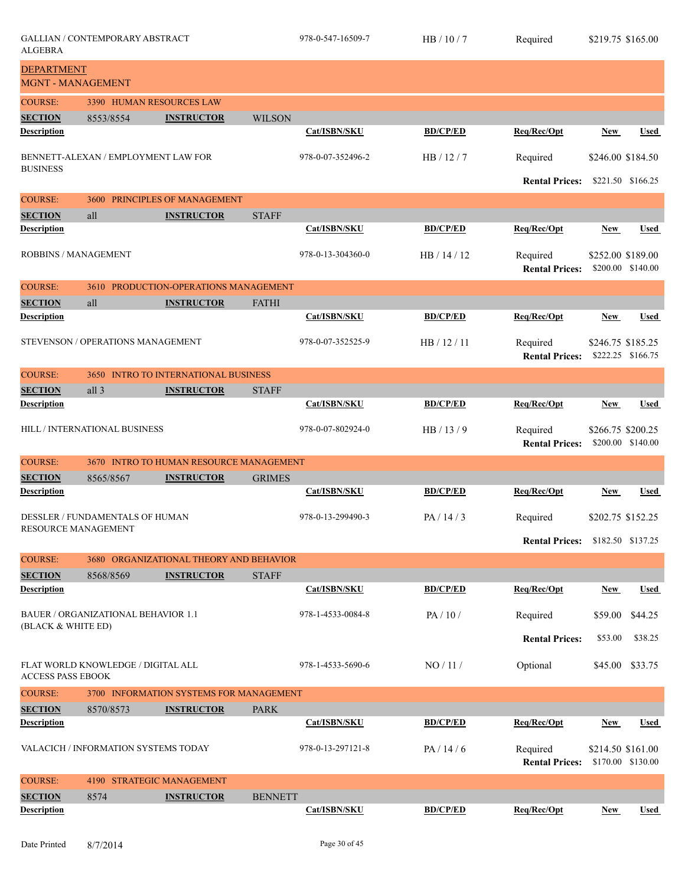| Description | Cat/ISBN/SKU | BD/CP/ED | Req/Rec/Opt | New | Used |
|---|---|---|---|---|---|
| GALLIAN / CONTEMPORARY ABSTRACT ALGEBRA | 978-0-547-16509-7 | HB / 10 / 7 | Required | $219.75 | $165.00 |

## DEPARTMENT
## MGNT - MANAGEMENT

### COURSE: 3390 HUMAN RESOURCES LAW

**SECTION** 8553/8554 **INSTRUCTOR** WILSON

| Description | Cat/ISBN/SKU | BD/CP/ED | Req/Rec/Opt | New | Used |
|---|---|---|---|---|---|
| BENNETT-ALEXAN / EMPLOYMENT LAW FOR BUSINESS | 978-0-07-352496-2 | HB / 12 / 7 | Required | $246.00 | $184.50 |
| | | | **Rental Prices:** | $221.50 | $166.25 |

### COURSE: 3600 PRINCIPLES OF MANAGEMENT

**SECTION** all **INSTRUCTOR** STAFF

| Description | Cat/ISBN/SKU | BD/CP/ED | Req/Rec/Opt | New | Used |
|---|---|---|---|---|---|
| ROBBINS / MANAGEMENT | 978-0-13-304360-0 | HB / 14 / 12 | Required | $252.00 | $189.00 |
| | | | **Rental Prices:** | $200.00 | $140.00 |

### COURSE: 3610 PRODUCTION-OPERATIONS MANAGEMENT

**SECTION** all **INSTRUCTOR** FATHI

| Description | Cat/ISBN/SKU | BD/CP/ED | Req/Rec/Opt | New | Used |
|---|---|---|---|---|---|
| STEVENSON / OPERATIONS MANAGEMENT | 978-0-07-352525-9 | HB / 12 / 11 | Required | $246.75 | $185.25 |
| | | | **Rental Prices:** | $222.25 | $166.75 |

### COURSE: 3650 INTRO TO INTERNATIONAL BUSINESS

**SECTION** all 3 **INSTRUCTOR** STAFF

| Description | Cat/ISBN/SKU | BD/CP/ED | Req/Rec/Opt | New | Used |
|---|---|---|---|---|---|
| HILL / INTERNATIONAL BUSINESS | 978-0-07-802924-0 | HB / 13 / 9 | Required | $266.75 | $200.25 |
| | | | **Rental Prices:** | $200.00 | $140.00 |

### COURSE: 3670 INTRO TO HUMAN RESOURCE MANAGEMENT

**SECTION** 8565/8567 **INSTRUCTOR** GRIMES

| Description | Cat/ISBN/SKU | BD/CP/ED | Req/Rec/Opt | New | Used |
|---|---|---|---|---|---|
| DESSLER / FUNDAMENTALS OF HUMAN RESOURCE MANAGEMENT | 978-0-13-299490-3 | PA / 14 / 3 | Required | $202.75 | $152.25 |
| | | | **Rental Prices:** | $182.50 | $137.25 |

### COURSE: 3680 ORGANIZATIONAL THEORY AND BEHAVIOR

**SECTION** 8568/8569 **INSTRUCTOR** STAFF

| Description | Cat/ISBN/SKU | BD/CP/ED | Req/Rec/Opt | New | Used |
|---|---|---|---|---|---|
| BAUER / ORGANIZATIONAL BEHAVIOR 1.1 (BLACK & WHITE ED) | 978-1-4533-0084-8 | PA / 10 / | Required | $59.00 | $44.25 |
| | | | **Rental Prices:** | $53.00 | $38.25 |
| FLAT WORLD KNOWLEDGE / DIGITAL ALL ACCESS PASS EBOOK | 978-1-4533-5690-6 | NO / 11 / | Optional | $45.00 | $33.75 |

### COURSE: 3700 INFORMATION SYSTEMS FOR MANAGEMENT

**SECTION** 8570/8573 **INSTRUCTOR** PARK

| Description | Cat/ISBN/SKU | BD/CP/ED | Req/Rec/Opt | New | Used |
|---|---|---|---|---|---|
| VALACICH / INFORMATION SYSTEMS TODAY | 978-0-13-297121-8 | PA / 14 / 6 | Required | $214.50 | $161.00 |
| | | | **Rental Prices:** | $170.00 | $130.00 |

### COURSE: 4190 STRATEGIC MANAGEMENT

**SECTION** 8574 **INSTRUCTOR** BENNETT

| Description | Cat/ISBN/SKU | BD/CP/ED | Req/Rec/Opt | New | Used |
|---|---|---|---|---|---|

Date Printed 8/7/2014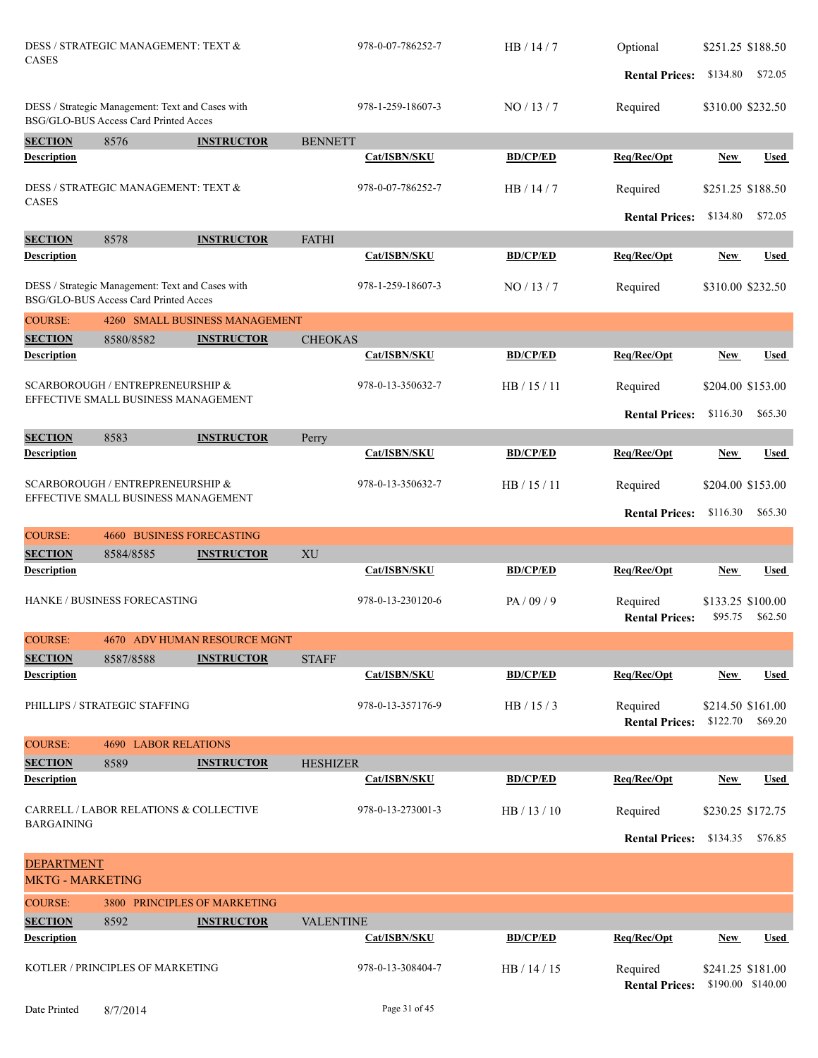| Description | Cat/ISBN/SKU | BD/CP/ED | Req/Rec/Opt | New | Used |
|---|---|---|---|---|---|
| DESS / STRATEGIC MANAGEMENT: TEXT & CASES | 978-0-07-786252-7 | HB / 14 / 7 | Optional | $251.25 | $188.50 |
| | | | **Rental Prices:** | $134.80 | $72.05 |
| DESS / Strategic Management: Text and Cases with BSG/GLO-BUS Access Card Printed Acces | 978-1-259-18607-3 | NO / 13 / 7 | Required | $310.00 | $232.50 |

**SECTION** 8576 **INSTRUCTOR** BENNETT

| Description | Cat/ISBN/SKU | BD/CP/ED | Req/Rec/Opt | New | Used |
|---|---|---|---|---|---|
| DESS / STRATEGIC MANAGEMENT: TEXT & CASES | 978-0-07-786252-7 | HB / 14 / 7 | Required | $251.25 | $188.50 |
| | | | **Rental Prices:** | $134.80 | $72.05 |

**SECTION** 8578 **INSTRUCTOR** FATHI

| Description | Cat/ISBN/SKU | BD/CP/ED | Req/Rec/Opt | New | Used |
|---|---|---|---|---|---|
| DESS / Strategic Management: Text and Cases with BSG/GLO-BUS Access Card Printed Acces | 978-1-259-18607-3 | NO / 13 / 7 | Required | $310.00 | $232.50 |

## COURSE: 4260 SMALL BUSINESS MANAGEMENT

**SECTION** 8580/8582 **INSTRUCTOR** CHEOKAS

| Description | Cat/ISBN/SKU | BD/CP/ED | Req/Rec/Opt | New | Used |
|---|---|---|---|---|---|
| SCARBOROUGH / ENTREPRENEURSHIP & EFFECTIVE SMALL BUSINESS MANAGEMENT | 978-0-13-350632-7 | HB / 15 / 11 | Required | $204.00 | $153.00 |
| | | | **Rental Prices:** | $116.30 | $65.30 |

**SECTION** 8583 **INSTRUCTOR** Perry

| Description | Cat/ISBN/SKU | BD/CP/ED | Req/Rec/Opt | New | Used |
|---|---|---|---|---|---|
| SCARBOROUGH / ENTREPRENEURSHIP & EFFECTIVE SMALL BUSINESS MANAGEMENT | 978-0-13-350632-7 | HB / 15 / 11 | Required | $204.00 | $153.00 |
| | | | **Rental Prices:** | $116.30 | $65.30 |

## COURSE: 4660 BUSINESS FORECASTING

**SECTION** 8584/8585 **INSTRUCTOR** XU

| Description | Cat/ISBN/SKU | BD/CP/ED | Req/Rec/Opt | New | Used |
|---|---|---|---|---|---|
| HANKE / BUSINESS FORECASTING | 978-0-13-230120-6 | PA / 09 / 9 | Required | $133.25 | $100.00 |
| | | | **Rental Prices:** | $95.75 | $62.50 |

## COURSE: 4670 ADV HUMAN RESOURCE MGNT

**SECTION** 8587/8588 **INSTRUCTOR** STAFF

| Description | Cat/ISBN/SKU | BD/CP/ED | Req/Rec/Opt | New | Used |
|---|---|---|---|---|---|
| PHILLIPS / STRATEGIC STAFFING | 978-0-13-357176-9 | HB / 15 / 3 | Required | $214.50 | $161.00 |
| | | | **Rental Prices:** | $122.70 | $69.20 |

## COURSE: 4690 LABOR RELATIONS

**SECTION** 8589 **INSTRUCTOR** HESHIZER

| Description | Cat/ISBN/SKU | BD/CP/ED | Req/Rec/Opt | New | Used |
|---|---|---|---|---|---|
| CARRELL / LABOR RELATIONS & COLLECTIVE BARGAINING | 978-0-13-273001-3 | HB / 13 / 10 | Required | $230.25 | $172.75 |
| | | | **Rental Prices:** | $134.35 | $76.85 |

# DEPARTMENT
# MKTG - MARKETING

## COURSE: 3800 PRINCIPLES OF MARKETING

**SECTION** 8592 **INSTRUCTOR** VALENTINE

| Description | Cat/ISBN/SKU | BD/CP/ED | Req/Rec/Opt | New | Used |
|---|---|---|---|---|---|
| KOTLER / PRINCIPLES OF MARKETING | 978-0-13-308404-7 | HB / 14 / 15 | Required | $241.25 | $181.00 |
| | | | **Rental Prices:** | $190.00 | $140.00 |

Date Printed 8/7/2014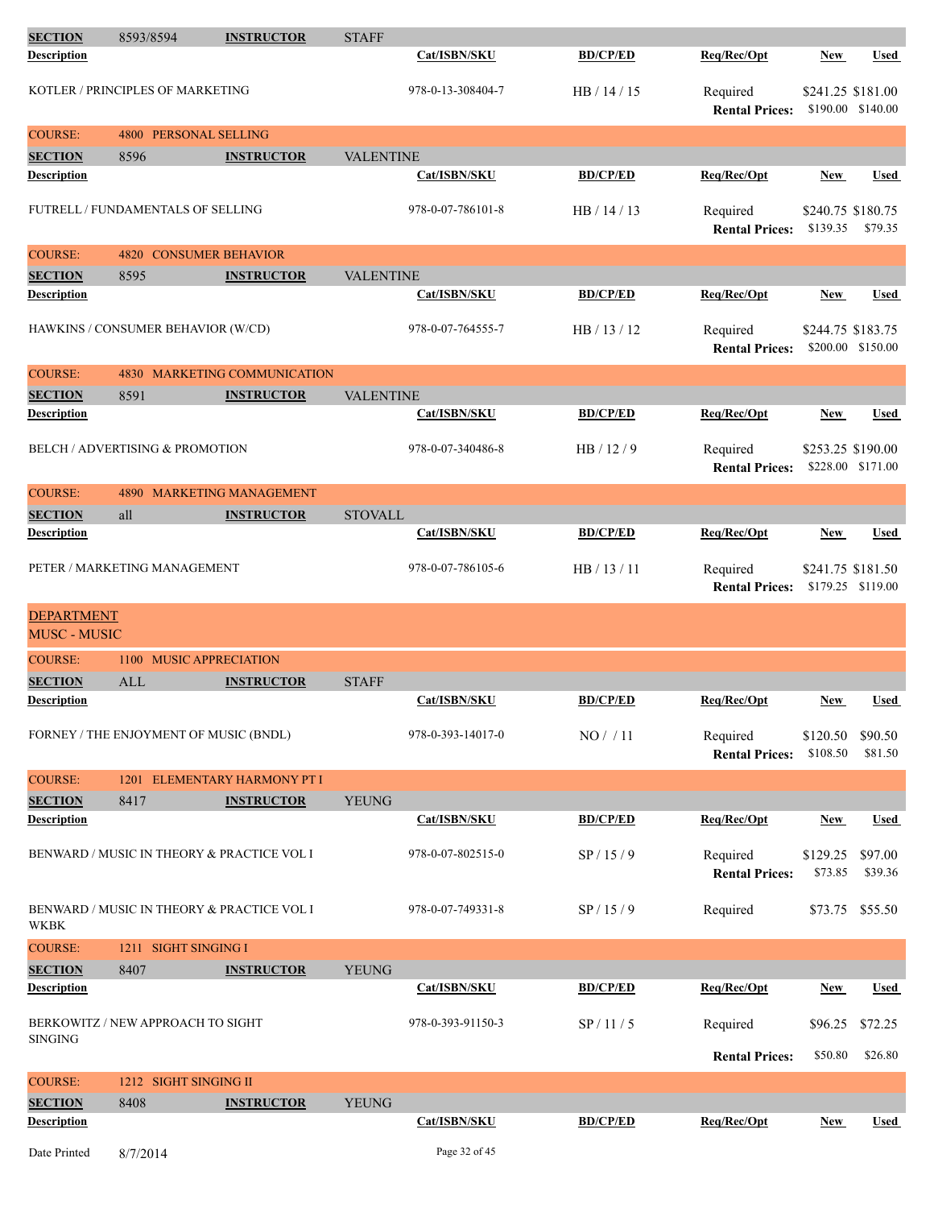| **SECTION** | 8593/8594 | **INSTRUCTOR** | STAFF | | | | |
|---|---|---|---|---|---|---|---|
| **Description** | | | | **Cat/ISBN/SKU** | **BD/CP/ED** | **Req/Rec/Opt** | **New** | **Used** |

| Description | Cat/ISBN/SKU | BD/CP/ED | Req/Rec/Opt | New | Used |
|---|---|---|---|---|---|
| KOTLER / PRINCIPLES OF MARKETING | 978-0-13-308404-7 | HB / 14 / 15 | Required | $241.25 | $181.00 |
| | | | **Rental Prices:** | $190.00 | $140.00 |

COURSE: 4800 PERSONAL SELLING

**SECTION** 8596 **INSTRUCTOR** VALENTINE

| Description | Cat/ISBN/SKU | BD/CP/ED | Req/Rec/Opt | New | Used |
|---|---|---|---|---|---|
| FUTRELL / FUNDAMENTALS OF SELLING | 978-0-07-786101-8 | HB / 14 / 13 | Required | $240.75 | $180.75 |
| | | | **Rental Prices:** | $139.35 | $79.35 |

COURSE: 4820 CONSUMER BEHAVIOR

**SECTION** 8595 **INSTRUCTOR** VALENTINE

| Description | Cat/ISBN/SKU | BD/CP/ED | Req/Rec/Opt | New | Used |
|---|---|---|---|---|---|
| HAWKINS / CONSUMER BEHAVIOR (W/CD) | 978-0-07-764555-7 | HB / 13 / 12 | Required | $244.75 | $183.75 |
| | | | **Rental Prices:** | $200.00 | $150.00 |

COURSE: 4830 MARKETING COMMUNICATION

**SECTION** 8591 **INSTRUCTOR** VALENTINE

| Description | Cat/ISBN/SKU | BD/CP/ED | Req/Rec/Opt | New | Used |
|---|---|---|---|---|---|
| BELCH / ADVERTISING & PROMOTION | 978-0-07-340486-8 | HB / 12 / 9 | Required | $253.25 | $190.00 |
| | | | **Rental Prices:** | $228.00 | $171.00 |

COURSE: 4890 MARKETING MANAGEMENT

**SECTION** all **INSTRUCTOR** STOVALL

| Description | Cat/ISBN/SKU | BD/CP/ED | Req/Rec/Opt | New | Used |
|---|---|---|---|---|---|
| PETER / MARKETING MANAGEMENT | 978-0-07-786105-6 | HB / 13 / 11 | Required | $241.75 | $181.50 |
| | | | **Rental Prices:** | $179.25 | $119.00 |

## DEPARTMENT
## MUSC - MUSIC

COURSE: 1100 MUSIC APPRECIATION

**SECTION** ALL **INSTRUCTOR** STAFF

| Description | Cat/ISBN/SKU | BD/CP/ED | Req/Rec/Opt | New | Used |
|---|---|---|---|---|---|
| FORNEY / THE ENJOYMENT OF MUSIC (BNDL) | 978-0-393-14017-0 | NO / / 11 | Required | $120.50 | $90.50 |
| | | | **Rental Prices:** | $108.50 | $81.50 |

COURSE: 1201 ELEMENTARY HARMONY PT I

**SECTION** 8417 **INSTRUCTOR** YEUNG

| Description | Cat/ISBN/SKU | BD/CP/ED | Req/Rec/Opt | New | Used |
|---|---|---|---|---|---|
| BENWARD / MUSIC IN THEORY & PRACTICE VOL I | 978-0-07-802515-0 | SP / 15 / 9 | Required | $129.25 | $97.00 |
| | | | **Rental Prices:** | $73.85 | $39.36 |
| BENWARD / MUSIC IN THEORY & PRACTICE VOL I WKBK | 978-0-07-749331-8 | SP / 15 / 9 | Required | $73.75 | $55.50 |

COURSE: 1211 SIGHT SINGING I

**SECTION** 8407 **INSTRUCTOR** YEUNG

| Description | Cat/ISBN/SKU | BD/CP/ED | Req/Rec/Opt | New | Used |
|---|---|---|---|---|---|
| BERKOWITZ / NEW APPROACH TO SIGHT SINGING | 978-0-393-91150-3 | SP / 11 / 5 | Required | $96.25 | $72.25 |
| | | | **Rental Prices:** | $50.80 | $26.80 |

COURSE: 1212 SIGHT SINGING II

**SECTION** 8408 **INSTRUCTOR** YEUNG

| Description | Cat/ISBN/SKU | BD/CP/ED | Req/Rec/Opt | New | Used |
|---|---|---|---|---|---|

Date Printed 8/7/2014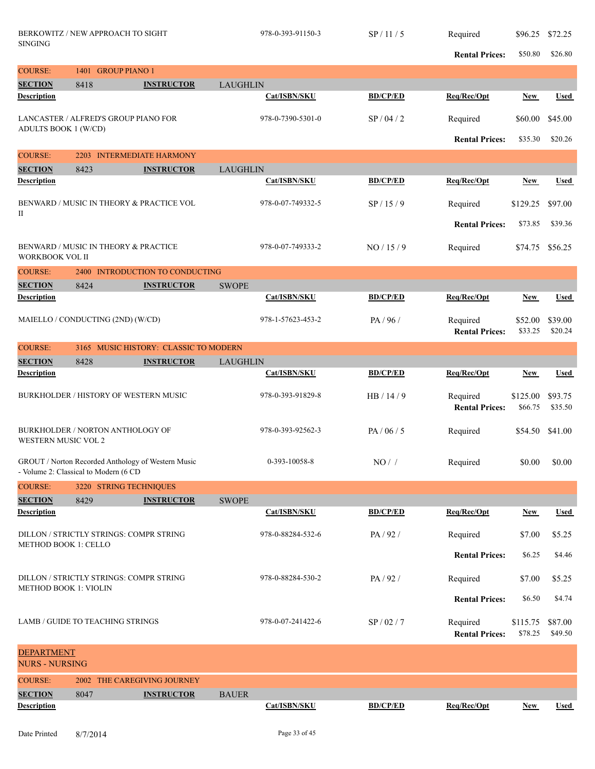| Description | Cat/ISBN/SKU | BD/CP/ED | Req/Rec/Opt | New | Used |
|---|---|---|---|---|---|
| BERKOWITZ / NEW APPROACH TO SIGHT SINGING | 978-0-393-91150-3 | SP / 11 / 5 | Required | $96.25 | $72.25 |
| | | | **Rental Prices:** | $50.80 | $26.80 |

**COURSE:** 1401 GROUP PIANO 1

**SECTION** 8418 **INSTRUCTOR** LAUGHLIN

| Description | Cat/ISBN/SKU | BD/CP/ED | Req/Rec/Opt | New | Used |
|---|---|---|---|---|---|
| LANCASTER / ALFRED'S GROUP PIANO FOR ADULTS BOOK 1 (W/CD) | 978-0-7390-5301-0 | SP / 04 / 2 | Required | $60.00 | $45.00 |
| | | | **Rental Prices:** | $35.30 | $20.26 |

**COURSE:** 2203 INTERMEDIATE HARMONY

**SECTION** 8423 **INSTRUCTOR** LAUGHLIN

| Description | Cat/ISBN/SKU | BD/CP/ED | Req/Rec/Opt | New | Used |
|---|---|---|---|---|---|
| BENWARD / MUSIC IN THEORY & PRACTICE VOL II | 978-0-07-749332-5 | SP / 15 / 9 | Required | $129.25 | $97.00 |
| | | | **Rental Prices:** | $73.85 | $39.36 |
| BENWARD / MUSIC IN THEORY & PRACTICE WORKBOOK VOL II | 978-0-07-749333-2 | NO / 15 / 9 | Required | $74.75 | $56.25 |

**COURSE:** 2400 INTRODUCTION TO CONDUCTING

**SECTION** 8424 **INSTRUCTOR** SWOPE

| Description | Cat/ISBN/SKU | BD/CP/ED | Req/Rec/Opt | New | Used |
|---|---|---|---|---|---|
| MAIELLO / CONDUCTING (2ND) (W/CD) | 978-1-57623-453-2 | PA / 96 / | Required | $52.00 | $39.00 |
| | | | **Rental Prices:** | $33.25 | $20.24 |

**COURSE:** 3165 MUSIC HISTORY: CLASSIC TO MODERN

**SECTION** 8428 **INSTRUCTOR** LAUGHLIN

| Description | Cat/ISBN/SKU | BD/CP/ED | Req/Rec/Opt | New | Used |
|---|---|---|---|---|---|
| BURKHOLDER / HISTORY OF WESTERN MUSIC | 978-0-393-91829-8 | HB / 14 / 9 | Required | $125.00 | $93.75 |
| | | | **Rental Prices:** | $66.75 | $35.50 |
| BURKHOLDER / NORTON ANTHOLOGY OF WESTERN MUSIC VOL 2 | 978-0-393-92562-3 | PA / 06 / 5 | Required | $54.50 | $41.00 |
| GROUT / Norton Recorded Anthology of Western Music - Volume 2: Classical to Modern (6 CD | 0-393-10058-8 | NO / / | Required | $0.00 | $0.00 |

**COURSE:** 3220 STRING TECHNIQUES

**SECTION** 8429 **INSTRUCTOR** SWOPE

| Description | Cat/ISBN/SKU | BD/CP/ED | Req/Rec/Opt | New | Used |
|---|---|---|---|---|---|
| DILLON / STRICTLY STRINGS: COMPR STRING METHOD BOOK 1: CELLO | 978-0-88284-532-6 | PA / 92 / | Required | $7.00 | $5.25 |
| | | | **Rental Prices:** | $6.25 | $4.46 |
| DILLON / STRICTLY STRINGS: COMPR STRING METHOD BOOK 1: VIOLIN | 978-0-88284-530-2 | PA / 92 / | Required | $7.00 | $5.25 |
| | | | **Rental Prices:** | $6.50 | $4.74 |
| LAMB / GUIDE TO TEACHING STRINGS | 978-0-07-241422-6 | SP / 02 / 7 | Required | $115.75 | $87.00 |
| | | | **Rental Prices:** | $78.25 | $49.50 |

## DEPARTMENT
## NURS - NURSING

**COURSE:** 2002 THE CAREGIVING JOURNEY

**SECTION** 8047 **INSTRUCTOR** BAUER

| Description | Cat/ISBN/SKU | BD/CP/ED | Req/Rec/Opt | New | Used |
|---|---|---|---|---|---|

Date Printed 8/7/2014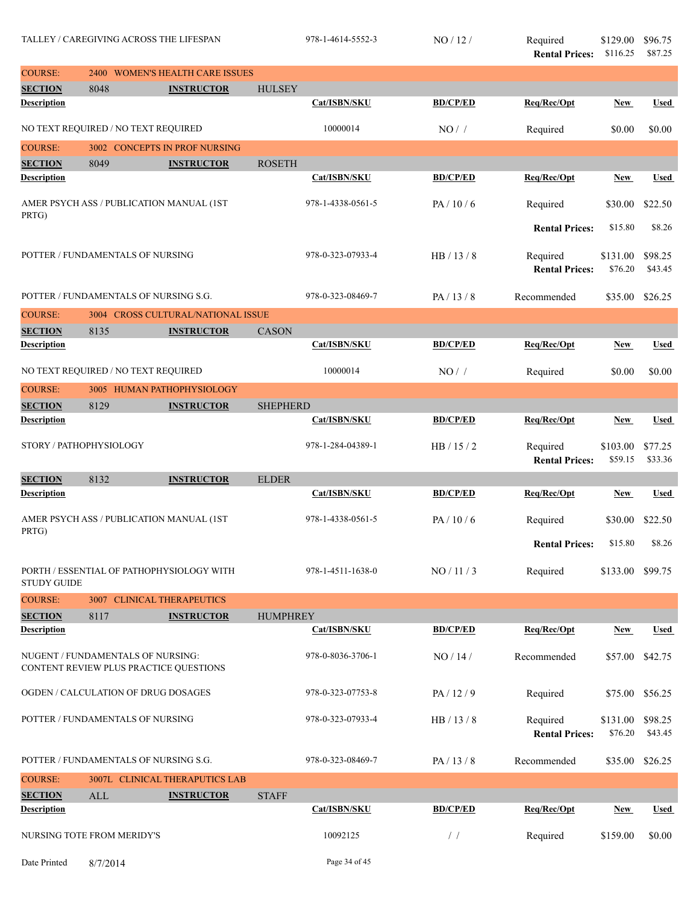| Description | Cat/ISBN/SKU | BD/CP/ED | Req/Rec/Opt | New | Used |
|---|---|---|---|---|---|
| TALLEY / CAREGIVING ACROSS THE LIFESPAN | 978-1-4614-5552-3 | NO / 12 / | Required | $129.00 | $96.75 |
| | | | **Rental Prices:** | $116.25 | $87.25 |

**COURSE: 2400 WOMEN'S HEALTH CARE ISSUES**

**SECTION** 8048 **INSTRUCTOR** HULSEY

| Description | Cat/ISBN/SKU | BD/CP/ED | Req/Rec/Opt | New | Used |
|---|---|---|---|---|---|
| NO TEXT REQUIRED / NO TEXT REQUIRED | 10000014 | NO / / | Required | $0.00 | $0.00 |

**COURSE: 3002 CONCEPTS IN PROF NURSING**

**SECTION** 8049 **INSTRUCTOR** ROSETH

| Description | Cat/ISBN/SKU | BD/CP/ED | Req/Rec/Opt | New | Used |
|---|---|---|---|---|---|
| AMER PSYCH ASS / PUBLICATION MANUAL (1ST PRTG) | 978-1-4338-0561-5 | PA / 10 / 6 | Required | $30.00 | $22.50 |
| | | | **Rental Prices:** | $15.80 | $8.26 |
| POTTER / FUNDAMENTALS OF NURSING | 978-0-323-07933-4 | HB / 13 / 8 | Required | $131.00 | $98.25 |
| | | | **Rental Prices:** | $76.20 | $43.45 |
| POTTER / FUNDAMENTALS OF NURSING S.G. | 978-0-323-08469-7 | PA / 13 / 8 | Recommended | $35.00 | $26.25 |

**COURSE: 3004 CROSS CULTURAL/NATIONAL ISSUE**

**SECTION** 8135 **INSTRUCTOR** CASON

| Description | Cat/ISBN/SKU | BD/CP/ED | Req/Rec/Opt | New | Used |
|---|---|---|---|---|---|
| NO TEXT REQUIRED / NO TEXT REQUIRED | 10000014 | NO / / | Required | $0.00 | $0.00 |

**COURSE: 3005 HUMAN PATHOPHYSIOLOGY**

**SECTION** 8129 **INSTRUCTOR** SHEPHERD

| Description | Cat/ISBN/SKU | BD/CP/ED | Req/Rec/Opt | New | Used |
|---|---|---|---|---|---|
| STORY / PATHOPHYSIOLOGY | 978-1-284-04389-1 | HB / 15 / 2 | Required | $103.00 | $77.25 |
| | | | **Rental Prices:** | $59.15 | $33.36 |

**SECTION** 8132 **INSTRUCTOR** ELDER

| Description | Cat/ISBN/SKU | BD/CP/ED | Req/Rec/Opt | New | Used |
|---|---|---|---|---|---|
| AMER PSYCH ASS / PUBLICATION MANUAL (1ST PRTG) | 978-1-4338-0561-5 | PA / 10 / 6 | Required | $30.00 | $22.50 |
| | | | **Rental Prices:** | $15.80 | $8.26 |
| PORTH / ESSENTIAL OF PATHOPHYSIOLOGY WITH STUDY GUIDE | 978-1-4511-1638-0 | NO / 11 / 3 | Required | $133.00 | $99.75 |

**COURSE: 3007 CLINICAL THERAPEUTICS**

**SECTION** 8117 **INSTRUCTOR** HUMPHREY

| Description | Cat/ISBN/SKU | BD/CP/ED | Req/Rec/Opt | New | Used |
|---|---|---|---|---|---|
| NUGENT / FUNDAMENTALS OF NURSING: CONTENT REVIEW PLUS PRACTICE QUESTIONS | 978-0-8036-3706-1 | NO / 14 / | Recommended | $57.00 | $42.75 |
| OGDEN / CALCULATION OF DRUG DOSAGES | 978-0-323-07753-8 | PA / 12 / 9 | Required | $75.00 | $56.25 |
| POTTER / FUNDAMENTALS OF NURSING | 978-0-323-07933-4 | HB / 13 / 8 | Required | $131.00 | $98.25 |
| | | | **Rental Prices:** | $76.20 | $43.45 |
| POTTER / FUNDAMENTALS OF NURSING S.G. | 978-0-323-08469-7 | PA / 13 / 8 | Recommended | $35.00 | $26.25 |

**COURSE: 3007L CLINICAL THERAPUTICS LAB**

**SECTION** ALL **INSTRUCTOR** STAFF

| Description | Cat/ISBN/SKU | BD/CP/ED | Req/Rec/Opt | New | Used |
|---|---|---|---|---|---|
| NURSING TOTE FROM MERIDY'S | 10092125 | / / | Required | $159.00 | $0.00 |

Date Printed 8/7/2014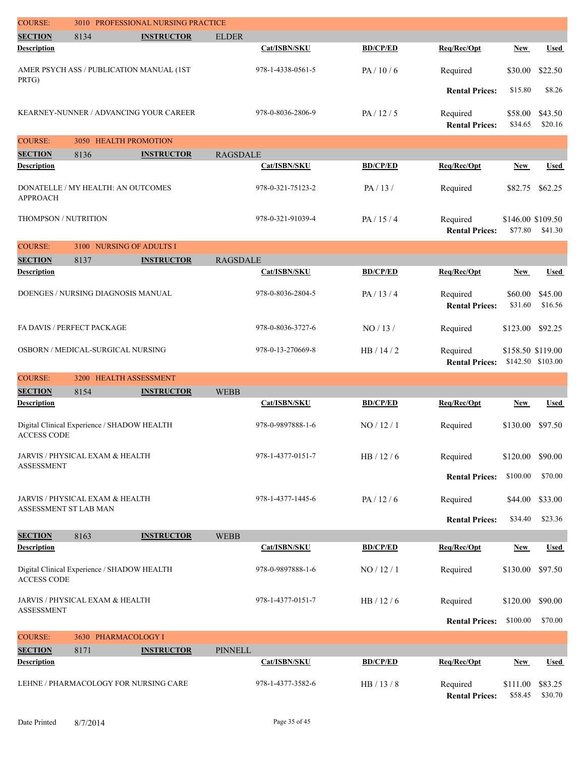## COURSE: 3010 PROFESSIONAL NURSING PRACTICE

**SECTION** 8134 **INSTRUCTOR** ELDER

| Description | Cat/ISBN/SKU | BD/CP/ED | Req/Rec/Opt | New | Used |
|---|---|---|---|---|---|
| AMER PSYCH ASS / PUBLICATION MANUAL (1ST PRTG) | 978-1-4338-0561-5 | PA / 10 / 6 | Required | $30.00 | $22.50 |
| | | | Rental Prices: | $15.80 | $8.26 |
| KEARNEY-NUNNER / ADVANCING YOUR CAREER | 978-0-8036-2806-9 | PA / 12 / 5 | Required | $58.00 | $43.50 |
| | | | Rental Prices: | $34.65 | $20.16 |

## COURSE: 3050 HEALTH PROMOTION

**SECTION** 8136 **INSTRUCTOR** RAGSDALE

| Description | Cat/ISBN/SKU | BD/CP/ED | Req/Rec/Opt | New | Used |
|---|---|---|---|---|---|
| DONATELLE / MY HEALTH: AN OUTCOMES APPROACH | 978-0-321-75123-2 | PA / 13 / | Required | $82.75 | $62.25 |
| THOMPSON / NUTRITION | 978-0-321-91039-4 | PA / 15 / 4 | Required | $146.00 | $109.50 |
| | | | Rental Prices: | $77.80 | $41.30 |

## COURSE: 3100 NURSING OF ADULTS I

**SECTION** 8137 **INSTRUCTOR** RAGSDALE

| Description | Cat/ISBN/SKU | BD/CP/ED | Req/Rec/Opt | New | Used |
|---|---|---|---|---|---|
| DOENGES / NURSING DIAGNOSIS MANUAL | 978-0-8036-2804-5 | PA / 13 / 4 | Required | $60.00 | $45.00 |
| | | | Rental Prices: | $31.60 | $16.56 |
| FA DAVIS / PERFECT PACKAGE | 978-0-8036-3727-6 | NO / 13 / | Required | $123.00 | $92.25 |
| OSBORN / MEDICAL-SURGICAL NURSING | 978-0-13-270669-8 | HB / 14 / 2 | Required | $158.50 | $119.00 |
| | | | Rental Prices: | $142.50 | $103.00 |

## COURSE: 3200 HEALTH ASSESSMENT

**SECTION** 8154 **INSTRUCTOR** WEBB

| Description | Cat/ISBN/SKU | BD/CP/ED | Req/Rec/Opt | New | Used |
|---|---|---|---|---|---|
| Digital Clinical Experience / SHADOW HEALTH ACCESS CODE | 978-0-9897888-1-6 | NO / 12 / 1 | Required | $130.00 | $97.50 |
| JARVIS / PHYSICAL EXAM & HEALTH ASSESSMENT | 978-1-4377-0151-7 | HB / 12 / 6 | Required | $120.00 | $90.00 |
| | | | Rental Prices: | $100.00 | $70.00 |
| JARVIS / PHYSICAL EXAM & HEALTH ASSESSMENT ST LAB MAN | 978-1-4377-1445-6 | PA / 12 / 6 | Required | $44.00 | $33.00 |
| | | | Rental Prices: | $34.40 | $23.36 |

**SECTION** 8163 **INSTRUCTOR** WEBB

| Description | Cat/ISBN/SKU | BD/CP/ED | Req/Rec/Opt | New | Used |
|---|---|---|---|---|---|
| Digital Clinical Experience / SHADOW HEALTH ACCESS CODE | 978-0-9897888-1-6 | NO / 12 / 1 | Required | $130.00 | $97.50 |
| JARVIS / PHYSICAL EXAM & HEALTH ASSESSMENT | 978-1-4377-0151-7 | HB / 12 / 6 | Required | $120.00 | $90.00 |
| | | | Rental Prices: | $100.00 | $70.00 |

## COURSE: 3630 PHARMACOLOGY I

**SECTION** 8171 **INSTRUCTOR** PINNELL

| Description | Cat/ISBN/SKU | BD/CP/ED | Req/Rec/Opt | New | Used |
|---|---|---|---|---|---|
| LEHNE / PHARMACOLOGY FOR NURSING CARE | 978-1-4377-3582-6 | HB / 13 / 8 | Required | $111.00 | $83.25 |
| | | | Rental Prices: | $58.45 | $30.70 |

Date Printed 8/7/2014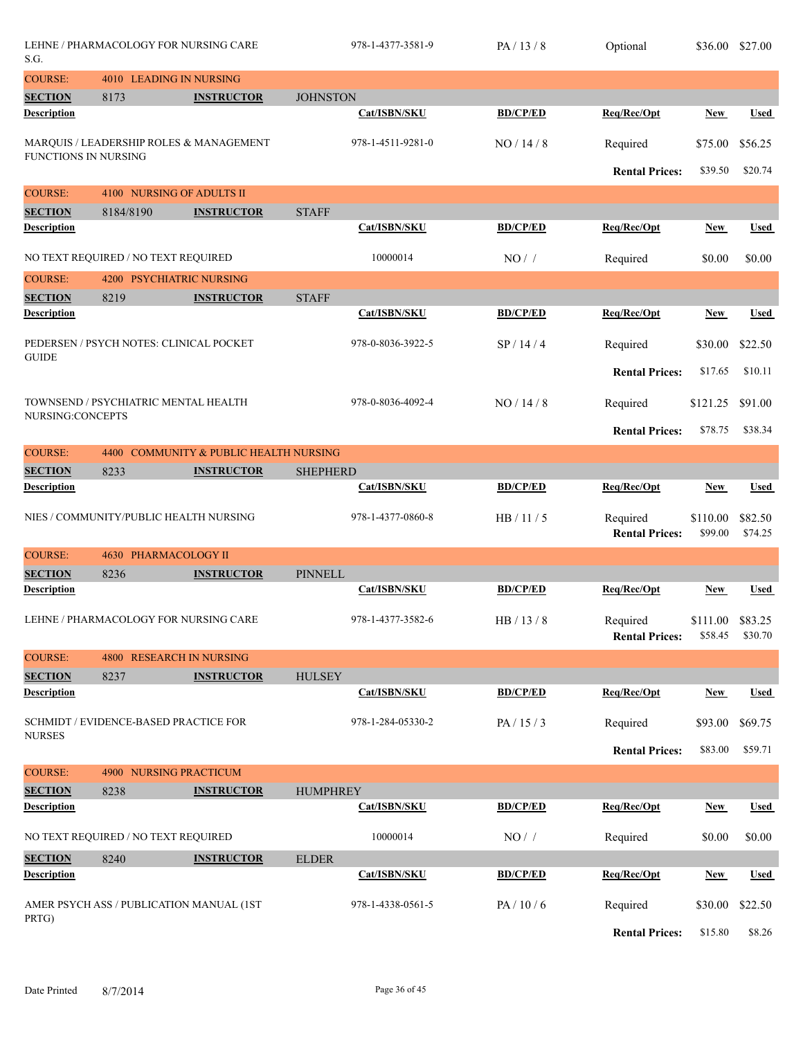| Description | Cat/ISBN/SKU | BD/CP/ED | Req/Rec/Opt | New | Used |
|---|---|---|---|---|---|
| LEHNE / PHARMACOLOGY FOR NURSING CARE S.G. | 978-1-4377-3581-9 | PA / 13 / 8 | Optional | $36.00 | $27.00 |

**COURSE: 4010 LEADING IN NURSING**

**SECTION** 8173 **INSTRUCTOR** JOHNSTON

| Description | Cat/ISBN/SKU | BD/CP/ED | Req/Rec/Opt | New | Used |
|---|---|---|---|---|---|
| MARQUIS / LEADERSHIP ROLES & MANAGEMENT FUNCTIONS IN NURSING | 978-1-4511-9281-0 | NO / 14 / 8 | Required | $75.00 | $56.25 |
| | | | **Rental Prices:** | $39.50 | $20.74 |

**COURSE: 4100 NURSING OF ADULTS II**

**SECTION** 8184/8190 **INSTRUCTOR** STAFF

| Description | Cat/ISBN/SKU | BD/CP/ED | Req/Rec/Opt | New | Used |
|---|---|---|---|---|---|
| NO TEXT REQUIRED / NO TEXT REQUIRED | 10000014 | NO / / | Required | $0.00 | $0.00 |

**COURSE: 4200 PSYCHIATRIC NURSING**

**SECTION** 8219 **INSTRUCTOR** STAFF

| Description | Cat/ISBN/SKU | BD/CP/ED | Req/Rec/Opt | New | Used |
|---|---|---|---|---|---|
| PEDERSEN / PSYCH NOTES: CLINICAL POCKET GUIDE | 978-0-8036-3922-5 | SP / 14 / 4 | Required | $30.00 | $22.50 |
| | | | **Rental Prices:** | $17.65 | $10.11 |
| TOWNSEND / PSYCHIATRIC MENTAL HEALTH NURSING:CONCEPTS | 978-0-8036-4092-4 | NO / 14 / 8 | Required | $121.25 | $91.00 |
| | | | **Rental Prices:** | $78.75 | $38.34 |

**COURSE: 4400 COMMUNITY & PUBLIC HEALTH NURSING**

**SECTION** 8233 **INSTRUCTOR** SHEPHERD

| Description | Cat/ISBN/SKU | BD/CP/ED | Req/Rec/Opt | New | Used |
|---|---|---|---|---|---|
| NIES / COMMUNITY/PUBLIC HEALTH NURSING | 978-1-4377-0860-8 | HB / 11 / 5 | Required | $110.00 | $82.50 |
| | | | **Rental Prices:** | $99.00 | $74.25 |

**COURSE: 4630 PHARMACOLOGY II**

**SECTION** 8236 **INSTRUCTOR** PINNELL

| Description | Cat/ISBN/SKU | BD/CP/ED | Req/Rec/Opt | New | Used |
|---|---|---|---|---|---|
| LEHNE / PHARMACOLOGY FOR NURSING CARE | 978-1-4377-3582-6 | HB / 13 / 8 | Required | $111.00 | $83.25 |
| | | | **Rental Prices:** | $58.45 | $30.70 |

**COURSE: 4800 RESEARCH IN NURSING**

**SECTION** 8237 **INSTRUCTOR** HULSEY

| Description | Cat/ISBN/SKU | BD/CP/ED | Req/Rec/Opt | New | Used |
|---|---|---|---|---|---|
| SCHMIDT / EVIDENCE-BASED PRACTICE FOR NURSES | 978-1-284-05330-2 | PA / 15 / 3 | Required | $93.00 | $69.75 |
| | | | **Rental Prices:** | $83.00 | $59.71 |

**COURSE: 4900 NURSING PRACTICUM**

**SECTION** 8238 **INSTRUCTOR** HUMPHREY

| Description | Cat/ISBN/SKU | BD/CP/ED | Req/Rec/Opt | New | Used |
|---|---|---|---|---|---|
| NO TEXT REQUIRED / NO TEXT REQUIRED | 10000014 | NO / / | Required | $0.00 | $0.00 |

**SECTION** 8240 **INSTRUCTOR** ELDER

| Description | Cat/ISBN/SKU | BD/CP/ED | Req/Rec/Opt | New | Used |
|---|---|---|---|---|---|
| AMER PSYCH ASS / PUBLICATION MANUAL (1ST PRTG) | 978-1-4338-0561-5 | PA / 10 / 6 | Required | $30.00 | $22.50 |
| | | | **Rental Prices:** | $15.80 | $8.26 |

Date Printed 8/7/2014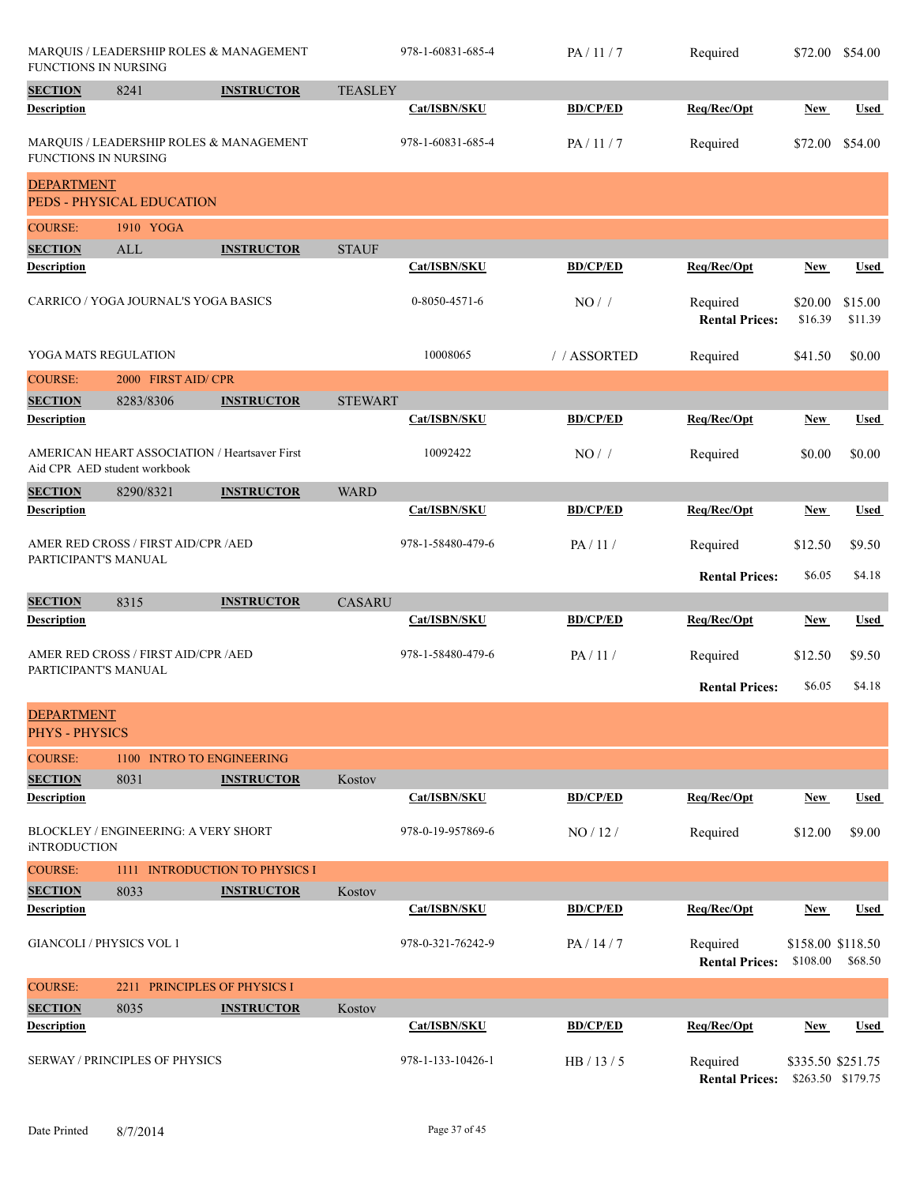| Description | Cat/ISBN/SKU | BD/CP/ED | Req/Rec/Opt | New | Used |
|---|---|---|---|---|---|
| MARQUIS / LEADERSHIP ROLES & MANAGEMENT FUNCTIONS IN NURSING | 978-1-60831-685-4 | PA / 11 / 7 | Required | $72.00 | $54.00 |

**SECTION** 8241 **INSTRUCTOR** TEASLEY

| Description | Cat/ISBN/SKU | BD/CP/ED | Req/Rec/Opt | New | Used |
|---|---|---|---|---|---|
| MARQUIS / LEADERSHIP ROLES & MANAGEMENT FUNCTIONS IN NURSING | 978-1-60831-685-4 | PA / 11 / 7 | Required | $72.00 | $54.00 |

## DEPARTMENT
## PEDS - PHYSICAL EDUCATION

### COURSE: 1910 YOGA

**SECTION** ALL **INSTRUCTOR** STAUF

| Description | Cat/ISBN/SKU | BD/CP/ED | Req/Rec/Opt | New | Used |
|---|---|---|---|---|---|
| CARRICO / YOGA JOURNAL'S YOGA BASICS | 0-8050-4571-6 | NO / / | Required | $20.00 | $15.00 |
| | | | **Rental Prices:** | $16.39 | $11.39 |
| YOGA MATS REGULATION | 10008065 | / / ASSORTED | Required | $41.50 | $0.00 |

### COURSE: 2000 FIRST AID/ CPR

**SECTION** 8283/8306 **INSTRUCTOR** STEWART

| Description | Cat/ISBN/SKU | BD/CP/ED | Req/Rec/Opt | New | Used |
|---|---|---|---|---|---|
| AMERICAN HEART ASSOCIATION / Heartsaver First Aid CPR AED student workbook | 10092422 | NO / / | Required | $0.00 | $0.00 |

**SECTION** 8290/8321 **INSTRUCTOR** WARD

| Description | Cat/ISBN/SKU | BD/CP/ED | Req/Rec/Opt | New | Used |
|---|---|---|---|---|---|
| AMER RED CROSS / FIRST AID/CPR /AED PARTICIPANT'S MANUAL | 978-1-58480-479-6 | PA / 11 / | Required | $12.50 | $9.50 |
| | | | **Rental Prices:** | $6.05 | $4.18 |

**SECTION** 8315 **INSTRUCTOR** CASARU

| Description | Cat/ISBN/SKU | BD/CP/ED | Req/Rec/Opt | New | Used |
|---|---|---|---|---|---|
| AMER RED CROSS / FIRST AID/CPR /AED PARTICIPANT'S MANUAL | 978-1-58480-479-6 | PA / 11 / | Required | $12.50 | $9.50 |
| | | | **Rental Prices:** | $6.05 | $4.18 |

## DEPARTMENT
## PHYS - PHYSICS

### COURSE: 1100 INTRO TO ENGINEERING

**SECTION** 8031 **INSTRUCTOR** Kostov

| Description | Cat/ISBN/SKU | BD/CP/ED | Req/Rec/Opt | New | Used |
|---|---|---|---|---|---|
| BLOCKLEY / ENGINEERING: A VERY SHORT iNTRODUCTION | 978-0-19-957869-6 | NO / 12 / | Required | $12.00 | $9.00 |

### COURSE: 1111 INTRODUCTION TO PHYSICS I

**SECTION** 8033 **INSTRUCTOR** Kostov

| Description | Cat/ISBN/SKU | BD/CP/ED | Req/Rec/Opt | New | Used |
|---|---|---|---|---|---|
| GIANCOLI / PHYSICS VOL 1 | 978-0-321-76242-9 | PA / 14 / 7 | Required | $158.00 | $118.50 |
| | | | **Rental Prices:** | $108.00 | $68.50 |

### COURSE: 2211 PRINCIPLES OF PHYSICS I

**SECTION** 8035 **INSTRUCTOR** Kostov

| Description | Cat/ISBN/SKU | BD/CP/ED | Req/Rec/Opt | New | Used |
|---|---|---|---|---|---|
| SERWAY / PRINCIPLES OF PHYSICS | 978-1-133-10426-1 | HB / 13 / 5 | Required | $335.50 | $251.75 |
| | | | **Rental Prices:** | $263.50 | $179.75 |

Date Printed 8/7/2014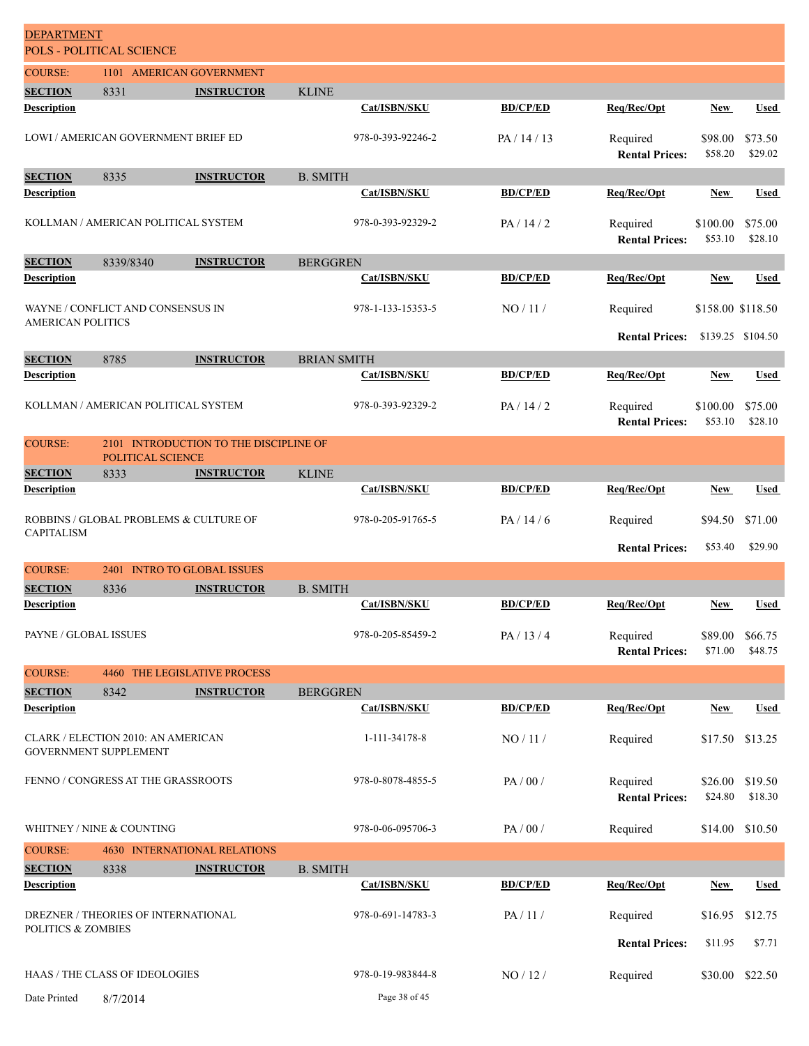## DEPARTMENT
## POLS - POLITICAL SCIENCE

### COURSE: 1101 AMERICAN GOVERNMENT

**SECTION** 8331 **INSTRUCTOR** KLINE

| Description | Cat/ISBN/SKU | BD/CP/ED | Req/Rec/Opt | New | Used |
|---|---|---|---|---|---|
| LOWI / AMERICAN GOVERNMENT BRIEF ED | 978-0-393-92246-2 | PA / 14 / 13 | Required | $98.00 | $73.50 |
| | | | **Rental Prices:** | $58.20 | $29.02 |

**SECTION** 8335 **INSTRUCTOR** B. SMITH

| Description | Cat/ISBN/SKU | BD/CP/ED | Req/Rec/Opt | New | Used |
|---|---|---|---|---|---|
| KOLLMAN / AMERICAN POLITICAL SYSTEM | 978-0-393-92329-2 | PA / 14 / 2 | Required | $100.00 | $75.00 |
| | | | **Rental Prices:** | $53.10 | $28.10 |

**SECTION** 8339/8340 **INSTRUCTOR** BERGGREN

| Description | Cat/ISBN/SKU | BD/CP/ED | Req/Rec/Opt | New | Used |
|---|---|---|---|---|---|
| WAYNE / CONFLICT AND CONSENSUS IN AMERICAN POLITICS | 978-1-133-15353-5 | NO / 11 / | Required | $158.00 | $118.50 |
| | | | **Rental Prices:** | $139.25 | $104.50 |

**SECTION** 8785 **INSTRUCTOR** BRIAN SMITH

| Description | Cat/ISBN/SKU | BD/CP/ED | Req/Rec/Opt | New | Used |
|---|---|---|---|---|---|
| KOLLMAN / AMERICAN POLITICAL SYSTEM | 978-0-393-92329-2 | PA / 14 / 2 | Required | $100.00 | $75.00 |
| | | | **Rental Prices:** | $53.10 | $28.10 |

### COURSE: 2101 INTRODUCTION TO THE DISCIPLINE OF POLITICAL SCIENCE

**SECTION** 8333 **INSTRUCTOR** KLINE

| Description | Cat/ISBN/SKU | BD/CP/ED | Req/Rec/Opt | New | Used |
|---|---|---|---|---|---|
| ROBBINS / GLOBAL PROBLEMS & CULTURE OF CAPITALISM | 978-0-205-91765-5 | PA / 14 / 6 | Required | $94.50 | $71.00 |
| | | | **Rental Prices:** | $53.40 | $29.90 |

### COURSE: 2401 INTRO TO GLOBAL ISSUES

**SECTION** 8336 **INSTRUCTOR** B. SMITH

| Description | Cat/ISBN/SKU | BD/CP/ED | Req/Rec/Opt | New | Used |
|---|---|---|---|---|---|
| PAYNE / GLOBAL ISSUES | 978-0-205-85459-2 | PA / 13 / 4 | Required | $89.00 | $66.75 |
| | | | **Rental Prices:** | $71.00 | $48.75 |

### COURSE: 4460 THE LEGISLATIVE PROCESS

**SECTION** 8342 **INSTRUCTOR** BERGGREN

| Description | Cat/ISBN/SKU | BD/CP/ED | Req/Rec/Opt | New | Used |
|---|---|---|---|---|---|
| CLARK / ELECTION 2010: AN AMERICAN GOVERNMENT SUPPLEMENT | 1-111-34178-8 | NO / 11 / | Required | $17.50 | $13.25 |
| FENNO / CONGRESS AT THE GRASSROOTS | 978-0-8078-4855-5 | PA / 00 / | Required | $26.00 | $19.50 |
| | | | **Rental Prices:** | $24.80 | $18.30 |
| WHITNEY / NINE & COUNTING | 978-0-06-095706-3 | PA / 00 / | Required | $14.00 | $10.50 |

### COURSE: 4630 INTERNATIONAL RELATIONS

**SECTION** 8338 **INSTRUCTOR** B. SMITH

| Description | Cat/ISBN/SKU | BD/CP/ED | Req/Rec/Opt | New | Used |
|---|---|---|---|---|---|
| DREZNER / THEORIES OF INTERNATIONAL POLITICS & ZOMBIES | 978-0-691-14783-3 | PA / 11 / | Required | $16.95 | $12.75 |
| | | | **Rental Prices:** | $11.95 | $7.71 |
| HAAS / THE CLASS OF IDEOLOGIES | 978-0-19-983844-8 | NO / 12 / | Required | $30.00 | $22.50 |

Date Printed 8/7/2014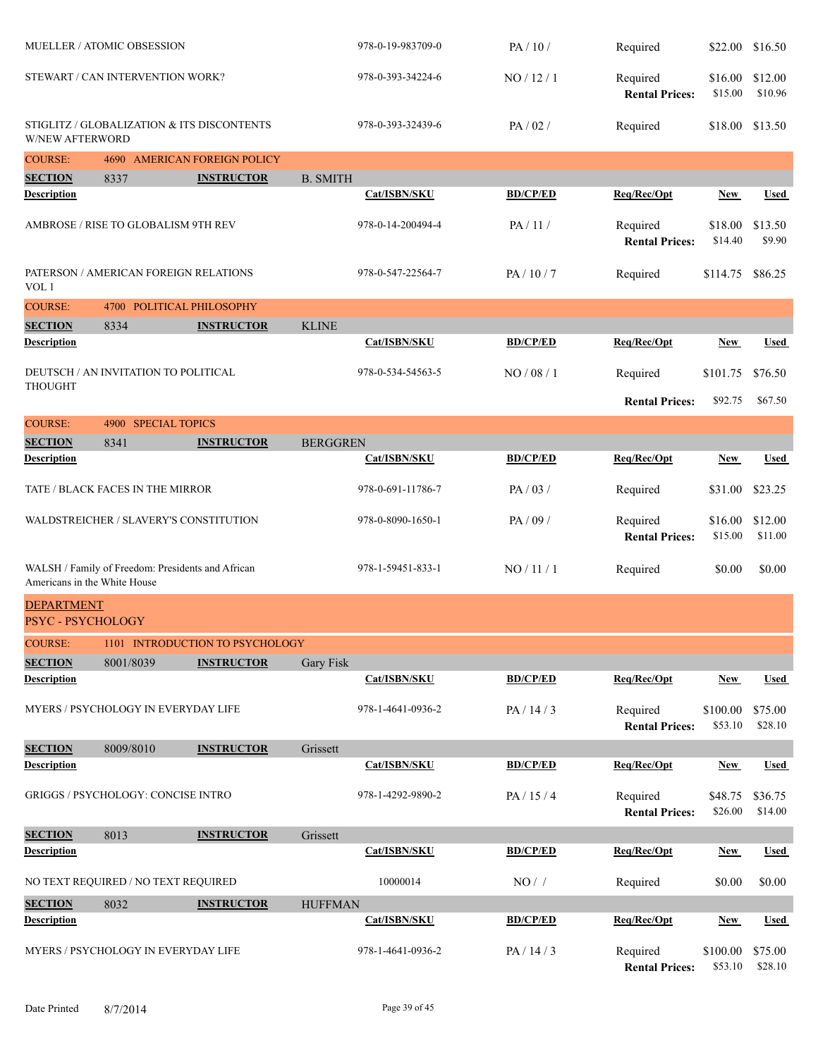| Description | Cat/ISBN/SKU | BD/CP/ED | Req/Rec/Opt | New | Used |
|---|---|---|---|---|---|
| MUELLER / ATOMIC OBSESSION | 978-0-19-983709-0 | PA / 10 / | Required | $22.00 | $16.50 |
| STEWART / CAN INTERVENTION WORK? | 978-0-393-34224-6 | NO / 12 / 1 | Required | $16.00 | $12.00 |
| | | | Rental Prices: | $15.00 | $10.96 |
| STIGLITZ / GLOBALIZATION & ITS DISCONTENTS W/NEW AFTERWORD | 978-0-393-32439-6 | PA / 02 / | Required | $18.00 | $13.50 |

**COURSE:** 4690 AMERICAN FOREIGN POLICY

**SECTION** 8337 **INSTRUCTOR** B. SMITH

| Description | Cat/ISBN/SKU | BD/CP/ED | Req/Rec/Opt | New | Used |
|---|---|---|---|---|---|
| AMBROSE / RISE TO GLOBALISM 9TH REV | 978-0-14-200494-4 | PA / 11 / | Required | $18.00 | $13.50 |
| | | | Rental Prices: | $14.40 | $9.90 |
| PATERSON / AMERICAN FOREIGN RELATIONS VOL 1 | 978-0-547-22564-7 | PA / 10 / 7 | Required | $114.75 | $86.25 |

**COURSE:** 4700 POLITICAL PHILOSOPHY

**SECTION** 8334 **INSTRUCTOR** KLINE

| Description | Cat/ISBN/SKU | BD/CP/ED | Req/Rec/Opt | New | Used |
|---|---|---|---|---|---|
| DEUTSCH / AN INVITATION TO POLITICAL THOUGHT | 978-0-534-54563-5 | NO / 08 / 1 | Required | $101.75 | $76.50 |
| | | | Rental Prices: | $92.75 | $67.50 |

**COURSE:** 4900 SPECIAL TOPICS

**SECTION** 8341 **INSTRUCTOR** BERGGREN

| Description | Cat/ISBN/SKU | BD/CP/ED | Req/Rec/Opt | New | Used |
|---|---|---|---|---|---|
| TATE / BLACK FACES IN THE MIRROR | 978-0-691-11786-7 | PA / 03 / | Required | $31.00 | $23.25 |
| WALDSTREICHER / SLAVERY'S CONSTITUTION | 978-0-8090-1650-1 | PA / 09 / | Required | $16.00 | $12.00 |
| | | | Rental Prices: | $15.00 | $11.00 |
| WALSH / Family of Freedom: Presidents and African Americans in the White House | 978-1-59451-833-1 | NO / 11 / 1 | Required | $0.00 | $0.00 |

## DEPARTMENT
## PSYC - PSYCHOLOGY

**COURSE:** 1101 INTRODUCTION TO PSYCHOLOGY

**SECTION** 8001/8039 **INSTRUCTOR** Gary Fisk

| Description | Cat/ISBN/SKU | BD/CP/ED | Req/Rec/Opt | New | Used |
|---|---|---|---|---|---|
| MYERS / PSYCHOLOGY IN EVERYDAY LIFE | 978-1-4641-0936-2 | PA / 14 / 3 | Required | $100.00 | $75.00 |
| | | | Rental Prices: | $53.10 | $28.10 |

**SECTION** 8009/8010 **INSTRUCTOR** Grissett

| Description | Cat/ISBN/SKU | BD/CP/ED | Req/Rec/Opt | New | Used |
|---|---|---|---|---|---|
| GRIGGS / PSYCHOLOGY: CONCISE INTRO | 978-1-4292-9890-2 | PA / 15 / 4 | Required | $48.75 | $36.75 |
| | | | Rental Prices: | $26.00 | $14.00 |

**SECTION** 8013 **INSTRUCTOR** Grissett

| Description | Cat/ISBN/SKU | BD/CP/ED | Req/Rec/Opt | New | Used |
|---|---|---|---|---|---|
| NO TEXT REQUIRED / NO TEXT REQUIRED | 10000014 | NO / / | Required | $0.00 | $0.00 |

**SECTION** 8032 **INSTRUCTOR** HUFFMAN

| Description | Cat/ISBN/SKU | BD/CP/ED | Req/Rec/Opt | New | Used |
|---|---|---|---|---|---|
| MYERS / PSYCHOLOGY IN EVERYDAY LIFE | 978-1-4641-0936-2 | PA / 14 / 3 | Required | $100.00 | $75.00 |
| | | | Rental Prices: | $53.10 | $28.10 |

Date Printed 8/7/2014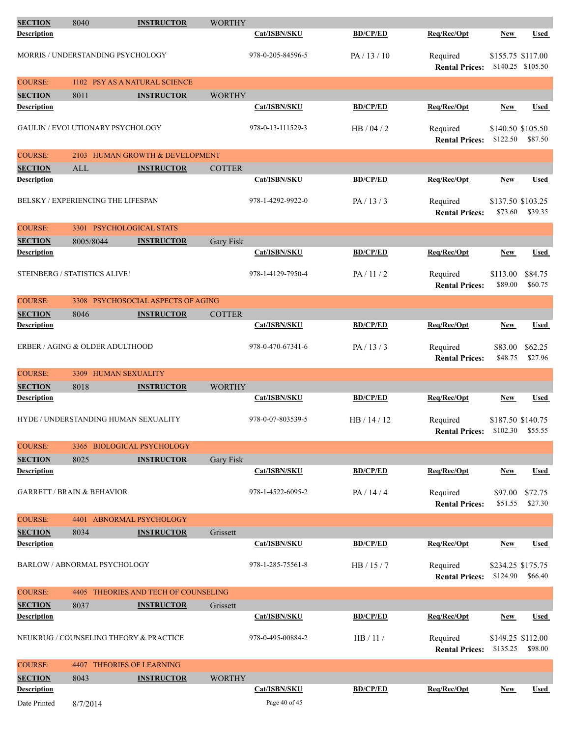| SECTION | 8040 | INSTRUCTOR | WORTHY | | | | |
|---|---|---|---|---|---|---|---|
| **Description** | | | | **Cat/ISBN/SKU** | **BD/CP/ED** | **Req/Rec/Opt** | **New** | **Used** |
| MORRIS / UNDERSTANDING PSYCHOLOGY | | | | 978-0-205-84596-5 | PA / 13 / 10 | Required | $155.75 | $117.00 |
| | | | | | | **Rental Prices:** | $140.25 | $105.50 |

**COURSE: 1102 PSY AS A NATURAL SCIENCE**

| SECTION | 8011 | INSTRUCTOR | WORTHY | | | | | |
|---|---|---|---|---|---|---|---|---|
| **Description** | | | | **Cat/ISBN/SKU** | **BD/CP/ED** | **Req/Rec/Opt** | **New** | **Used** |
| GAULIN / EVOLUTIONARY PSYCHOLOGY | | | | 978-0-13-111529-3 | HB / 04 / 2 | Required | $140.50 | $105.50 |
| | | | | | | **Rental Prices:** | $122.50 | $87.50 |

**COURSE: 2103 HUMAN GROWTH & DEVELOPMENT**

| SECTION | ALL | INSTRUCTOR | COTTER | | | | | |
|---|---|---|---|---|---|---|---|---|
| **Description** | | | | **Cat/ISBN/SKU** | **BD/CP/ED** | **Req/Rec/Opt** | **New** | **Used** |
| BELSKY / EXPERIENCING THE LIFESPAN | | | | 978-1-4292-9922-0 | PA / 13 / 3 | Required | $137.50 | $103.25 |
| | | | | | | **Rental Prices:** | $73.60 | $39.35 |

**COURSE: 3301 PSYCHOLOGICAL STATS**

| SECTION | 8005/8044 | INSTRUCTOR | Gary Fisk | | | | | |
|---|---|---|---|---|---|---|---|---|
| **Description** | | | | **Cat/ISBN/SKU** | **BD/CP/ED** | **Req/Rec/Opt** | **New** | **Used** |
| STEINBERG / STATISTICS ALIVE! | | | | 978-1-4129-7950-4 | PA / 11 / 2 | Required | $113.00 | $84.75 |
| | | | | | | **Rental Prices:** | $89.00 | $60.75 |

**COURSE: 3308 PSYCHOSOCIAL ASPECTS OF AGING**

| SECTION | 8046 | INSTRUCTOR | COTTER | | | | | |
|---|---|---|---|---|---|---|---|---|
| **Description** | | | | **Cat/ISBN/SKU** | **BD/CP/ED** | **Req/Rec/Opt** | **New** | **Used** |
| ERBER / AGING & OLDER ADULTHOOD | | | | 978-0-470-67341-6 | PA / 13 / 3 | Required | $83.00 | $62.25 |
| | | | | | | **Rental Prices:** | $48.75 | $27.96 |

**COURSE: 3309 HUMAN SEXUALITY**

| SECTION | 8018 | INSTRUCTOR | WORTHY | | | | | |
|---|---|---|---|---|---|---|---|---|
| **Description** | | | | **Cat/ISBN/SKU** | **BD/CP/ED** | **Req/Rec/Opt** | **New** | **Used** |
| HYDE / UNDERSTANDING HUMAN SEXUALITY | | | | 978-0-07-803539-5 | HB / 14 / 12 | Required | $187.50 | $140.75 |
| | | | | | | **Rental Prices:** | $102.30 | $55.55 |

**COURSE: 3365 BIOLOGICAL PSYCHOLOGY**

| SECTION | 8025 | INSTRUCTOR | Gary Fisk | | | | | |
|---|---|---|---|---|---|---|---|---|
| **Description** | | | | **Cat/ISBN/SKU** | **BD/CP/ED** | **Req/Rec/Opt** | **New** | **Used** |
| GARRETT / BRAIN & BEHAVIOR | | | | 978-1-4522-6095-2 | PA / 14 / 4 | Required | $97.00 | $72.75 |
| | | | | | | **Rental Prices:** | $51.55 | $27.30 |

**COURSE: 4401 ABNORMAL PSYCHOLOGY**

| SECTION | 8034 | INSTRUCTOR | Grissett | | | | | |
|---|---|---|---|---|---|---|---|---|
| **Description** | | | | **Cat/ISBN/SKU** | **BD/CP/ED** | **Req/Rec/Opt** | **New** | **Used** |
| BARLOW / ABNORMAL PSYCHOLOGY | | | | 978-1-285-75561-8 | HB / 15 / 7 | Required | $234.25 | $175.75 |
| | | | | | | **Rental Prices:** | $124.90 | $66.40 |

**COURSE: 4405 THEORIES AND TECH OF COUNSELING**

| SECTION | 8037 | INSTRUCTOR | Grissett | | | | | |
|---|---|---|---|---|---|---|---|---|
| **Description** | | | | **Cat/ISBN/SKU** | **BD/CP/ED** | **Req/Rec/Opt** | **New** | **Used** |
| NEUKRUG / COUNSELING THEORY & PRACTICE | | | | 978-0-495-00884-2 | HB / 11 / | Required | $149.25 | $112.00 |
| | | | | | | **Rental Prices:** | $135.25 | $98.00 |

**COURSE: 4407 THEORIES OF LEARNING**

| SECTION | 8043 | INSTRUCTOR | WORTHY | | | | | |
|---|---|---|---|---|---|---|---|---|
| **Description** | | | | **Cat/ISBN/SKU** | **BD/CP/ED** | **Req/Rec/Opt** | **New** | **Used** |

Date Printed 8/7/2014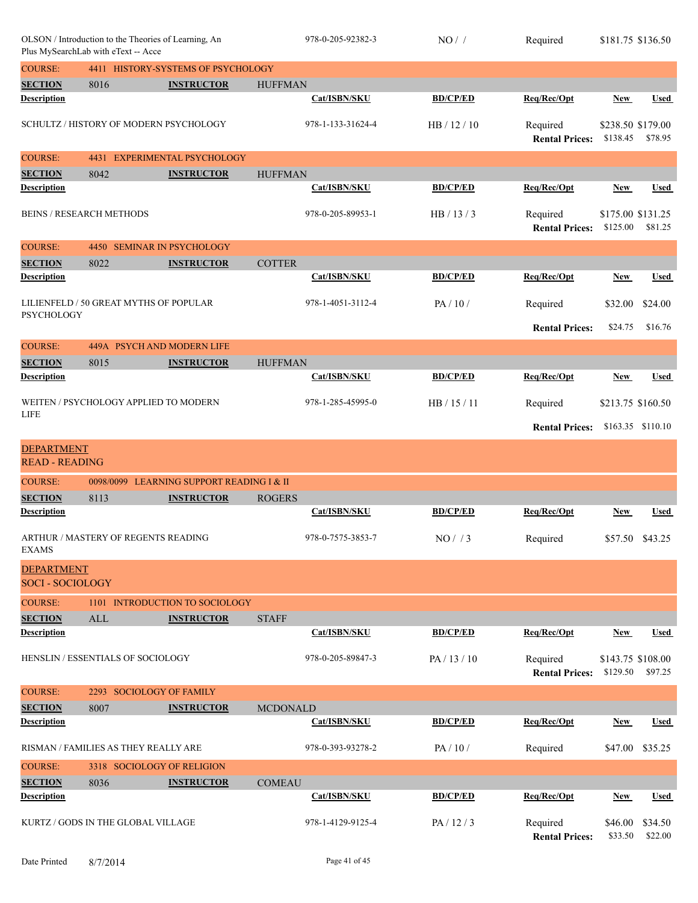| Description | Cat/ISBN/SKU | BD/CP/ED | Req/Rec/Opt | New | Used |
|---|---|---|---|---|---|
| OLSON / Introduction to the Theories of Learning, An Plus MySearchLab with eText -- Acce | 978-0-205-92382-3 | NO / / | Required | $181.75 | $136.50 |

## COURSE: 4411 HISTORY-SYSTEMS OF PSYCHOLOGY

**SECTION** 8016 **INSTRUCTOR** HUFFMAN

| Description | Cat/ISBN/SKU | BD/CP/ED | Req/Rec/Opt | New | Used |
|---|---|---|---|---|---|
| SCHULTZ / HISTORY OF MODERN PSYCHOLOGY | 978-1-133-31624-4 | HB / 12 / 10 | Required | $238.50 | $179.00 |
| | | | **Rental Prices:** | $138.45 | $78.95 |

## COURSE: 4431 EXPERIMENTAL PSYCHOLOGY

**SECTION** 8042 **INSTRUCTOR** HUFFMAN

| Description | Cat/ISBN/SKU | BD/CP/ED | Req/Rec/Opt | New | Used |
|---|---|---|---|---|---|
| BEINS / RESEARCH METHODS | 978-0-205-89953-1 | HB / 13 / 3 | Required | $175.00 | $131.25 |
| | | | **Rental Prices:** | $125.00 | $81.25 |

## COURSE: 4450 SEMINAR IN PSYCHOLOGY

**SECTION** 8022 **INSTRUCTOR** COTTER

| Description | Cat/ISBN/SKU | BD/CP/ED | Req/Rec/Opt | New | Used |
|---|---|---|---|---|---|
| LILIENFELD / 50 GREAT MYTHS OF POPULAR PSYCHOLOGY | 978-1-4051-3112-4 | PA / 10 / | Required | $32.00 | $24.00 |
| | | | **Rental Prices:** | $24.75 | $16.76 |

## COURSE: 449A PSYCH AND MODERN LIFE

**SECTION** 8015 **INSTRUCTOR** HUFFMAN

| Description | Cat/ISBN/SKU | BD/CP/ED | Req/Rec/Opt | New | Used |
|---|---|---|---|---|---|
| WEITEN / PSYCHOLOGY APPLIED TO MODERN LIFE | 978-1-285-45995-0 | HB / 15 / 11 | Required | $213.75 | $160.50 |
| | | | **Rental Prices:** | $163.35 | $110.10 |

# DEPARTMENT READ - READING

## COURSE: 0098/0099 LEARNING SUPPORT READING I & II

**SECTION** 8113 **INSTRUCTOR** ROGERS

| Description | Cat/ISBN/SKU | BD/CP/ED | Req/Rec/Opt | New | Used |
|---|---|---|---|---|---|
| ARTHUR / MASTERY OF REGENTS READING EXAMS | 978-0-7575-3853-7 | NO / / 3 | Required | $57.50 | $43.25 |

# DEPARTMENT SOCI - SOCIOLOGY

## COURSE: 1101 INTRODUCTION TO SOCIOLOGY

**SECTION** ALL **INSTRUCTOR** STAFF

| Description | Cat/ISBN/SKU | BD/CP/ED | Req/Rec/Opt | New | Used |
|---|---|---|---|---|---|
| HENSLIN / ESSENTIALS OF SOCIOLOGY | 978-0-205-89847-3 | PA / 13 / 10 | Required | $143.75 | $108.00 |
| | | | **Rental Prices:** | $129.50 | $97.25 |

## COURSE: 2293 SOCIOLOGY OF FAMILY

**SECTION** 8007 **INSTRUCTOR** MCDONALD

| Description | Cat/ISBN/SKU | BD/CP/ED | Req/Rec/Opt | New | Used |
|---|---|---|---|---|---|
| RISMAN / FAMILIES AS THEY REALLY ARE | 978-0-393-93278-2 | PA / 10 / | Required | $47.00 | $35.25 |

## COURSE: 3318 SOCIOLOGY OF RELIGION

**SECTION** 8036 **INSTRUCTOR** COMEAU

| Description | Cat/ISBN/SKU | BD/CP/ED | Req/Rec/Opt | New | Used |
|---|---|---|---|---|---|
| KURTZ / GODS IN THE GLOBAL VILLAGE | 978-1-4129-9125-4 | PA / 12 / 3 | Required | $46.00 | $34.50 |
| | | | **Rental Prices:** | $33.50 | $22.00 |

Date Printed 8/7/2014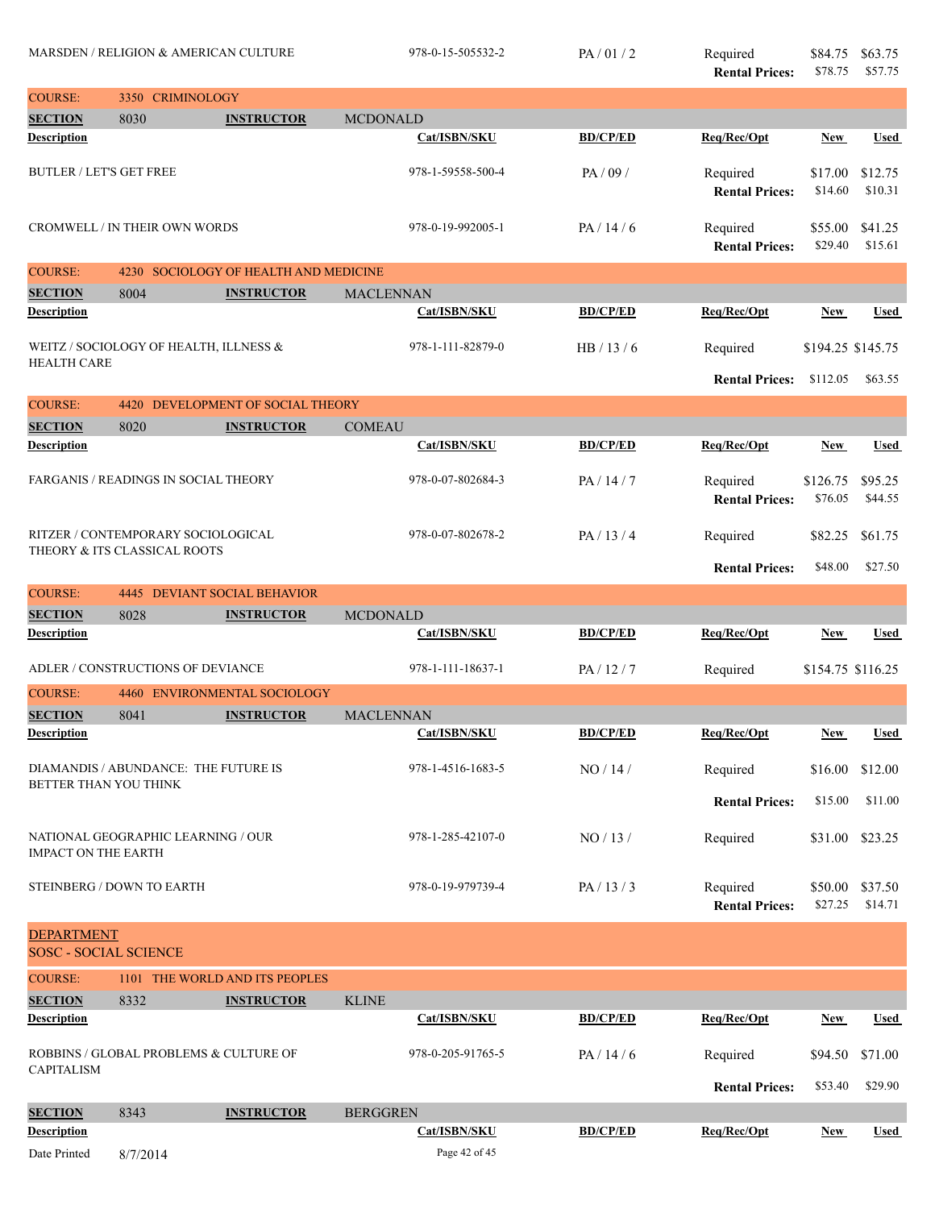| Description | Cat/ISBN/SKU | BD/CP/ED | Req/Rec/Opt | New | Used |
|---|---|---|---|---|---|
| MARSDEN / RELIGION & AMERICAN CULTURE | 978-0-15-505532-2 | PA / 01 / 2 | Required | $84.75 | $63.75 |
| | | | Rental Prices: | $78.75 | $57.75 |

**COURSE:** 3350 CRIMINOLOGY

**SECTION** 8030 **INSTRUCTOR** MCDONALD

| Description | Cat/ISBN/SKU | BD/CP/ED | Req/Rec/Opt | New | Used |
|---|---|---|---|---|---|
| BUTLER / LET'S GET FREE | 978-1-59558-500-4 | PA / 09 / | Required | $17.00 | $12.75 |
| | | | Rental Prices: | $14.60 | $10.31 |
| CROMWELL / IN THEIR OWN WORDS | 978-0-19-992005-1 | PA / 14 / 6 | Required | $55.00 | $41.25 |
| | | | Rental Prices: | $29.40 | $15.61 |

**COURSE:** 4230 SOCIOLOGY OF HEALTH AND MEDICINE

**SECTION** 8004 **INSTRUCTOR** MACLENNAN

| Description | Cat/ISBN/SKU | BD/CP/ED | Req/Rec/Opt | New | Used |
|---|---|---|---|---|---|
| WEITZ / SOCIOLOGY OF HEALTH, ILLNESS & HEALTH CARE | 978-1-111-82879-0 | HB / 13 / 6 | Required | $194.25 | $145.75 |
| | | | Rental Prices: | $112.05 | $63.55 |

**COURSE:** 4420 DEVELOPMENT OF SOCIAL THEORY

**SECTION** 8020 **INSTRUCTOR** COMEAU

| Description | Cat/ISBN/SKU | BD/CP/ED | Req/Rec/Opt | New | Used |
|---|---|---|---|---|---|
| FARGANIS / READINGS IN SOCIAL THEORY | 978-0-07-802684-3 | PA / 14 / 7 | Required | $126.75 | $95.25 |
| | | | Rental Prices: | $76.05 | $44.55 |
| RITZER / CONTEMPORARY SOCIOLOGICAL THEORY & ITS CLASSICAL ROOTS | 978-0-07-802678-2 | PA / 13 / 4 | Required | $82.25 | $61.75 |
| | | | Rental Prices: | $48.00 | $27.50 |

**COURSE:** 4445 DEVIANT SOCIAL BEHAVIOR

**SECTION** 8028 **INSTRUCTOR** MCDONALD

| Description | Cat/ISBN/SKU | BD/CP/ED | Req/Rec/Opt | New | Used |
|---|---|---|---|---|---|
| ADLER / CONSTRUCTIONS OF DEVIANCE | 978-1-111-18637-1 | PA / 12 / 7 | Required | $154.75 | $116.25 |

**COURSE:** 4460 ENVIRONMENTAL SOCIOLOGY

**SECTION** 8041 **INSTRUCTOR** MACLENNAN

| Description | Cat/ISBN/SKU | BD/CP/ED | Req/Rec/Opt | New | Used |
|---|---|---|---|---|---|
| DIAMANDIS / ABUNDANCE: THE FUTURE IS BETTER THAN YOU THINK | 978-1-4516-1683-5 | NO / 14 / | Required | $16.00 | $12.00 |
| | | | Rental Prices: | $15.00 | $11.00 |
| NATIONAL GEOGRAPHIC LEARNING / OUR IMPACT ON THE EARTH | 978-1-285-42107-0 | NO / 13 / | Required | $31.00 | $23.25 |
| STEINBERG / DOWN TO EARTH | 978-0-19-979739-4 | PA / 13 / 3 | Required | $50.00 | $37.50 |
| | | | Rental Prices: | $27.25 | $14.71 |

## DEPARTMENT
## SOSC - SOCIAL SCIENCE

**COURSE:** 1101 THE WORLD AND ITS PEOPLES

**SECTION** 8332 **INSTRUCTOR** KLINE

| Description | Cat/ISBN/SKU | BD/CP/ED | Req/Rec/Opt | New | Used |
|---|---|---|---|---|---|
| ROBBINS / GLOBAL PROBLEMS & CULTURE OF CAPITALISM | 978-0-205-91765-5 | PA / 14 / 6 | Required | $94.50 | $71.00 |
| | | | Rental Prices: | $53.40 | $29.90 |

**SECTION** 8343 **INSTRUCTOR** BERGGREN

| Description | Cat/ISBN/SKU | BD/CP/ED | Req/Rec/Opt | New | Used |
|---|---|---|---|---|---|

Date Printed 8/7/2014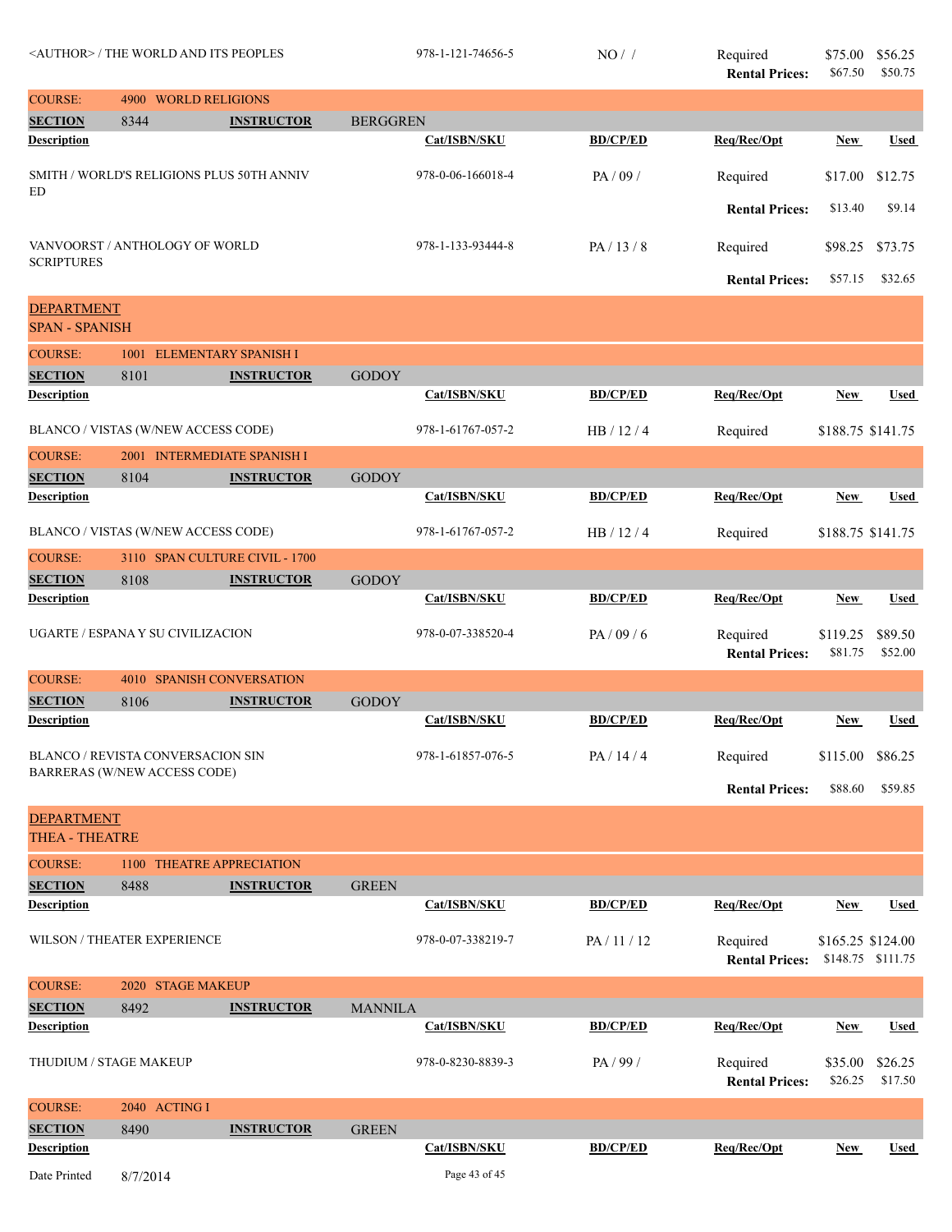| Description | Cat/ISBN/SKU | BD/CP/ED | Req/Rec/Opt | New | Used |
|---|---|---|---|---|---|
| <AUTHOR> / THE WORLD AND ITS PEOPLES | 978-1-121-74656-5 | NO / / | Required | $75.00 | $56.25 |
| | | | Rental Prices: | $67.50 | $50.75 |

COURSE: 4900 WORLD RELIGIONS

SECTION 8344 INSTRUCTOR BERGGREN

| Description | Cat/ISBN/SKU | BD/CP/ED | Req/Rec/Opt | New | Used |
|---|---|---|---|---|---|
| SMITH / WORLD'S RELIGIONS PLUS 50TH ANNIV ED | 978-0-06-166018-4 | PA / 09 / | Required | $17.00 | $12.75 |
| | | | Rental Prices: | $13.40 | $9.14 |
| VANVOORST / ANTHOLOGY OF WORLD SCRIPTURES | 978-1-133-93444-8 | PA / 13 / 8 | Required | $98.25 | $73.75 |
| | | | Rental Prices: | $57.15 | $32.65 |

## DEPARTMENT
## SPAN - SPANISH

COURSE: 1001 ELEMENTARY SPANISH I

SECTION 8101 INSTRUCTOR GODOY

| Description | Cat/ISBN/SKU | BD/CP/ED | Req/Rec/Opt | New | Used |
|---|---|---|---|---|---|
| BLANCO / VISTAS (W/NEW ACCESS CODE) | 978-1-61767-057-2 | HB / 12 / 4 | Required | $188.75 | $141.75 |

COURSE: 2001 INTERMEDIATE SPANISH I

SECTION 8104 INSTRUCTOR GODOY

| Description | Cat/ISBN/SKU | BD/CP/ED | Req/Rec/Opt | New | Used |
|---|---|---|---|---|---|
| BLANCO / VISTAS (W/NEW ACCESS CODE) | 978-1-61767-057-2 | HB / 12 / 4 | Required | $188.75 | $141.75 |

COURSE: 3110 SPAN CULTURE CIVIL - 1700

SECTION 8108 INSTRUCTOR GODOY

| Description | Cat/ISBN/SKU | BD/CP/ED | Req/Rec/Opt | New | Used |
|---|---|---|---|---|---|
| UGARTE / ESPANA Y SU CIVILIZACION | 978-0-07-338520-4 | PA / 09 / 6 | Required | $119.25 | $89.50 |
| | | | Rental Prices: | $81.75 | $52.00 |

COURSE: 4010 SPANISH CONVERSATION

SECTION 8106 INSTRUCTOR GODOY

| Description | Cat/ISBN/SKU | BD/CP/ED | Req/Rec/Opt | New | Used |
|---|---|---|---|---|---|
| BLANCO / REVISTA CONVERSACION SIN BARRERAS (W/NEW ACCESS CODE) | 978-1-61857-076-5 | PA / 14 / 4 | Required | $115.00 | $86.25 |
| | | | Rental Prices: | $88.60 | $59.85 |

## DEPARTMENT
## THEA - THEATRE

COURSE: 1100 THEATRE APPRECIATION

SECTION 8488 INSTRUCTOR GREEN

| Description | Cat/ISBN/SKU | BD/CP/ED | Req/Rec/Opt | New | Used |
|---|---|---|---|---|---|
| WILSON / THEATER EXPERIENCE | 978-0-07-338219-7 | PA / 11 / 12 | Required | $165.25 | $124.00 |
| | | | Rental Prices: | $148.75 | $111.75 |

COURSE: 2020 STAGE MAKEUP

SECTION 8492 INSTRUCTOR MANNILA

| Description | Cat/ISBN/SKU | BD/CP/ED | Req/Rec/Opt | New | Used |
|---|---|---|---|---|---|
| THUDIUM / STAGE MAKEUP | 978-0-8230-8839-3 | PA / 99 / | Required | $35.00 | $26.25 |
| | | | Rental Prices: | $26.25 | $17.50 |

COURSE: 2040 ACTING I

SECTION 8490 INSTRUCTOR GREEN

| Description | Cat/ISBN/SKU | BD/CP/ED | Req/Rec/Opt | New | Used |
|---|---|---|---|---|---|

Date Printed 8/7/2014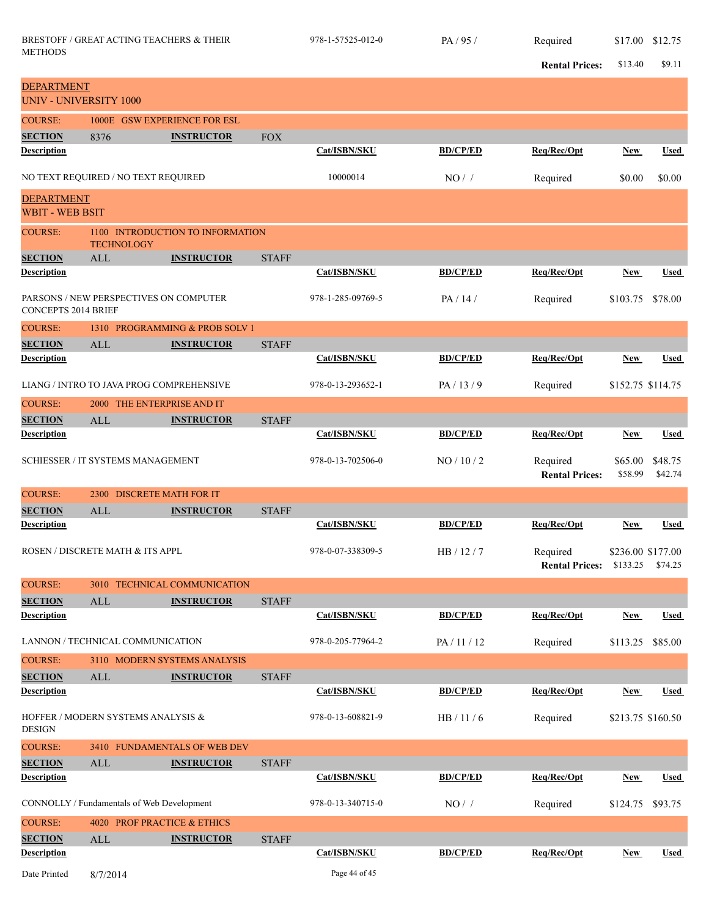| Description | Cat/ISBN/SKU | BD/CP/ED | Req/Rec/Opt | New | Used |
|---|---|---|---|---|---|
| BRESTOFF / GREAT ACTING TEACHERS & THEIR METHODS | 978-1-57525-012-0 | PA / 95 / | Required | $17.00 | $12.75 |
| | | | Rental Prices: | $13.40 | $9.11 |

## DEPARTMENT
## UNIV - UNIVERSITY 1000

### COURSE: 1000E GSW EXPERIENCE FOR ESL

**SECTION** 8376 **INSTRUCTOR** FOX

| Description | Cat/ISBN/SKU | BD/CP/ED | Req/Rec/Opt | New | Used |
|---|---|---|---|---|---|
| NO TEXT REQUIRED / NO TEXT REQUIRED | 10000014 | NO / / | Required | $0.00 | $0.00 |

## DEPARTMENT
## WBIT - WEB BSIT

### COURSE: 1100 INTRODUCTION TO INFORMATION TECHNOLOGY

**SECTION** ALL **INSTRUCTOR** STAFF

| Description | Cat/ISBN/SKU | BD/CP/ED | Req/Rec/Opt | New | Used |
|---|---|---|---|---|---|
| PARSONS / NEW PERSPECTIVES ON COMPUTER CONCEPTS 2014 BRIEF | 978-1-285-09769-5 | PA / 14 / | Required | $103.75 | $78.00 |

### COURSE: 1310 PROGRAMMING & PROB SOLV 1

**SECTION** ALL **INSTRUCTOR** STAFF

| Description | Cat/ISBN/SKU | BD/CP/ED | Req/Rec/Opt | New | Used |
|---|---|---|---|---|---|
| LIANG / INTRO TO JAVA PROG COMPREHENSIVE | 978-0-13-293652-1 | PA / 13 / 9 | Required | $152.75 | $114.75 |

### COURSE: 2000 THE ENTERPRISE AND IT

**SECTION** ALL **INSTRUCTOR** STAFF

| Description | Cat/ISBN/SKU | BD/CP/ED | Req/Rec/Opt | New | Used |
|---|---|---|---|---|---|
| SCHIESSER / IT SYSTEMS MANAGEMENT | 978-0-13-702506-0 | NO / 10 / 2 | Required | $65.00 | $48.75 |
| | | | Rental Prices: | $58.99 | $42.74 |

### COURSE: 2300 DISCRETE MATH FOR IT

**SECTION** ALL **INSTRUCTOR** STAFF

| Description | Cat/ISBN/SKU | BD/CP/ED | Req/Rec/Opt | New | Used |
|---|---|---|---|---|---|
| ROSEN / DISCRETE MATH & ITS APPL | 978-0-07-338309-5 | HB / 12 / 7 | Required | $236.00 | $177.00 |
| | | | Rental Prices: | $133.25 | $74.25 |

### COURSE: 3010 TECHNICAL COMMUNICATION

**SECTION** ALL **INSTRUCTOR** STAFF

| Description | Cat/ISBN/SKU | BD/CP/ED | Req/Rec/Opt | New | Used |
|---|---|---|---|---|---|
| LANNON / TECHNICAL COMMUNICATION | 978-0-205-77964-2 | PA / 11 / 12 | Required | $113.25 | $85.00 |

### COURSE: 3110 MODERN SYSTEMS ANALYSIS

**SECTION** ALL **INSTRUCTOR** STAFF

| Description | Cat/ISBN/SKU | BD/CP/ED | Req/Rec/Opt | New | Used |
|---|---|---|---|---|---|
| HOFFER / MODERN SYSTEMS ANALYSIS & DESIGN | 978-0-13-608821-9 | HB / 11 / 6 | Required | $213.75 | $160.50 |

### COURSE: 3410 FUNDAMENTALS OF WEB DEV

**SECTION** ALL **INSTRUCTOR** STAFF

| Description | Cat/ISBN/SKU | BD/CP/ED | Req/Rec/Opt | New | Used |
|---|---|---|---|---|---|
| CONNOLLY / Fundamentals of Web Development | 978-0-13-340715-0 | NO / / | Required | $124.75 | $93.75 |

### COURSE: 4020 PROF PRACTICE & ETHICS

**SECTION** ALL **INSTRUCTOR** STAFF

| Description | Cat/ISBN/SKU | BD/CP/ED | Req/Rec/Opt | New | Used |
|---|---|---|---|---|---|

Date Printed 8/7/2014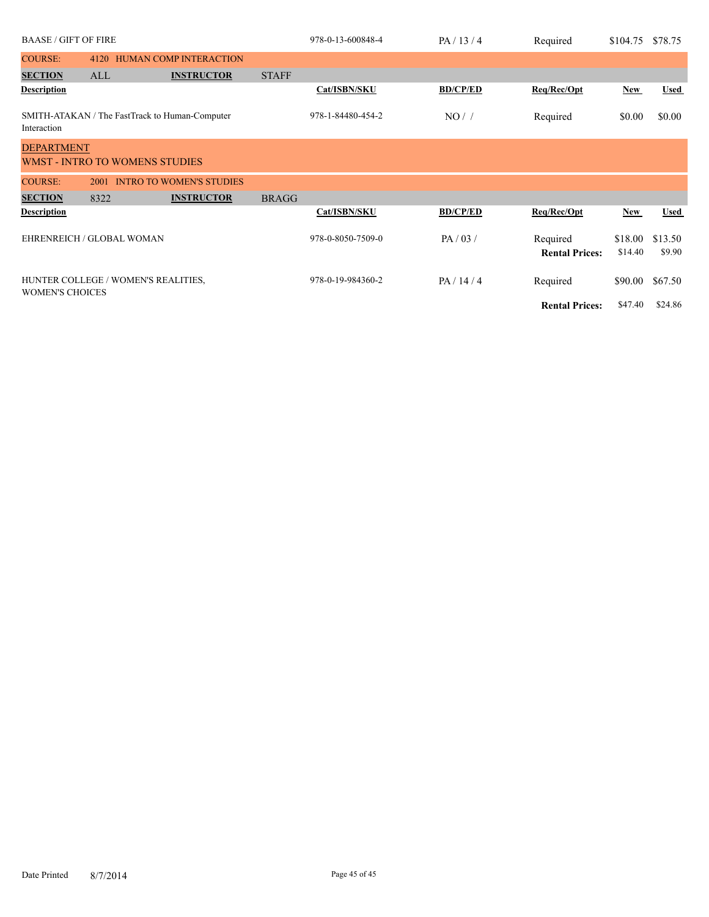| Description | Cat/ISBN/SKU | BD/CP/ED | Req/Rec/Opt | New | Used |
|---|---|---|---|---|---|
| BAASE / GIFT OF FIRE | 978-0-13-600848-4 | PA / 13 / 4 | Required | $104.75 | $78.75 |

**COURSE:** 4120 HUMAN COMP INTERACTION

**SECTION** ALL **INSTRUCTOR** STAFF

| Description | Cat/ISBN/SKU | BD/CP/ED | Req/Rec/Opt | New | Used |
|---|---|---|---|---|---|
| SMITH-ATAKAN / The FastTrack to Human-Computer Interaction | 978-1-84480-454-2 | NO / / | Required | $0.00 | $0.00 |

## DEPARTMENT
## WMST - INTRO TO WOMENS STUDIES

**COURSE:** 2001 INTRO TO WOMEN'S STUDIES

**SECTION** 8322 **INSTRUCTOR** BRAGG

| Description | Cat/ISBN/SKU | BD/CP/ED | Req/Rec/Opt | New | Used |
|---|---|---|---|---|---|
| EHRENREICH / GLOBAL WOMAN | 978-0-8050-7509-0 | PA / 03 / | Required | $18.00 | $13.50 |
| | | | **Rental Prices:** | $14.40 | $9.90 |
| HUNTER COLLEGE / WOMEN'S REALITIES, WOMEN'S CHOICES | 978-0-19-984360-2 | PA / 14 / 4 | Required | $90.00 | $67.50 |
| | | | **Rental Prices:** | $47.40 | $24.86 |

Date Printed 8/7/2014